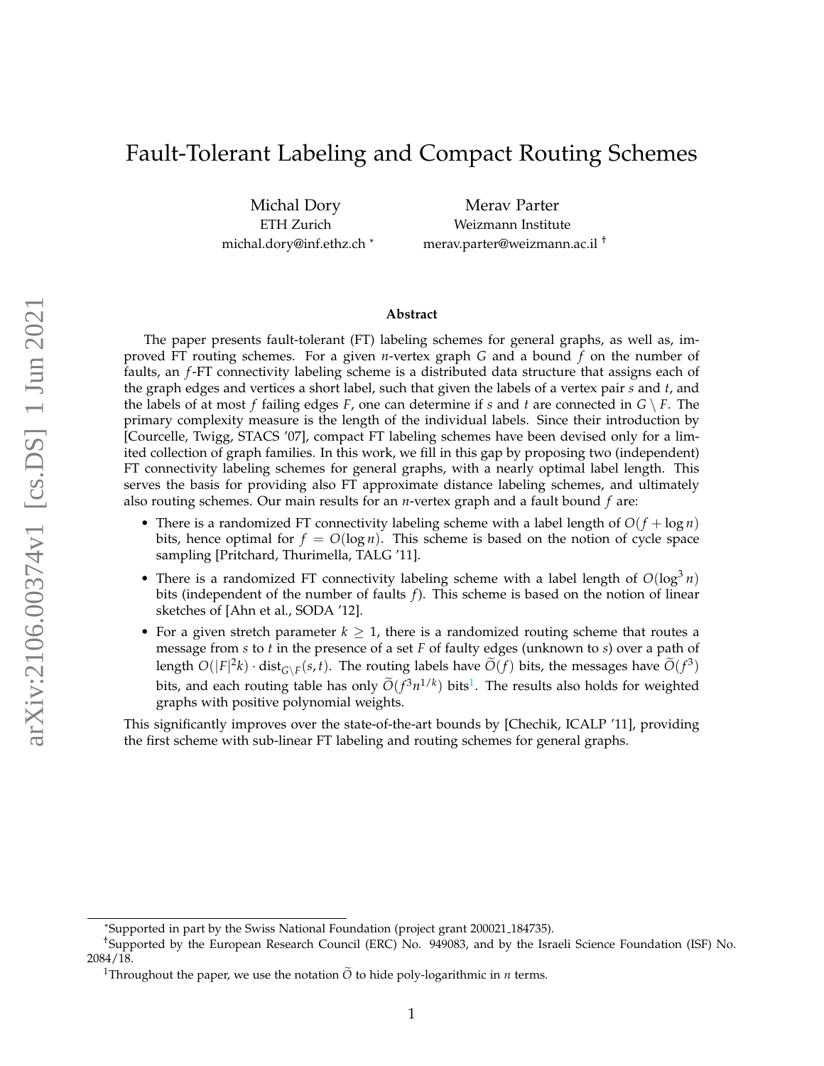# Fault-Tolerant Labeling and Compact Routing Schemes

Michal Dory
ETH Zurich
michal.dory@inf.ethz.ch *

Merav Parter
Weizmann Institute
merav.parter@weizmann.ac.il †

**Abstract**

The paper presents fault-tolerant (FT) labeling schemes for general graphs, as well as, improved FT routing schemes. For a given $n$-vertex graph $G$ and a bound $f$ on the number of faults, an $f$-FT connectivity labeling scheme is a distributed data structure that assigns each of the graph edges and vertices a short label, such that given the labels of a vertex pair $s$ and $t$, and the labels of at most $f$ failing edges $F$, one can determine if $s$ and $t$ are connected in $G \setminus F$. The primary complexity measure is the length of the individual labels. Since their introduction by [Courcelle, Twigg, STACS '07], compact FT labeling schemes have been devised only for a limited collection of graph families. In this work, we fill in this gap by proposing two (independent) FT connectivity labeling schemes for general graphs, with a nearly optimal label length. This serves the basis for providing also FT approximate distance labeling schemes, and ultimately also routing schemes. Our main results for an $n$-vertex graph and a fault bound $f$ are:

- There is a randomized FT connectivity labeling scheme with a label length of $O(f + \log n)$ bits, hence optimal for $f = O(\log n)$. This scheme is based on the notion of cycle space sampling [Pritchard, Thurimella, TALG '11].
- There is a randomized FT connectivity labeling scheme with a label length of $O(\log^3 n)$ bits (independent of the number of faults $f$). This scheme is based on the notion of linear sketches of [Ahn et al., SODA '12].
- For a given stretch parameter $k \geq 1$, there is a randomized routing scheme that routes a message from $s$ to $t$ in the presence of a set $F$ of faulty edges (unknown to $s$) over a path of length $O(|F|^2 k) \cdot \text{dist}_{G \setminus F}(s, t)$. The routing labels have $\widetilde{O}(f)$ bits, the messages have $\widetilde{O}(f^3)$ bits, and each routing table has only $\widetilde{O}(f^3 n^{1/k})$ bits[1]. The results also holds for weighted graphs with positive polynomial weights.

This significantly improves over the state-of-the-art bounds by [Chechik, ICALP '11], providing the first scheme with sub-linear FT labeling and routing schemes for general graphs.

---

*Supported in part by the Swiss National Foundation (project grant 200021_184735).

†Supported by the European Research Council (ERC) No. 949083, and by the Israeli Science Foundation (ISF) No. 2084/18.

[1]Throughout the paper, we use the notation $\widetilde{O}$ to hide poly-logarithmic in $n$ terms.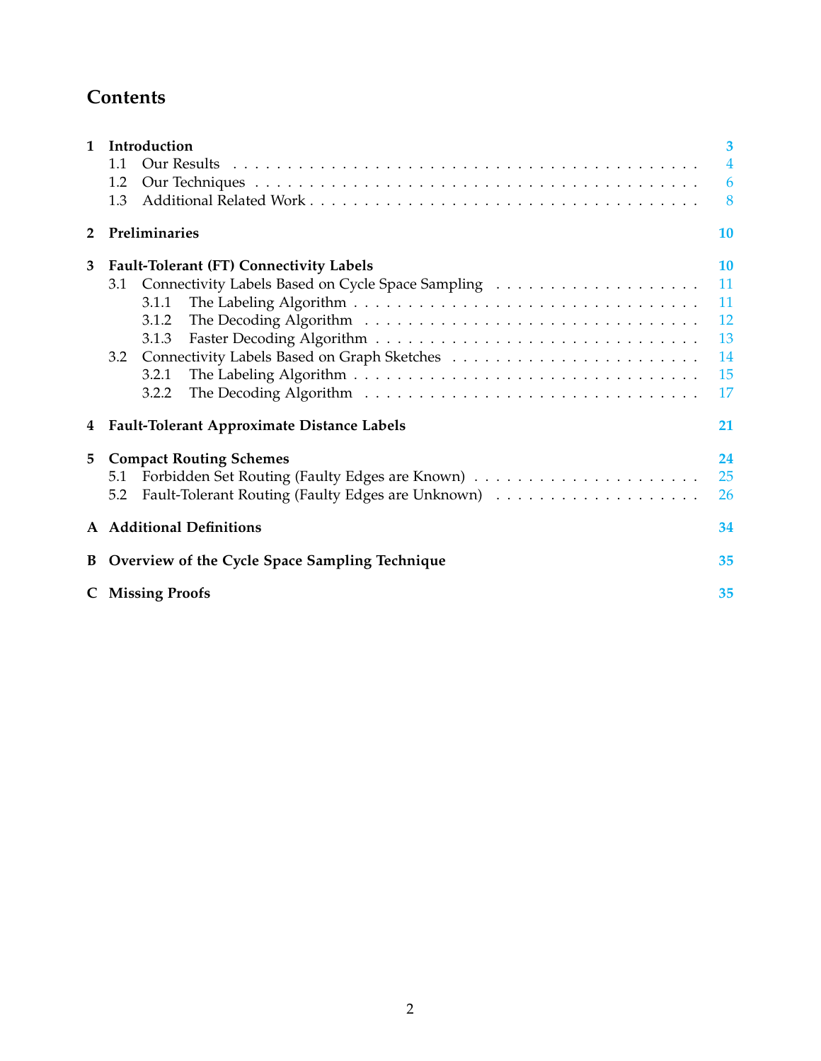# Contents

**1 Introduction** — 3
- 1.1 Our Results — 4
- 1.2 Our Techniques — 6
- 1.3 Additional Related Work — 8

**2 Preliminaries** — 10

**3 Fault-Tolerant (FT) Connectivity Labels** — 10
- 3.1 Connectivity Labels Based on Cycle Space Sampling — 11
  - 3.1.1 The Labeling Algorithm — 11
  - 3.1.2 The Decoding Algorithm — 12
  - 3.1.3 Faster Decoding Algorithm — 13
- 3.2 Connectivity Labels Based on Graph Sketches — 14
  - 3.2.1 The Labeling Algorithm — 15
  - 3.2.2 The Decoding Algorithm — 17

**4 Fault-Tolerant Approximate Distance Labels** — 21

**5 Compact Routing Schemes** — 24
- 5.1 Forbidden Set Routing (Faulty Edges are Known) — 25
- 5.2 Fault-Tolerant Routing (Faulty Edges are Unknown) — 26

**A Additional Definitions** — 34

**B Overview of the Cycle Space Sampling Technique** — 35

**C Missing Proofs** — 35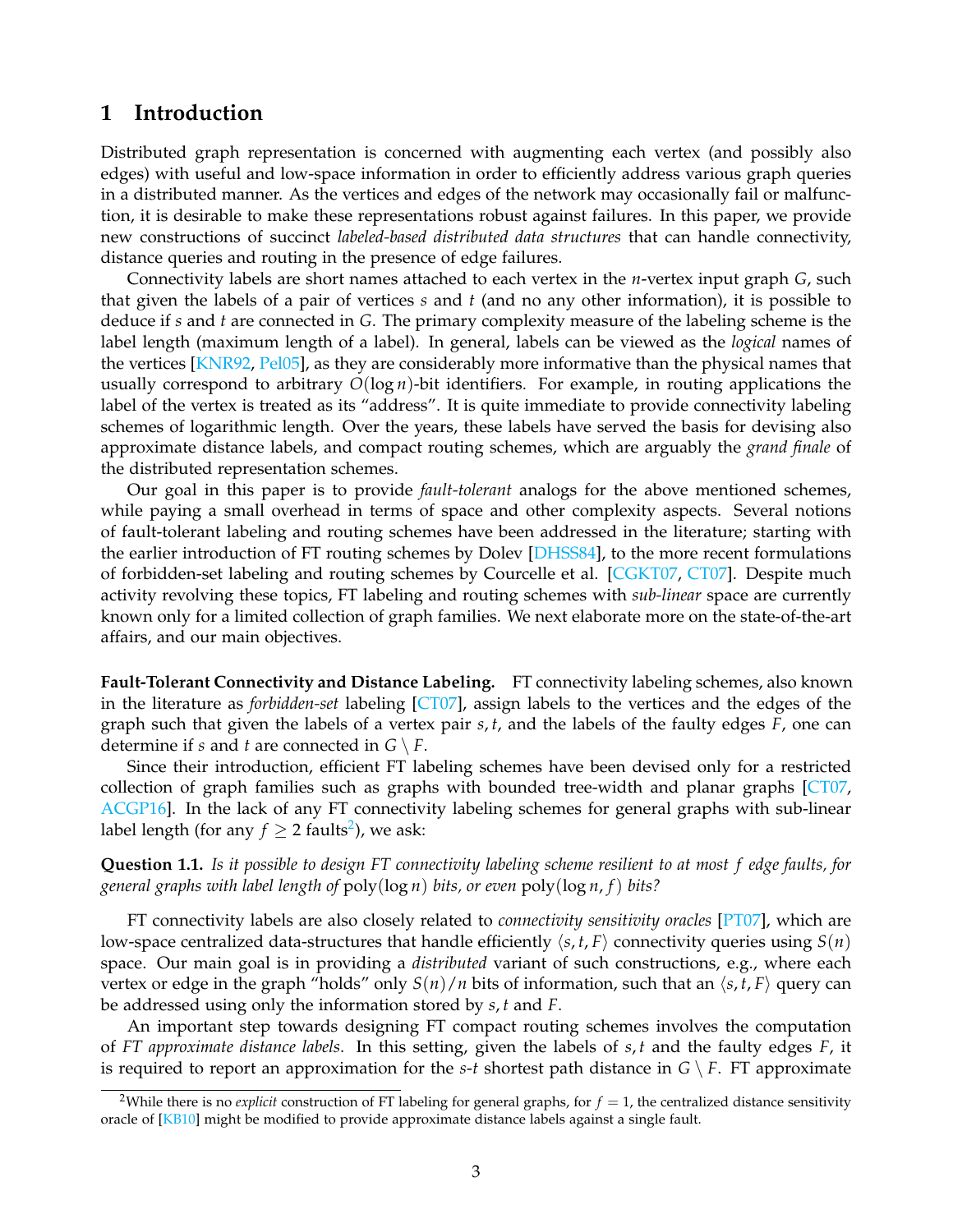# 1 Introduction

Distributed graph representation is concerned with augmenting each vertex (and possibly also edges) with useful and low-space information in order to efficiently address various graph queries in a distributed manner. As the vertices and edges of the network may occasionally fail or malfunction, it is desirable to make these representations robust against failures. In this paper, we provide new constructions of succinct *labeled-based distributed data structures* that can handle connectivity, distance queries and routing in the presence of edge failures.

Connectivity labels are short names attached to each vertex in the $n$-vertex input graph $G$, such that given the labels of a pair of vertices $s$ and $t$ (and no any other information), it is possible to deduce if $s$ and $t$ are connected in $G$. The primary complexity measure of the labeling scheme is the label length (maximum length of a label). In general, labels can be viewed as the *logical* names of the vertices [KNR92, Pel05], as they are considerably more informative than the physical names that usually correspond to arbitrary $O(\log n)$-bit identifiers. For example, in routing applications the label of the vertex is treated as its "address". It is quite immediate to provide connectivity labeling schemes of logarithmic length. Over the years, these labels have served the basis for devising also approximate distance labels, and compact routing schemes, which are arguably the *grand finale* of the distributed representation schemes.

Our goal in this paper is to provide *fault-tolerant* analogs for the above mentioned schemes, while paying a small overhead in terms of space and other complexity aspects. Several notions of fault-tolerant labeling and routing schemes have been addressed in the literature; starting with the earlier introduction of FT routing schemes by Dolev [DHSS84], to the more recent formulations of forbidden-set labeling and routing schemes by Courcelle et al. [CGKT07, CT07]. Despite much activity revolving these topics, FT labeling and routing schemes with *sub-linear* space are currently known only for a limited collection of graph families. We next elaborate more on the state-of-the-art affairs, and our main objectives.

**Fault-Tolerant Connectivity and Distance Labeling.** FT connectivity labeling schemes, also known in the literature as *forbidden-set* labeling [CT07], assign labels to the vertices and the edges of the graph such that given the labels of a vertex pair $s, t$, and the labels of the faulty edges $F$, one can determine if $s$ and $t$ are connected in $G \setminus F$.

Since their introduction, efficient FT labeling schemes have been devised only for a restricted collection of graph families such as graphs with bounded tree-width and planar graphs [CT07, ACGP16]. In the lack of any FT connectivity labeling schemes for general graphs with sub-linear label length (for any $f \geq 2$ faults[2]), we ask:

**Question 1.1.** *Is it possible to design FT connectivity labeling scheme resilient to at most $f$ edge faults, for general graphs with label length of* $\text{poly}(\log n)$ *bits, or even* $\text{poly}(\log n, f)$ *bits?*

FT connectivity labels are also closely related to *connectivity sensitivity oracles* [PT07], which are low-space centralized data-structures that handle efficiently $\langle s, t, F \rangle$ connectivity queries using $S(n)$ space. Our main goal is in providing a *distributed* variant of such constructions, e.g., where each vertex or edge in the graph "holds" only $S(n)/n$ bits of information, such that an $\langle s, t, F \rangle$ query can be addressed using only the information stored by $s$, $t$ and $F$.

An important step towards designing FT compact routing schemes involves the computation of *FT approximate distance labels*. In this setting, given the labels of $s, t$ and the faulty edges $F$, it is required to report an approximation for the $s$-$t$ shortest path distance in $G \setminus F$. FT approximate

[2] While there is no *explicit* construction of FT labeling for general graphs, for $f = 1$, the centralized distance sensitivity oracle of [KB10] might be modified to provide approximate distance labels against a single fault.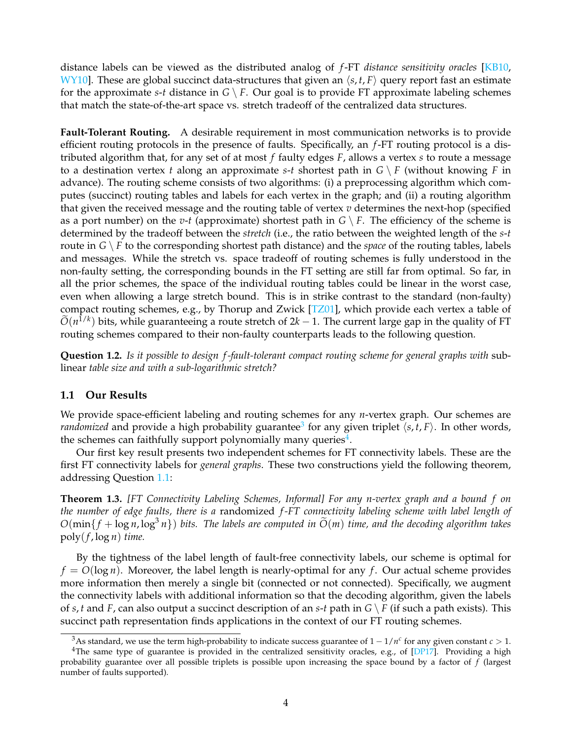distance labels can be viewed as the distributed analog of $f$-FT *distance sensitivity oracles* [KB10, WY10]. These are global succinct data-structures that given an $\langle s, t, F\rangle$ query report fast an estimate for the approximate $s$-$t$ distance in $G \setminus F$. Our goal is to provide FT approximate labeling schemes that match the state-of-the-art space vs. stretch tradeoff of the centralized data structures.

**Fault-Tolerant Routing.** A desirable requirement in most communication networks is to provide efficient routing protocols in the presence of faults. Specifically, an $f$-FT routing protocol is a distributed algorithm that, for any set of at most $f$ faulty edges $F$, allows a vertex $s$ to route a message to a destination vertex $t$ along an approximate $s$-$t$ shortest path in $G \setminus F$ (without knowing $F$ in advance). The routing scheme consists of two algorithms: (i) a preprocessing algorithm which computes (succinct) routing tables and labels for each vertex in the graph; and (ii) a routing algorithm that given the received message and the routing table of vertex $v$ determines the next-hop (specified as a port number) on the $v$-$t$ (approximate) shortest path in $G \setminus F$. The efficiency of the scheme is determined by the tradeoff between the *stretch* (i.e., the ratio between the weighted length of the $s$-$t$ route in $G \setminus F$ to the corresponding shortest path distance) and the *space* of the routing tables, labels and messages. While the stretch vs. space tradeoff of routing schemes is fully understood in the non-faulty setting, the corresponding bounds in the FT setting are still far from optimal. So far, in all the prior schemes, the space of the individual routing tables could be linear in the worst case, even when allowing a large stretch bound. This is in strike contrast to the standard (non-faulty) compact routing schemes, e.g., by Thorup and Zwick [TZ01], which provide each vertex a table of $\widetilde{O}(n^{1/k})$ bits, while guaranteeing a route stretch of $2k-1$. The current large gap in the quality of FT routing schemes compared to their non-faulty counterparts leads to the following question.

**Question 1.2.** *Is it possible to design $f$-fault-tolerant compact routing scheme for general graphs with* sub-linear *table size and with a sub-logarithmic stretch?*

## 1.1 Our Results

We provide space-efficient labeling and routing schemes for any $n$-vertex graph. Our schemes are *randomized* and provide a high probability guarantee[3] for any given triplet $\langle s, t, F\rangle$. In other words, the schemes can faithfully support polynomially many queries[4].

Our first key result presents two independent schemes for FT connectivity labels. These are the first FT connectivity labels for *general graphs*. These two constructions yield the following theorem, addressing Question 1.1:

**Theorem 1.3.** *[FT Connectivity Labeling Schemes, Informal] For any $n$-vertex graph and a bound $f$ on the number of edge faults, there is a* randomized *$f$-FT connectivity labeling scheme with label length of $O(\min\{f + \log n, \log^3 n\})$ bits. The labels are computed in $\widetilde{O}(m)$ time, and the decoding algorithm takes* $\mathrm{poly}(f, \log n)$ *time.*

By the tightness of the label length of fault-free connectivity labels, our scheme is optimal for $f = O(\log n)$. Moreover, the label length is nearly-optimal for any $f$. Our actual scheme provides more information then merely a single bit (connected or not connected). Specifically, we augment the connectivity labels with additional information so that the decoding algorithm, given the labels of $s, t$ and $F$, can also output a succinct description of an $s$-$t$ path in $G \setminus F$ (if such a path exists). This succinct path representation finds applications in the context of our FT routing schemes.

[3] As standard, we use the term high-probability to indicate success guarantee of $1 - 1/n^c$ for any given constant $c > 1$.

[4] The same type of guarantee is provided in the centralized sensitivity oracles, e.g., of [DP17]. Providing a high probability guarantee over all possible triplets is possible upon increasing the space bound by a factor of $f$ (largest number of faults supported).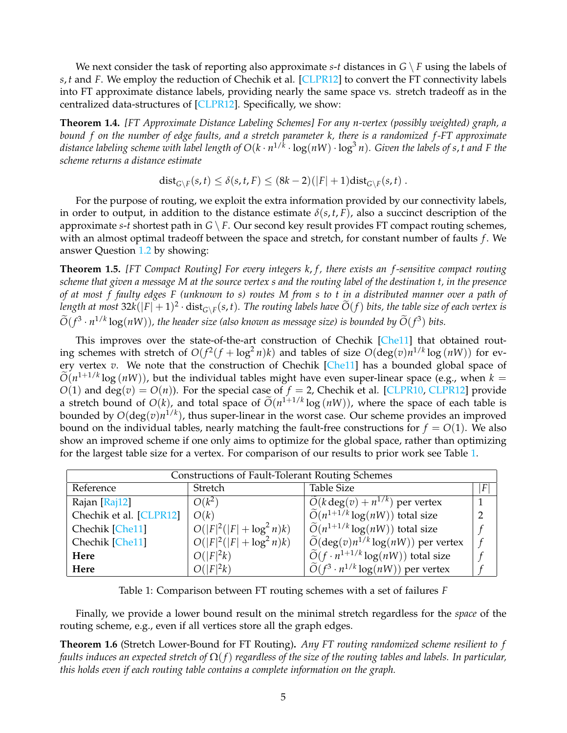We next consider the task of reporting also approximate $s$-$t$ distances in $G \setminus F$ using the labels of $s, t$ and $F$. We employ the reduction of Chechik et al. [CLPR12] to convert the FT connectivity labels into FT approximate distance labels, providing nearly the same space vs. stretch tradeoff as in the centralized data-structures of [CLPR12]. Specifically, we show:

**Theorem 1.4.** *[FT Approximate Distance Labeling Schemes] For any $n$-vertex (possibly weighted) graph, a bound $f$ on the number of edge faults, and a stretch parameter $k$, there is a randomized $f$-FT approximate distance labeling scheme with label length of $O(k \cdot n^{1/k} \cdot \log(nW) \cdot \log^3 n)$. Given the labels of $s, t$ and $F$ the scheme returns a distance estimate*

$$\text{dist}_{G\setminus F}(s,t) \leq \delta(s,t,F) \leq (8k-2)(|F|+1)\text{dist}_{G\setminus F}(s,t) .$$

For the purpose of routing, we exploit the extra information provided by our connectivity labels, in order to output, in addition to the distance estimate $\delta(s,t,F)$, also a succinct description of the approximate $s$-$t$ shortest path in $G \setminus F$. Our second key result provides FT compact routing schemes, with an almost optimal tradeoff between the space and stretch, for constant number of faults $f$. We answer Question 1.2 by showing:

**Theorem 1.5.** *[FT Compact Routing] For every integers $k, f$, there exists an $f$-sensitive compact routing scheme that given a message $M$ at the source vertex $s$ and the routing label of the destination $t$, in the presence of at most $f$ faulty edges $F$ (unknown to $s$) routes $M$ from $s$ to $t$ in a distributed manner over a path of length at most $32k(|F|+1)^2 \cdot \text{dist}_{G\setminus F}(s,t)$. The routing labels have $\widetilde{O}(f)$ bits, the table size of each vertex is $\widetilde{O}(f^3 \cdot n^{1/k} \log(nW))$, the header size (also known as message size) is bounded by $\widetilde{O}(f^3)$ bits.*

This improves over the state-of-the-art construction of Chechik [Che11] that obtained routing schemes with stretch of $O(f^2(f+\log^2 n)k)$ and tables of size $O(\deg(v) n^{1/k} \log(nW))$ for every vertex $v$. We note that the construction of Chechik [Che11] has a bounded global space of $\widetilde{O}(n^{1+1/k} \log(nW))$, but the individual tables might have even super-linear space (e.g., when $k = O(1)$ and $\deg(v) = O(n)$). For the special case of $f = 2$, Chechik et al. [CLPR10, CLPR12] provide a stretch bound of $O(k)$, and total space of $\widetilde{O}(n^{1+1/k} \log(nW))$, where the space of each table is bounded by $O(\deg(v) n^{1/k})$, thus super-linear in the worst case. Our scheme provides an improved bound on the individual tables, nearly matching the fault-free constructions for $f = O(1)$. We also show an improved scheme if one only aims to optimize for the global space, rather than optimizing for the largest table size for a vertex. For comparison of our results to prior work see Table 1.

| Constructions of Fault-Tolerant Routing Schemes | | | |
|---|---|---|---|
| Reference | Stretch | Table Size | $\lvert F\rvert$ |
| Rajan [Raj12] | $O(k^2)$ | $\widetilde{O}(k \deg(v) + n^{1/k})$ per vertex | 1 |
| Chechik et al. [CLPR12] | $O(k)$ | $\widetilde{O}(n^{1+1/k} \log(nW))$ total size | 2 |
| Chechik [Che11] | $O(\lvert F\rvert^2(\lvert F\rvert+\log^2 n)k)$ | $\widetilde{O}(n^{1+1/k} \log(nW))$ total size | $f$ |
| Chechik [Che11] | $O(\lvert F\rvert^2(\lvert F\rvert+\log^2 n)k)$ | $\widetilde{O}(\deg(v) n^{1/k} \log(nW))$ per vertex | $f$ |
| **Here** | $O(\lvert F\rvert^2 k)$ | $\widetilde{O}(f \cdot n^{1+1/k} \log(nW))$ total size | $f$ |
| **Here** | $O(\lvert F\rvert^2 k)$ | $\widetilde{O}(f^3 \cdot n^{1/k} \log(nW))$ per vertex | $f$ |

Table 1: Comparison between FT routing schemes with a set of failures $F$

Finally, we provide a lower bound result on the minimal stretch regardless for the *space* of the routing scheme, e.g., even if all vertices store all the graph edges.

**Theorem 1.6** (Stretch Lower-Bound for FT Routing)**.** *Any FT routing randomized scheme resilient to $f$ faults induces an expected stretch of $\Omega(f)$ regardless of the size of the routing tables and labels. In particular, this holds even if each routing table contains a complete information on the graph.*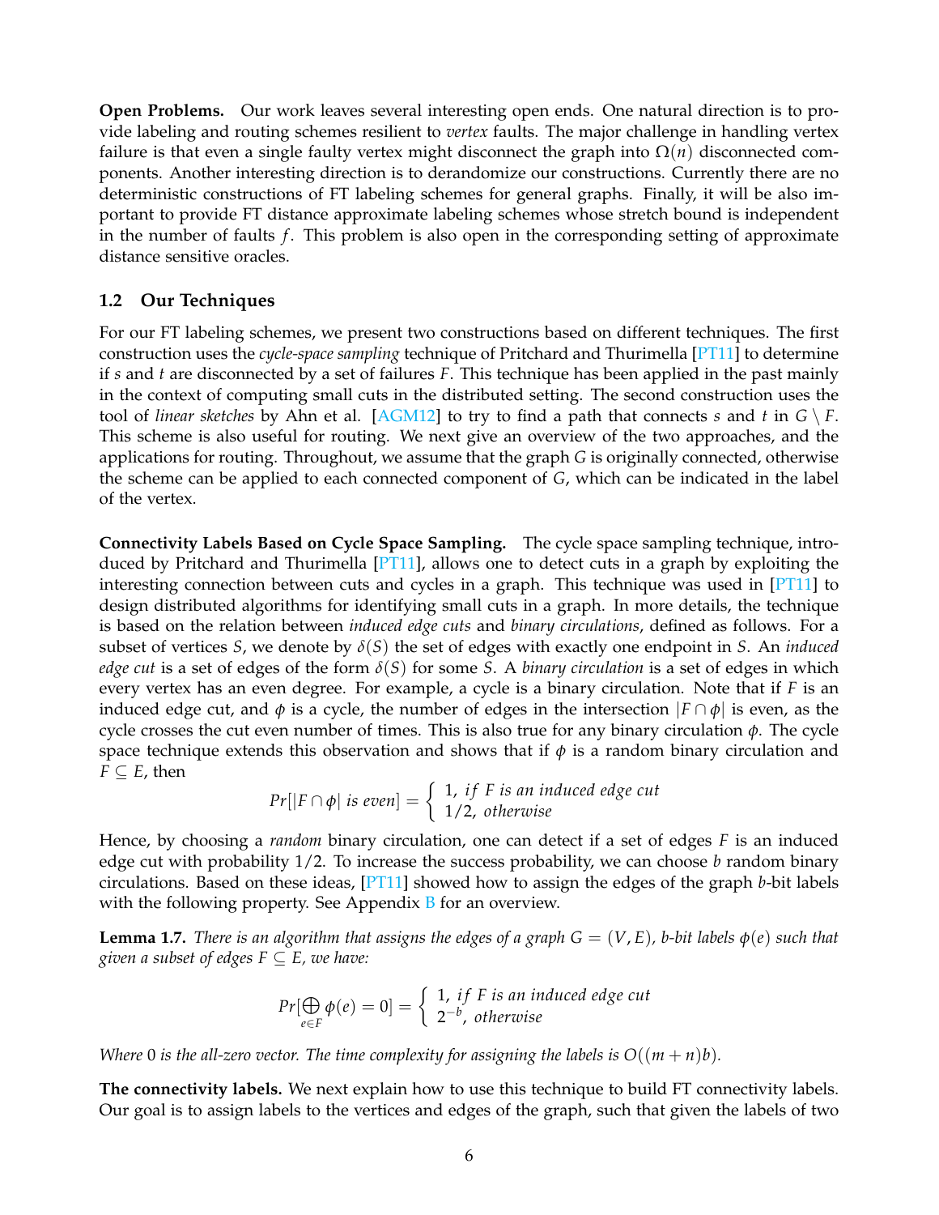**Open Problems.** Our work leaves several interesting open ends. One natural direction is to provide labeling and routing schemes resilient to *vertex* faults. The major challenge in handling vertex failure is that even a single faulty vertex might disconnect the graph into $\Omega(n)$ disconnected components. Another interesting direction is to derandomize our constructions. Currently there are no deterministic constructions of FT labeling schemes for general graphs. Finally, it will be also important to provide FT distance approximate labeling schemes whose stretch bound is independent in the number of faults $f$. This problem is also open in the corresponding setting of approximate distance sensitive oracles.

## 1.2 Our Techniques

For our FT labeling schemes, we present two constructions based on different techniques. The first construction uses the *cycle-space sampling* technique of Pritchard and Thurimella [PT11] to determine if $s$ and $t$ are disconnected by a set of failures $F$. This technique has been applied in the past mainly in the context of computing small cuts in the distributed setting. The second construction uses the tool of *linear sketches* by Ahn et al. [AGM12] to try to find a path that connects $s$ and $t$ in $G \setminus F$. This scheme is also useful for routing. We next give an overview of the two approaches, and the applications for routing. Throughout, we assume that the graph $G$ is originally connected, otherwise the scheme can be applied to each connected component of $G$, which can be indicated in the label of the vertex.

**Connectivity Labels Based on Cycle Space Sampling.** The cycle space sampling technique, introduced by Pritchard and Thurimella [PT11], allows one to detect cuts in a graph by exploiting the interesting connection between cuts and cycles in a graph. This technique was used in [PT11] to design distributed algorithms for identifying small cuts in a graph. In more details, the technique is based on the relation between *induced edge cuts* and *binary circulations*, defined as follows. For a subset of vertices $S$, we denote by $\delta(S)$ the set of edges with exactly one endpoint in $S$. An *induced edge cut* is a set of edges of the form $\delta(S)$ for some $S$. A *binary circulation* is a set of edges in which every vertex has an even degree. For example, a cycle is a binary circulation. Note that if $F$ is an induced edge cut, and $\phi$ is a cycle, the number of edges in the intersection $|F \cap \phi|$ is even, as the cycle crosses the cut even number of times. This is also true for any binary circulation $\phi$. The cycle space technique extends this observation and shows that if $\phi$ is a random binary circulation and $F \subseteq E$, then

$$Pr[|F \cap \phi| \text{ is even}] = \begin{cases} 1, & \text{if } F \text{ is an induced edge cut} \\ 1/2, & \text{otherwise} \end{cases}$$

Hence, by choosing a *random* binary circulation, one can detect if a set of edges $F$ is an induced edge cut with probability $1/2$. To increase the success probability, we can choose $b$ random binary circulations. Based on these ideas, [PT11] showed how to assign the edges of the graph $b$-bit labels with the following property. See Appendix B for an overview.

**Lemma 1.7.** *There is an algorithm that assigns the edges of a graph $G = (V, E)$, $b$-bit labels $\phi(e)$ such that given a subset of edges $F \subseteq E$, we have:*

$$Pr[\bigoplus_{e \in F} \phi(e) = 0] = \begin{cases} 1, & \text{if } F \text{ is an induced edge cut} \\ 2^{-b}, & \text{otherwise} \end{cases}$$

*Where 0 is the all-zero vector. The time complexity for assigning the labels is $O((m + n)b)$.*

**The connectivity labels.** We next explain how to use this technique to build FT connectivity labels. Our goal is to assign labels to the vertices and edges of the graph, such that given the labels of two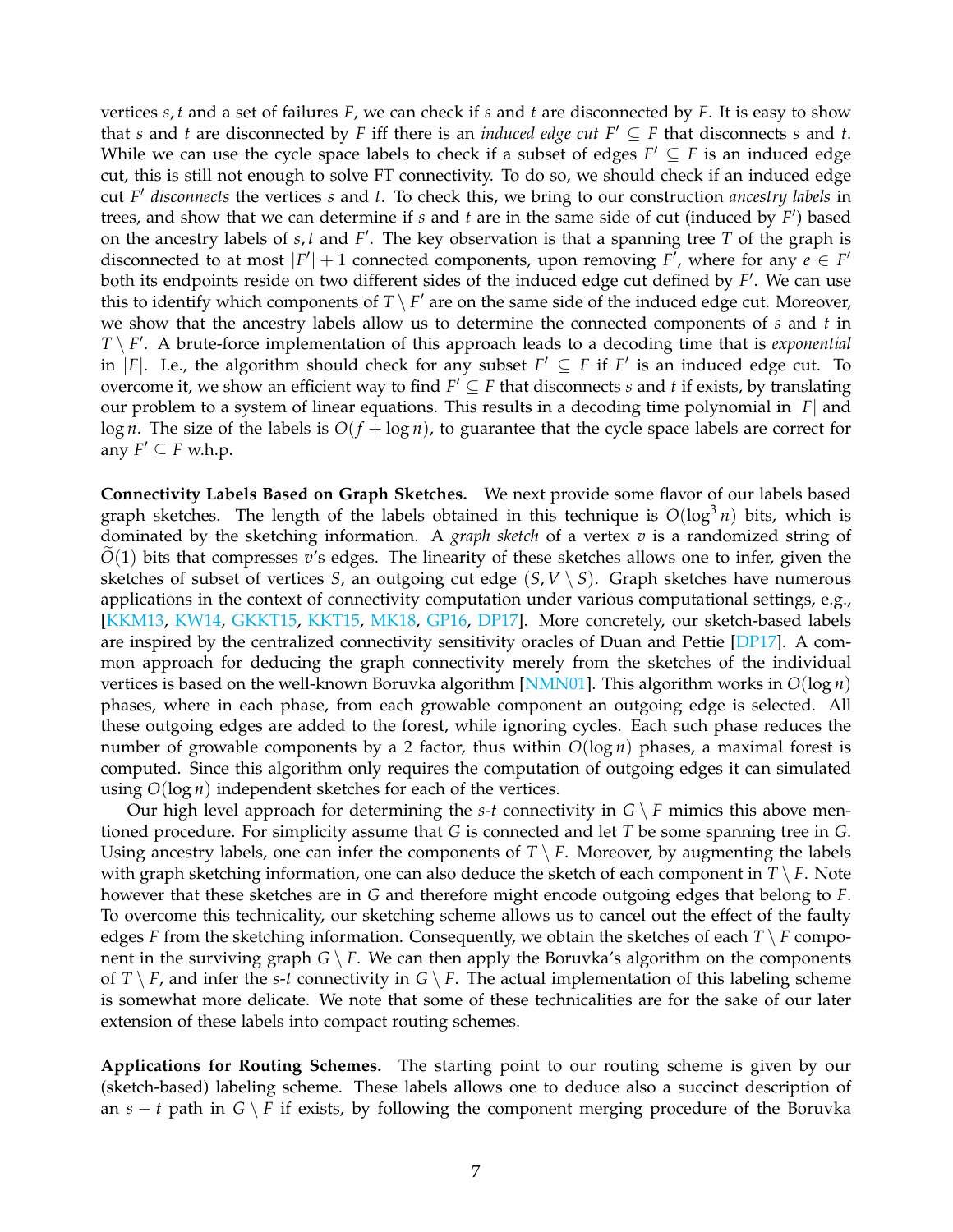vertices $s, t$ and a set of failures $F$, we can check if $s$ and $t$ are disconnected by $F$. It is easy to show that $s$ and $t$ are disconnected by $F$ iff there is an *induced edge cut* $F' \subseteq F$ that disconnects $s$ and $t$. While we can use the cycle space labels to check if a subset of edges $F' \subseteq F$ is an induced edge cut, this is still not enough to solve FT connectivity. To do so, we should check if an induced edge cut $F'$ *disconnects* the vertices $s$ and $t$. To check this, we bring to our construction *ancestry labels* in trees, and show that we can determine if $s$ and $t$ are in the same side of cut (induced by $F'$) based on the ancestry labels of $s, t$ and $F'$. The key observation is that a spanning tree $T$ of the graph is disconnected to at most $|F'| + 1$ connected components, upon removing $F'$, where for any $e \in F'$ both its endpoints reside on two different sides of the induced edge cut defined by $F'$. We can use this to identify which components of $T \setminus F'$ are on the same side of the induced edge cut. Moreover, we show that the ancestry labels allow us to determine the connected components of $s$ and $t$ in $T \setminus F'$. A brute-force implementation of this approach leads to a decoding time that is *exponential* in $|F|$. I.e., the algorithm should check for any subset $F' \subseteq F$ if $F'$ is an induced edge cut. To overcome it, we show an efficient way to find $F' \subseteq F$ that disconnects $s$ and $t$ if exists, by translating our problem to a system of linear equations. This results in a decoding time polynomial in $|F|$ and $\log n$. The size of the labels is $O(f + \log n)$, to guarantee that the cycle space labels are correct for any $F' \subseteq F$ w.h.p.

**Connectivity Labels Based on Graph Sketches.** We next provide some flavor of our labels based graph sketches. The length of the labels obtained in this technique is $O(\log^3 n)$ bits, which is dominated by the sketching information. A *graph sketch* of a vertex $v$ is a randomized string of $\widetilde{O}(1)$ bits that compresses $v$'s edges. The linearity of these sketches allows one to infer, given the sketches of subset of vertices $S$, an outgoing cut edge $(S, V \setminus S)$. Graph sketches have numerous applications in the context of connectivity computation under various computational settings, e.g., [KKM13, KW14, GKKT15, KKT15, MK18, GP16, DP17]. More concretely, our sketch-based labels are inspired by the centralized connectivity sensitivity oracles of Duan and Pettie [DP17]. A common approach for deducing the graph connectivity merely from the sketches of the individual vertices is based on the well-known Boruvka algorithm [NMN01]. This algorithm works in $O(\log n)$ phases, where in each phase, from each growable component an outgoing edge is selected. All these outgoing edges are added to the forest, while ignoring cycles. Each such phase reduces the number of growable components by a 2 factor, thus within $O(\log n)$ phases, a maximal forest is computed. Since this algorithm only requires the computation of outgoing edges it can simulated using $O(\log n)$ independent sketches for each of the vertices.

Our high level approach for determining the $s$-$t$ connectivity in $G \setminus F$ mimics this above mentioned procedure. For simplicity assume that $G$ is connected and let $T$ be some spanning tree in $G$. Using ancestry labels, one can infer the components of $T \setminus F$. Moreover, by augmenting the labels with graph sketching information, one can also deduce the sketch of each component in $T \setminus F$. Note however that these sketches are in $G$ and therefore might encode outgoing edges that belong to $F$. To overcome this technicality, our sketching scheme allows us to cancel out the effect of the faulty edges $F$ from the sketching information. Consequently, we obtain the sketches of each $T \setminus F$ component in the surviving graph $G \setminus F$. We can then apply the Boruvka's algorithm on the components of $T \setminus F$, and infer the $s$-$t$ connectivity in $G \setminus F$. The actual implementation of this labeling scheme is somewhat more delicate. We note that some of these technicalities are for the sake of our later extension of these labels into compact routing schemes.

**Applications for Routing Schemes.** The starting point to our routing scheme is given by our (sketch-based) labeling scheme. These labels allows one to deduce also a succinct description of an $s - t$ path in $G \setminus F$ if exists, by following the component merging procedure of the Boruvka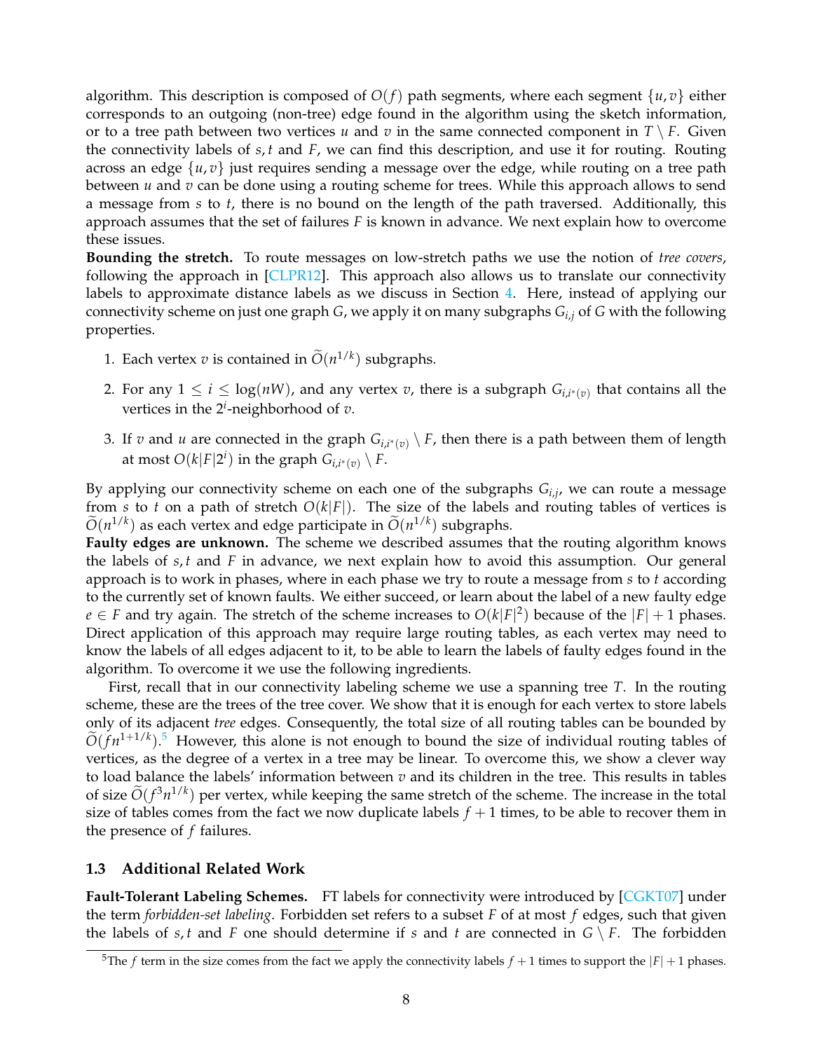algorithm. This description is composed of $O(f)$ path segments, where each segment $\{u, v\}$ either corresponds to an outgoing (non-tree) edge found in the algorithm using the sketch information, or to a tree path between two vertices $u$ and $v$ in the same connected component in $T \setminus F$. Given the connectivity labels of $s, t$ and $F$, we can find this description, and use it for routing. Routing across an edge $\{u, v\}$ just requires sending a message over the edge, while routing on a tree path between $u$ and $v$ can be done using a routing scheme for trees. While this approach allows to send a message from $s$ to $t$, there is no bound on the length of the path traversed. Additionally, this approach assumes that the set of failures $F$ is known in advance. We next explain how to overcome these issues.

**Bounding the stretch.** To route messages on low-stretch paths we use the notion of *tree covers*, following the approach in [CLPR12]. This approach also allows us to translate our connectivity labels to approximate distance labels as we discuss in Section 4. Here, instead of applying our connectivity scheme on just one graph $G$, we apply it on many subgraphs $G_{i,j}$ of $G$ with the following properties.

1. Each vertex $v$ is contained in $\widetilde{O}(n^{1/k})$ subgraphs.
2. For any $1 \leq i \leq \log(nW)$, and any vertex $v$, there is a subgraph $G_{i,i^*(v)}$ that contains all the vertices in the $2^i$-neighborhood of $v$.
3. If $v$ and $u$ are connected in the graph $G_{i,i^*(v)} \setminus F$, then there is a path between them of length at most $O(k|F|2^i)$ in the graph $G_{i,i^*(v)} \setminus F$.

By applying our connectivity scheme on each one of the subgraphs $G_{i,j}$, we can route a message from $s$ to $t$ on a path of stretch $O(k|F|)$. The size of the labels and routing tables of vertices is $\widetilde{O}(n^{1/k})$ as each vertex and edge participate in $\widetilde{O}(n^{1/k})$ subgraphs.

**Faulty edges are unknown.** The scheme we described assumes that the routing algorithm knows the labels of $s, t$ and $F$ in advance, we next explain how to avoid this assumption. Our general approach is to work in phases, where in each phase we try to route a message from $s$ to $t$ according to the currently set of known faults. We either succeed, or learn about the label of a new faulty edge $e \in F$ and try again. The stretch of the scheme increases to $O(k|F|^2)$ because of the $|F| + 1$ phases. Direct application of this approach may require large routing tables, as each vertex may need to know the labels of all edges adjacent to it, to be able to learn the labels of faulty edges found in the algorithm. To overcome it we use the following ingredients.

First, recall that in our connectivity labeling scheme we use a spanning tree $T$. In the routing scheme, these are the trees of the tree cover. We show that it is enough for each vertex to store labels only of its adjacent *tree* edges. Consequently, the total size of all routing tables can be bounded by $\widetilde{O}(fn^{1+1/k})$.[5] However, this alone is not enough to bound the size of individual routing tables of vertices, as the degree of a vertex in a tree may be linear. To overcome this, we show a clever way to load balance the labels' information between $v$ and its children in the tree. This results in tables of size $\widetilde{O}(f^3 n^{1/k})$ per vertex, while keeping the same stretch of the scheme. The increase in the total size of tables comes from the fact we now duplicate labels $f + 1$ times, to be able to recover them in the presence of $f$ failures.

### 1.3 Additional Related Work

**Fault-Tolerant Labeling Schemes.** FT labels for connectivity were introduced by [CGKT07] under the term *forbidden-set labeling*. Forbidden set refers to a subset $F$ of at most $f$ edges, such that given the labels of $s, t$ and $F$ one should determine if $s$ and $t$ are connected in $G \setminus F$. The forbidden

[5] The $f$ term in the size comes from the fact we apply the connectivity labels $f + 1$ times to support the $|F| + 1$ phases.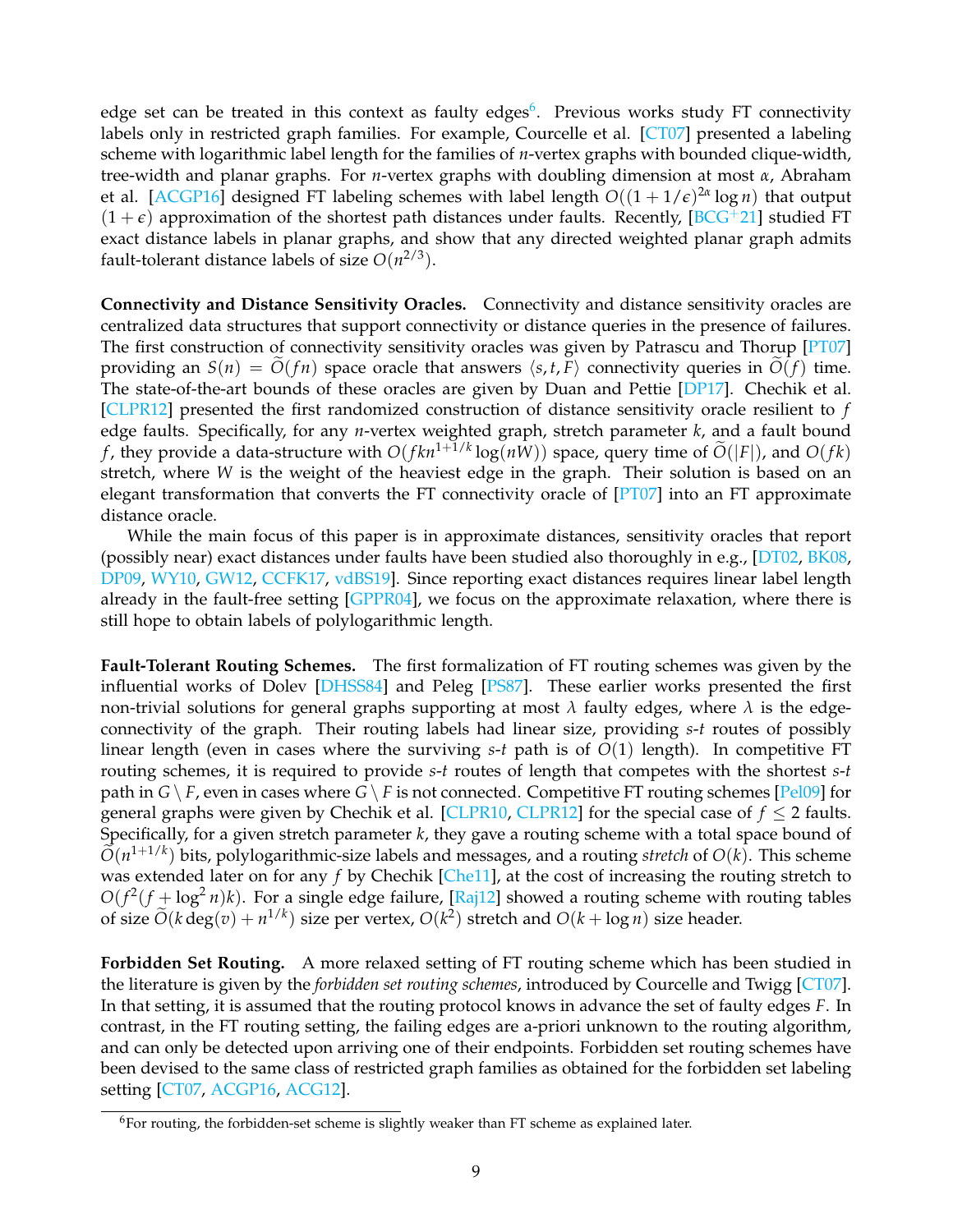edge set can be treated in this context as faulty edges[6]. Previous works study FT connectivity labels only in restricted graph families. For example, Courcelle et al. [CT07] presented a labeling scheme with logarithmic label length for the families of $n$-vertex graphs with bounded clique-width, tree-width and planar graphs. For $n$-vertex graphs with doubling dimension at most $\alpha$, Abraham et al. [ACGP16] designed FT labeling schemes with label length $O((1+1/\epsilon)^{2\alpha}\log n)$ that output $(1+\epsilon)$ approximation of the shortest path distances under faults. Recently, [BCG+21] studied FT exact distance labels in planar graphs, and show that any directed weighted planar graph admits fault-tolerant distance labels of size $O(n^{2/3})$.

**Connectivity and Distance Sensitivity Oracles.** Connectivity and distance sensitivity oracles are centralized data structures that support connectivity or distance queries in the presence of failures. The first construction of connectivity sensitivity oracles was given by Patrascu and Thorup [PT07] providing an $S(n) = \widetilde{O}(fn)$ space oracle that answers $\langle s, t, F \rangle$ connectivity queries in $\widetilde{O}(f)$ time. The state-of-the-art bounds of these oracles are given by Duan and Pettie [DP17]. Chechik et al. [CLPR12] presented the first randomized construction of distance sensitivity oracle resilient to $f$ edge faults. Specifically, for any $n$-vertex weighted graph, stretch parameter $k$, and a fault bound $f$, they provide a data-structure with $O(fkn^{1+1/k}\log(nW))$ space, query time of $\widetilde{O}(|F|)$, and $O(fk)$ stretch, where $W$ is the weight of the heaviest edge in the graph. Their solution is based on an elegant transformation that converts the FT connectivity oracle of [PT07] into an FT approximate distance oracle.

While the main focus of this paper is in approximate distances, sensitivity oracles that report (possibly near) exact distances under faults have been studied also thoroughly in e.g., [DT02, BK08, DP09, WY10, GW12, CCFK17, vdBS19]. Since reporting exact distances requires linear label length already in the fault-free setting [GPPR04], we focus on the approximate relaxation, where there is still hope to obtain labels of polylogarithmic length.

**Fault-Tolerant Routing Schemes.** The first formalization of FT routing schemes was given by the influential works of Dolev [DHSS84] and Peleg [PS87]. These earlier works presented the first non-trivial solutions for general graphs supporting at most $\lambda$ faulty edges, where $\lambda$ is the edge-connectivity of the graph. Their routing labels had linear size, providing $s$-$t$ routes of possibly linear length (even in cases where the surviving $s$-$t$ path is of $O(1)$ length). In competitive FT routing schemes, it is required to provide $s$-$t$ routes of length that competes with the shortest $s$-$t$ path in $G \setminus F$, even in cases where $G \setminus F$ is not connected. Competitive FT routing schemes [Pel09] for general graphs were given by Chechik et al. [CLPR10, CLPR12] for the special case of $f \leq 2$ faults. Specifically, for a given stretch parameter $k$, they gave a routing scheme with a total space bound of $\widetilde{O}(n^{1+1/k})$ bits, polylogarithmic-size labels and messages, and a routing *stretch* of $O(k)$. This scheme was extended later on for any $f$ by Chechik [Che11], at the cost of increasing the routing stretch to $O(f^2(f+\log^2 n)k)$. For a single edge failure, [Raj12] showed a routing scheme with routing tables of size $\widetilde{O}(k\deg(v)+n^{1/k})$ size per vertex, $O(k^2)$ stretch and $O(k+\log n)$ size header.

**Forbidden Set Routing.** A more relaxed setting of FT routing scheme which has been studied in the literature is given by the *forbidden set routing schemes*, introduced by Courcelle and Twigg [CT07]. In that setting, it is assumed that the routing protocol knows in advance the set of faulty edges $F$. In contrast, in the FT routing setting, the failing edges are a-priori unknown to the routing algorithm, and can only be detected upon arriving one of their endpoints. Forbidden set routing schemes have been devised to the same class of restricted graph families as obtained for the forbidden set labeling setting [CT07, ACGP16, ACG12].

[6]For routing, the forbidden-set scheme is slightly weaker than FT scheme as explained later.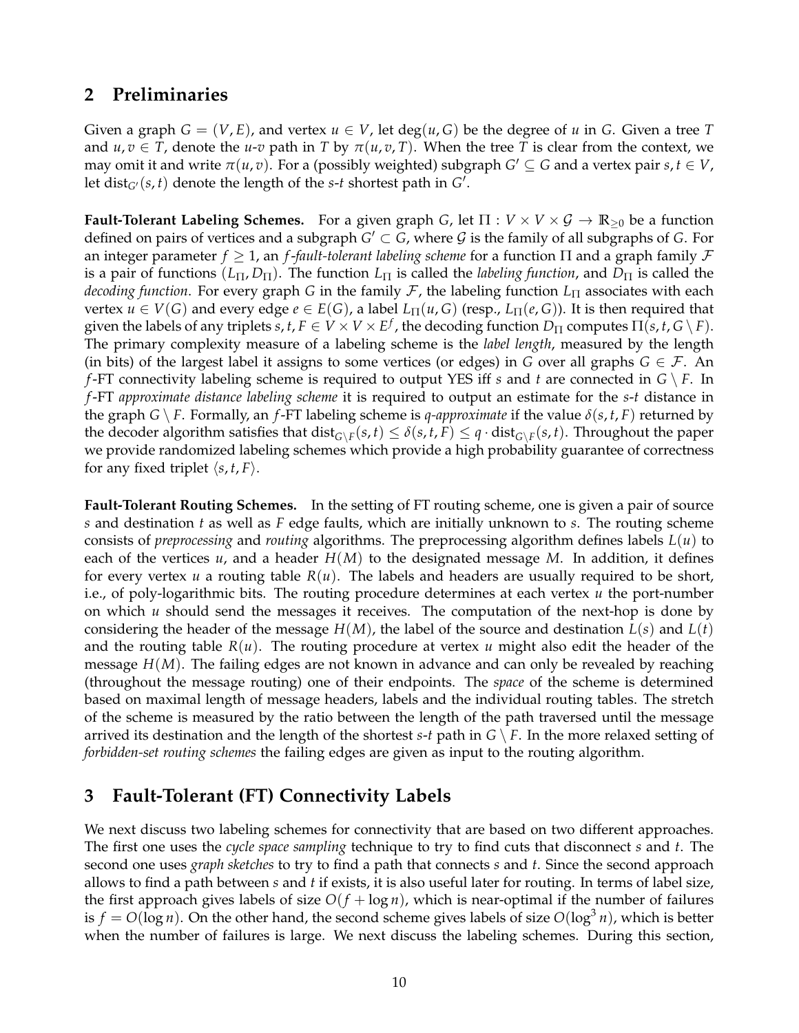## 2 Preliminaries

Given a graph $G = (V, E)$, and vertex $u \in V$, let $\deg(u, G)$ be the degree of $u$ in $G$. Given a tree $T$ and $u, v \in T$, denote the $u$-$v$ path in $T$ by $\pi(u, v, T)$. When the tree $T$ is clear from the context, we may omit it and write $\pi(u, v)$. For a (possibly weighted) subgraph $G' \subseteq G$ and a vertex pair $s, t \in V$, let $\text{dist}_{G'}(s, t)$ denote the length of the $s$-$t$ shortest path in $G'$.

**Fault-Tolerant Labeling Schemes.** For a given graph $G$, let $\Pi : V \times V \times \mathcal{G} \to \mathbb{R}_{\geq 0}$ be a function defined on pairs of vertices and a subgraph $G' \subset G$, where $\mathcal{G}$ is the family of all subgraphs of $G$. For an integer parameter $f \geq 1$, an *$f$-fault-tolerant labeling scheme* for a function $\Pi$ and a graph family $\mathcal{F}$ is a pair of functions $(L_\Pi, D_\Pi)$. The function $L_\Pi$ is called the *labeling function*, and $D_\Pi$ is called the *decoding function*. For every graph $G$ in the family $\mathcal{F}$, the labeling function $L_\Pi$ associates with each vertex $u \in V(G)$ and every edge $e \in E(G)$, a label $L_\Pi(u, G)$ (resp., $L_\Pi(e, G)$). It is then required that given the labels of any triplets $s, t, F \in V \times V \times E^f$, the decoding function $D_\Pi$ computes $\Pi(s, t, G \setminus F)$. The primary complexity measure of a labeling scheme is the *label length*, measured by the length (in bits) of the largest label it assigns to some vertices (or edges) in $G$ over all graphs $G \in \mathcal{F}$. An $f$-FT connectivity labeling scheme is required to output YES iff $s$ and $t$ are connected in $G \setminus F$. In $f$-FT *approximate distance labeling scheme* it is required to output an estimate for the $s$-$t$ distance in the graph $G \setminus F$. Formally, an $f$-FT labeling scheme is *$q$-approximate* if the value $\delta(s, t, F)$ returned by the decoder algorithm satisfies that $\text{dist}_{G \setminus F}(s, t) \leq \delta(s, t, F) \leq q \cdot \text{dist}_{G \setminus F}(s, t)$. Throughout the paper we provide randomized labeling schemes which provide a high probability guarantee of correctness for any fixed triplet $\langle s, t, F \rangle$.

**Fault-Tolerant Routing Schemes.** In the setting of FT routing scheme, one is given a pair of source $s$ and destination $t$ as well as $F$ edge faults, which are initially unknown to $s$. The routing scheme consists of *preprocessing* and *routing* algorithms. The preprocessing algorithm defines labels $L(u)$ to each of the vertices $u$, and a header $H(M)$ to the designated message $M$. In addition, it defines for every vertex $u$ a routing table $R(u)$. The labels and headers are usually required to be short, i.e., of poly-logarithmic bits. The routing procedure determines at each vertex $u$ the port-number on which $u$ should send the messages it receives. The computation of the next-hop is done by considering the header of the message $H(M)$, the label of the source and destination $L(s)$ and $L(t)$ and the routing table $R(u)$. The routing procedure at vertex $u$ might also edit the header of the message $H(M)$. The failing edges are not known in advance and can only be revealed by reaching (throughout the message routing) one of their endpoints. The *space* of the scheme is determined based on maximal length of message headers, labels and the individual routing tables. The stretch of the scheme is measured by the ratio between the length of the path traversed until the message arrived its destination and the length of the shortest $s$-$t$ path in $G \setminus F$. In the more relaxed setting of *forbidden-set routing schemes* the failing edges are given as input to the routing algorithm.

## 3 Fault-Tolerant (FT) Connectivity Labels

We next discuss two labeling schemes for connectivity that are based on two different approaches. The first one uses the *cycle space sampling* technique to try to find cuts that disconnect $s$ and $t$. The second one uses *graph sketches* to try to find a path that connects $s$ and $t$. Since the second approach allows to find a path between $s$ and $t$ if exists, it is also useful later for routing. In terms of label size, the first approach gives labels of size $O(f + \log n)$, which is near-optimal if the number of failures is $f = O(\log n)$. On the other hand, the second scheme gives labels of size $O(\log^3 n)$, which is better when the number of failures is large. We next discuss the labeling schemes. During this section,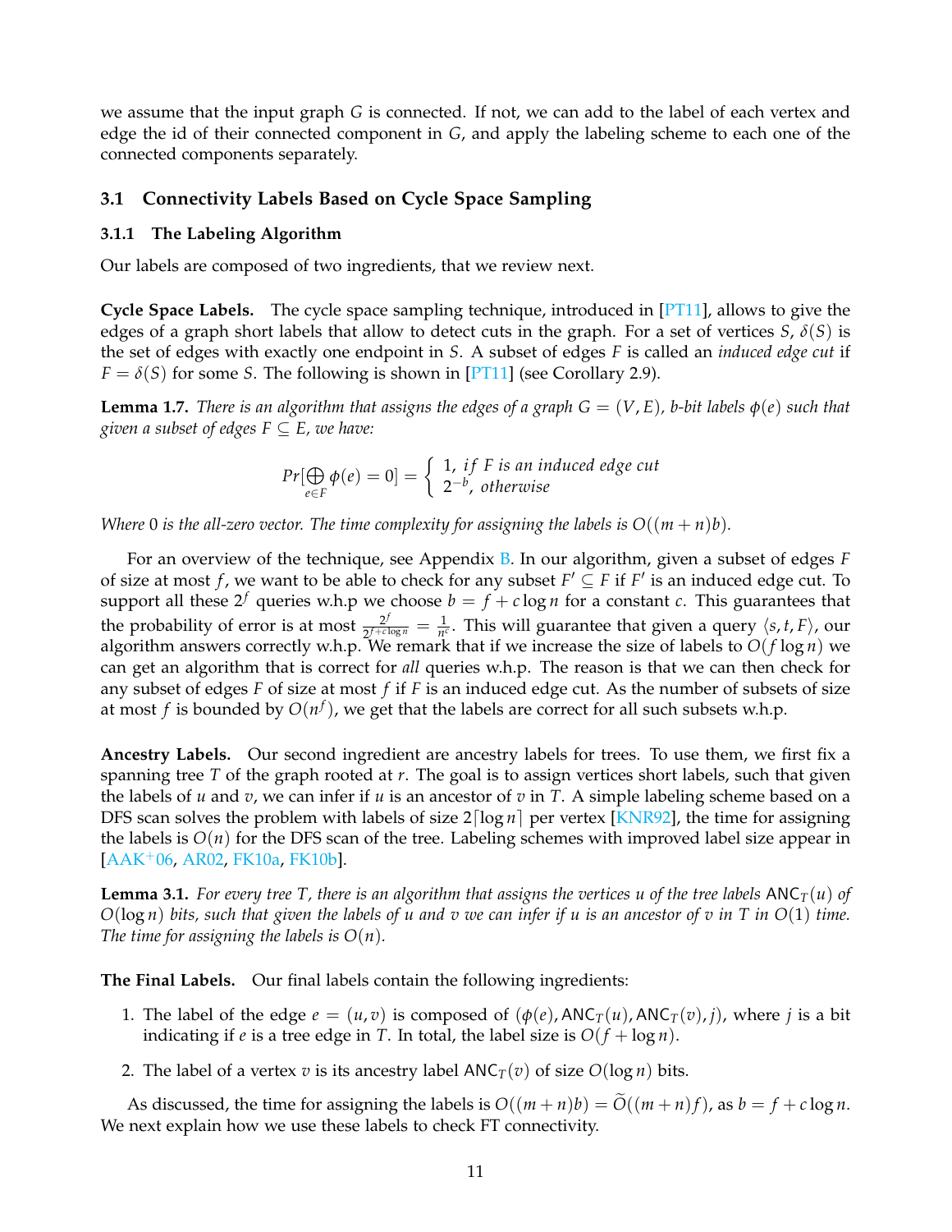we assume that the input graph $G$ is connected. If not, we can add to the label of each vertex and edge the id of their connected component in $G$, and apply the labeling scheme to each one of the connected components separately.

## 3.1 Connectivity Labels Based on Cycle Space Sampling

### 3.1.1 The Labeling Algorithm

Our labels are composed of two ingredients, that we review next.

**Cycle Space Labels.** The cycle space sampling technique, introduced in [PT11], allows to give the edges of a graph short labels that allow to detect cuts in the graph. For a set of vertices $S$, $\delta(S)$ is the set of edges with exactly one endpoint in $S$. A subset of edges $F$ is called an *induced edge cut* if $F = \delta(S)$ for some $S$. The following is shown in [PT11] (see Corollary 2.9).

**Lemma 1.7.** *There is an algorithm that assigns the edges of a graph $G = (V, E)$, $b$-bit labels $\phi(e)$ such that given a subset of edges $F \subseteq E$, we have:*

$$Pr[\bigoplus_{e \in F} \phi(e) = 0] = \begin{cases} 1, \textit{ if } F \textit{ is an induced edge cut} \\ 2^{-b}, \textit{ otherwise} \end{cases}$$

*Where 0 is the all-zero vector. The time complexity for assigning the labels is $O((m+n)b)$.*

For an overview of the technique, see Appendix B. In our algorithm, given a subset of edges $F$ of size at most $f$, we want to be able to check for any subset $F' \subseteq F$ if $F'$ is an induced edge cut. To support all these $2^f$ queries w.h.p we choose $b = f + c\log n$ for a constant $c$. This guarantees that the probability of error is at most $\frac{2^f}{2^{f+c\log n}} = \frac{1}{n^c}$. This will guarantee that given a query $\langle s, t, F \rangle$, our algorithm answers correctly w.h.p. We remark that if we increase the size of labels to $O(f \log n)$ we can get an algorithm that is correct for *all* queries w.h.p. The reason is that we can then check for any subset of edges $F$ of size at most $f$ if $F$ is an induced edge cut. As the number of subsets of size at most $f$ is bounded by $O(n^f)$, we get that the labels are correct for all such subsets w.h.p.

**Ancestry Labels.** Our second ingredient are ancestry labels for trees. To use them, we first fix a spanning tree $T$ of the graph rooted at $r$. The goal is to assign vertices short labels, such that given the labels of $u$ and $v$, we can infer if $u$ is an ancestor of $v$ in $T$. A simple labeling scheme based on a DFS scan solves the problem with labels of size $2\lceil \log n \rceil$ per vertex [KNR92], the time for assigning the labels is $O(n)$ for the DFS scan of the tree. Labeling schemes with improved label size appear in [AAK+06, AR02, FK10a, FK10b].

**Lemma 3.1.** *For every tree $T$, there is an algorithm that assigns the vertices $u$ of the tree labels $\mathsf{ANC}_T(u)$ of $O(\log n)$ bits, such that given the labels of $u$ and $v$ we can infer if $u$ is an ancestor of $v$ in $T$ in $O(1)$ time. The time for assigning the labels is $O(n)$.*

**The Final Labels.** Our final labels contain the following ingredients:

1. The label of the edge $e = (u, v)$ is composed of $(\phi(e), \mathsf{ANC}_T(u), \mathsf{ANC}_T(v), j)$, where $j$ is a bit indicating if $e$ is a tree edge in $T$. In total, the label size is $O(f + \log n)$.
2. The label of a vertex $v$ is its ancestry label $\mathsf{ANC}_T(v)$ of size $O(\log n)$ bits.

As discussed, the time for assigning the labels is $O((m+n)b) = \widetilde{O}((m+n)f)$, as $b = f + c\log n$. We next explain how we use these labels to check FT connectivity.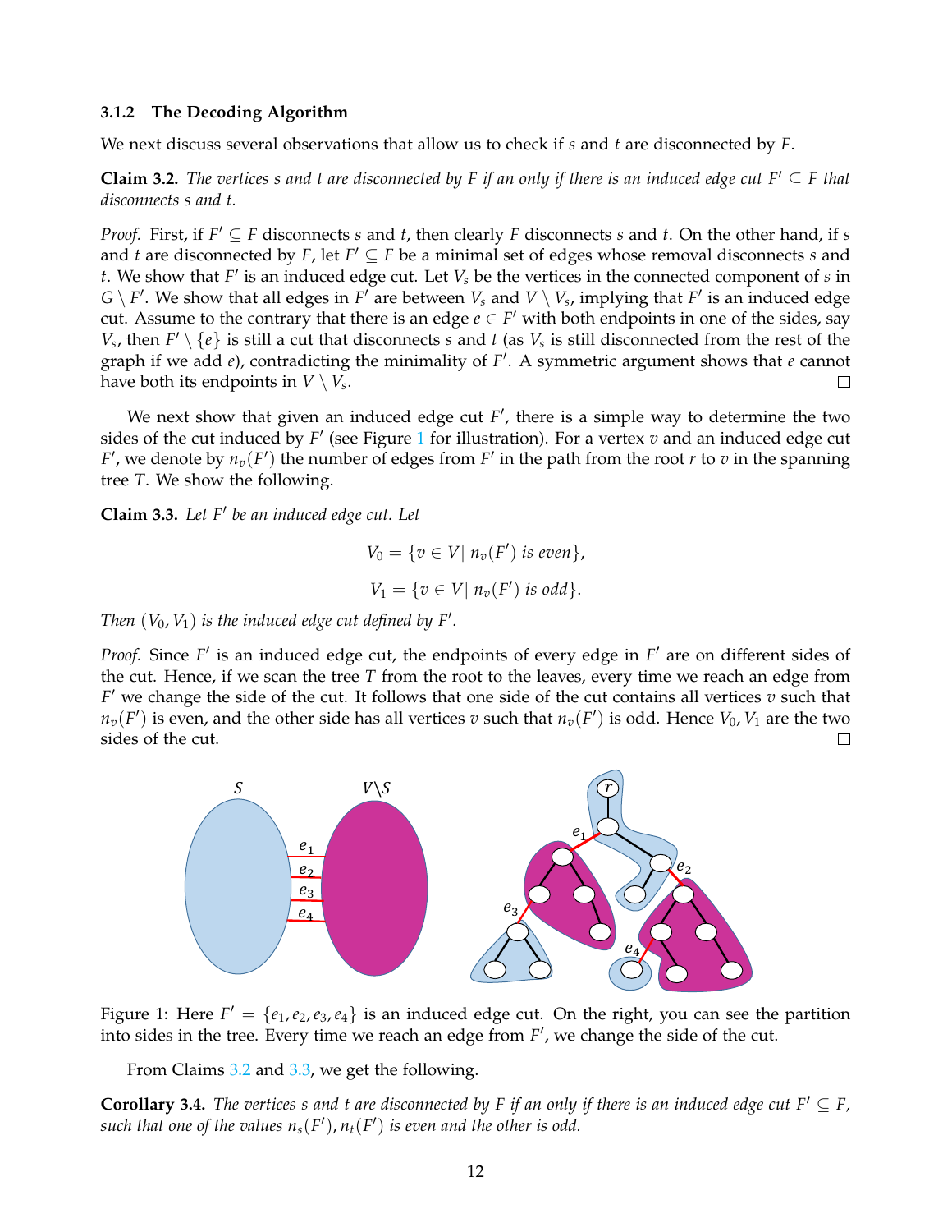### 3.1.2 The Decoding Algorithm

We next discuss several observations that allow us to check if $s$ and $t$ are disconnected by $F$.

**Claim 3.2.** *The vertices $s$ and $t$ are disconnected by $F$ if an only if there is an induced edge cut $F' \subseteq F$ that disconnects $s$ and $t$.*

*Proof.* First, if $F' \subseteq F$ disconnects $s$ and $t$, then clearly $F$ disconnects $s$ and $t$. On the other hand, if $s$ and $t$ are disconnected by $F$, let $F' \subseteq F$ be a minimal set of edges whose removal disconnects $s$ and $t$. We show that $F'$ is an induced edge cut. Let $V_s$ be the vertices in the connected component of $s$ in $G \setminus F'$. We show that all edges in $F'$ are between $V_s$ and $V \setminus V_s$, implying that $F'$ is an induced edge cut. Assume to the contrary that there is an edge $e \in F'$ with both endpoints in one of the sides, say $V_s$, then $F' \setminus \{e\}$ is still a cut that disconnects $s$ and $t$ (as $V_s$ is still disconnected from the rest of the graph if we add $e$), contradicting the minimality of $F'$. A symmetric argument shows that $e$ cannot have both its endpoints in $V \setminus V_s$. □

We next show that given an induced edge cut $F'$, there is a simple way to determine the two sides of the cut induced by $F'$ (see Figure 1 for illustration). For a vertex $v$ and an induced edge cut $F'$, we denote by $n_v(F')$ the number of edges from $F'$ in the path from the root $r$ to $v$ in the spanning tree $T$. We show the following.

**Claim 3.3.** *Let $F'$ be an induced edge cut. Let*

$$V_0 = \{v \in V |\ n_v(F') \text{ is even}\},$$

$$V_1 = \{v \in V |\ n_v(F') \text{ is odd}\}.$$

*Then $(V_0, V_1)$ is the induced edge cut defined by $F'$.*

*Proof.* Since $F'$ is an induced edge cut, the endpoints of every edge in $F'$ are on different sides of the cut. Hence, if we scan the tree $T$ from the root to the leaves, every time we reach an edge from $F'$ we change the side of the cut. It follows that one side of the cut contains all vertices $v$ such that $n_v(F')$ is even, and the other side has all vertices $v$ such that $n_v(F')$ is odd. Hence $V_0, V_1$ are the two sides of the cut. □

Figure 1: Here $F' = \{e_1, e_2, e_3, e_4\}$ is an induced edge cut. On the right, you can see the partition into sides in the tree. Every time we reach an edge from $F'$, we change the side of the cut.

From Claims 3.2 and 3.3, we get the following.

**Corollary 3.4.** *The vertices $s$ and $t$ are disconnected by $F$ if an only if there is an induced edge cut $F' \subseteq F$, such that one of the values $n_s(F'), n_t(F')$ is even and the other is odd.*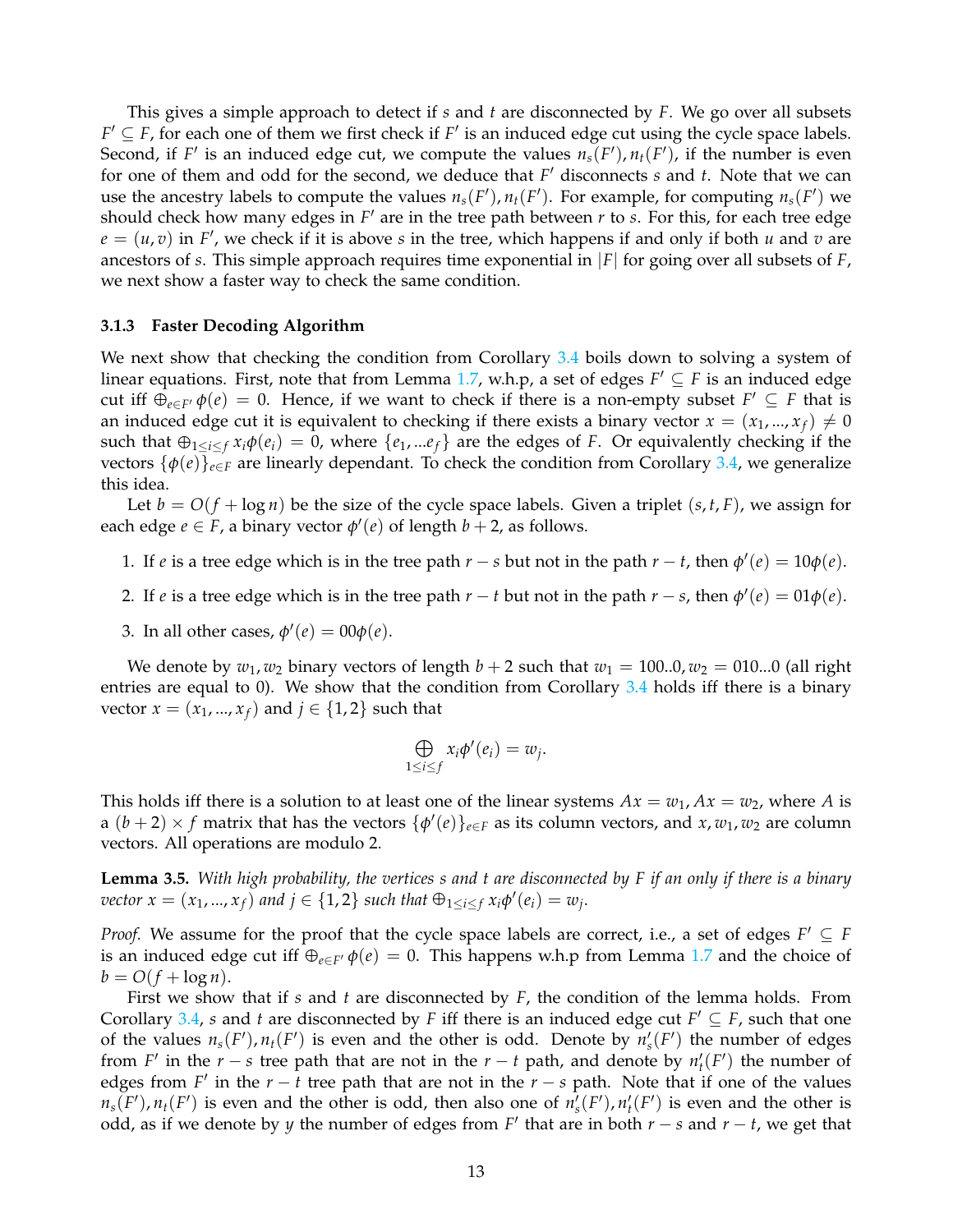This gives a simple approach to detect if $s$ and $t$ are disconnected by $F$. We go over all subsets $F' \subseteq F$, for each one of them we first check if $F'$ is an induced edge cut using the cycle space labels. Second, if $F'$ is an induced edge cut, we compute the values $n_s(F'), n_t(F')$, if the number is even for one of them and odd for the second, we deduce that $F'$ disconnects $s$ and $t$. Note that we can use the ancestry labels to compute the values $n_s(F'), n_t(F')$. For example, for computing $n_s(F')$ we should check how many edges in $F'$ are in the tree path between $r$ to $s$. For this, for each tree edge $e = (u, v)$ in $F'$, we check if it is above $s$ in the tree, which happens if and only if both $u$ and $v$ are ancestors of $s$. This simple approach requires time exponential in $|F|$ for going over all subsets of $F$, we next show a faster way to check the same condition.

### 3.1.3 Faster Decoding Algorithm

We next show that checking the condition from Corollary 3.4 boils down to solving a system of linear equations. First, note that from Lemma 1.7, w.h.p, a set of edges $F' \subseteq F$ is an induced edge cut iff $\oplus_{e \in F'} \phi(e) = 0$. Hence, if we want to check if there is a non-empty subset $F' \subseteq F$ that is an induced edge cut it is equivalent to checking if there exists a binary vector $x = (x_1, ..., x_f) \neq 0$ such that $\oplus_{1 \leq i \leq f} x_i \phi(e_i) = 0$, where $\{e_1, ... e_f\}$ are the edges of $F$. Or equivalently checking if the vectors $\{\phi(e)\}_{e \in F}$ are linearly dependant. To check the condition from Corollary 3.4, we generalize this idea.

Let $b = O(f + \log n)$ be the size of the cycle space labels. Given a triplet $(s, t, F)$, we assign for each edge $e \in F$, a binary vector $\phi'(e)$ of length $b + 2$, as follows.

1. If $e$ is a tree edge which is in the tree path $r - s$ but not in the path $r - t$, then $\phi'(e) = 10\phi(e)$.
2. If $e$ is a tree edge which is in the tree path $r - t$ but not in the path $r - s$, then $\phi'(e) = 01\phi(e)$.
3. In all other cases, $\phi'(e) = 00\phi(e)$.

We denote by $w_1, w_2$ binary vectors of length $b + 2$ such that $w_1 = 100..0, w_2 = 010...0$ (all right entries are equal to 0). We show that the condition from Corollary 3.4 holds iff there is a binary vector $x = (x_1, ..., x_f)$ and $j \in \{1, 2\}$ such that

$$\bigoplus_{1 \leq i \leq f} x_i \phi'(e_i) = w_j.$$

This holds iff there is a solution to at least one of the linear systems $Ax = w_1, Ax = w_2$, where $A$ is a $(b + 2) \times f$ matrix that has the vectors $\{\phi'(e)\}_{e \in F}$ as its column vectors, and $x, w_1, w_2$ are column vectors. All operations are modulo 2.

**Lemma 3.5.** *With high probability, the vertices $s$ and $t$ are disconnected by $F$ if an only if there is a binary vector $x = (x_1, ..., x_f)$ and $j \in \{1, 2\}$ such that $\oplus_{1 \leq i \leq f} x_i \phi'(e_i) = w_j$.*

*Proof.* We assume for the proof that the cycle space labels are correct, i.e., a set of edges $F' \subseteq F$ is an induced edge cut iff $\oplus_{e \in F'} \phi(e) = 0$. This happens w.h.p from Lemma 1.7 and the choice of $b = O(f + \log n)$.

First we show that if $s$ and $t$ are disconnected by $F$, the condition of the lemma holds. From Corollary 3.4, $s$ and $t$ are disconnected by $F$ iff there is an induced edge cut $F' \subseteq F$, such that one of the values $n_s(F'), n_t(F')$ is even and the other is odd. Denote by $n'_s(F')$ the number of edges from $F'$ in the $r - s$ tree path that are not in the $r - t$ path, and denote by $n'_t(F')$ the number of edges from $F'$ in the $r - t$ tree path that are not in the $r - s$ path. Note that if one of the values $n_s(F'), n_t(F')$ is even and the other is odd, then also one of $n'_s(F'), n'_t(F')$ is even and the other is odd, as if we denote by $y$ the number of edges from $F'$ that are in both $r - s$ and $r - t$, we get that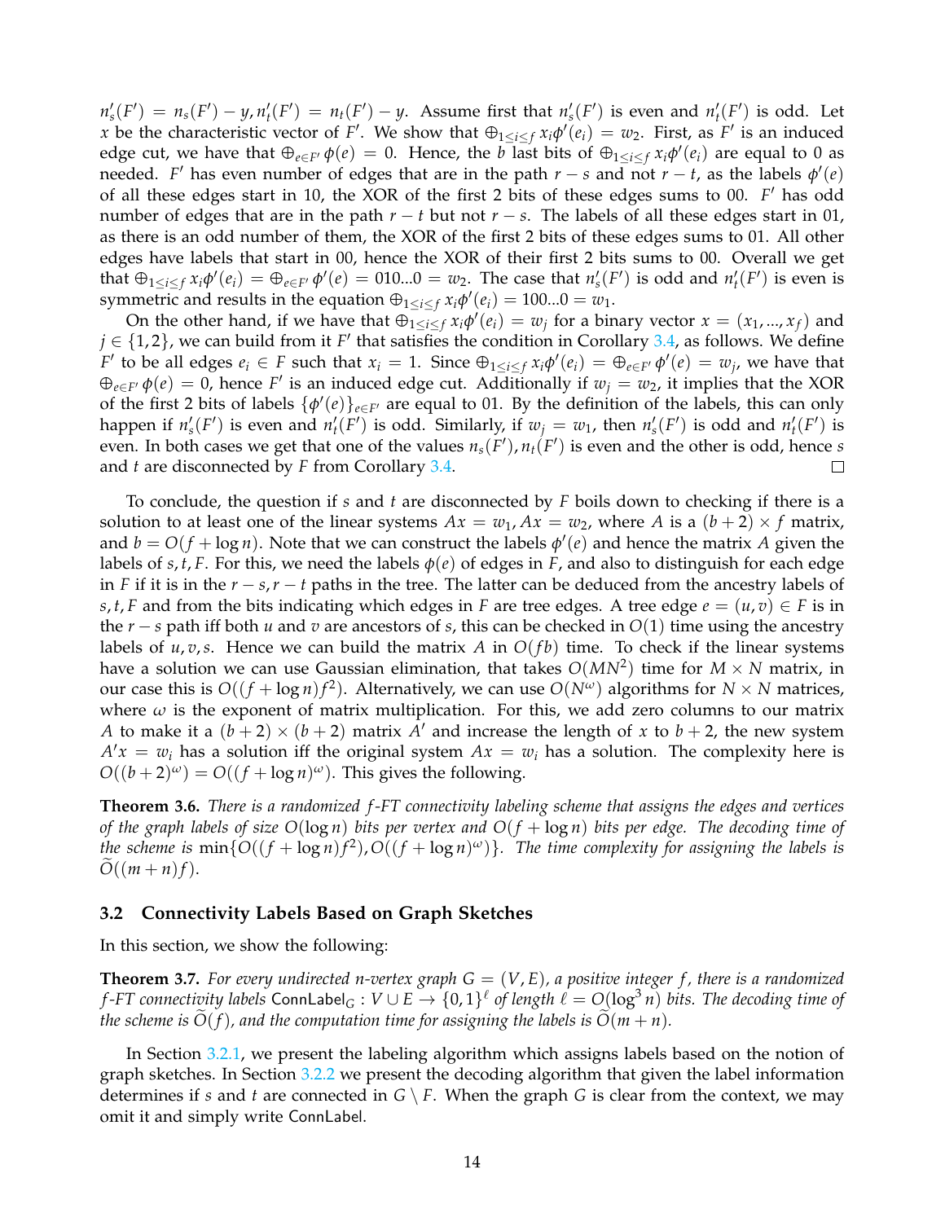$n'_s(F') = n_s(F') - y, n'_t(F') = n_t(F') - y$. Assume first that $n'_s(F')$ is even and $n'_t(F')$ is odd. Let $x$ be the characteristic vector of $F'$. We show that $\oplus_{1 \leq i \leq f} x_i \phi'(e_i) = w_2$. First, as $F'$ is an induced edge cut, we have that $\oplus_{e \in F'} \phi(e) = 0$. Hence, the $b$ last bits of $\oplus_{1 \leq i \leq f} x_i \phi'(e_i)$ are equal to 0 as needed. $F'$ has even number of edges that are in the path $r - s$ and not $r - t$, as the labels $\phi'(e)$ of all these edges start in 10, the XOR of the first 2 bits of these edges sums to 00. $F'$ has odd number of edges that are in the path $r - t$ but not $r - s$. The labels of all these edges start in 01, as there is an odd number of them, the XOR of the first 2 bits of these edges sums to 01. All other edges have labels that start in 00, hence the XOR of their first 2 bits sums to 00. Overall we get that $\oplus_{1 \leq i \leq f} x_i \phi'(e_i) = \oplus_{e \in F'} \phi'(e) = 010...0 = w_2$. The case that $n'_s(F')$ is odd and $n'_t(F')$ is even is symmetric and results in the equation $\oplus_{1 \leq i \leq f} x_i \phi'(e_i) = 100...0 = w_1$.

On the other hand, if we have that $\oplus_{1 \leq i \leq f} x_i \phi'(e_i) = w_j$ for a binary vector $x = (x_1, ..., x_f)$ and $j \in \{1, 2\}$, we can build from it $F'$ that satisfies the condition in Corollary 3.4, as follows. We define $F'$ to be all edges $e_i \in F$ such that $x_i = 1$. Since $\oplus_{1 \leq i \leq f} x_i \phi'(e_i) = \oplus_{e \in F'} \phi'(e) = w_j$, we have that $\oplus_{e \in F'} \phi(e) = 0$, hence $F'$ is an induced edge cut. Additionally if $w_j = w_2$, it implies that the XOR of the first 2 bits of labels $\{\phi'(e)\}_{e \in F'}$ are equal to 01. By the definition of the labels, this can only happen if $n'_s(F')$ is even and $n'_t(F')$ is odd. Similarly, if $w_j = w_1$, then $n'_s(F')$ is odd and $n'_t(F')$ is even. In both cases we get that one of the values $n_s(F'), n_t(F')$ is even and the other is odd, hence $s$ and $t$ are disconnected by $F$ from Corollary 3.4. ◻

To conclude, the question if $s$ and $t$ are disconnected by $F$ boils down to checking if there is a solution to at least one of the linear systems $Ax = w_1, Ax = w_2$, where $A$ is a $(b+2) \times f$ matrix, and $b = O(f + \log n)$. Note that we can construct the labels $\phi'(e)$ and hence the matrix $A$ given the labels of $s, t, F$. For this, we need the labels $\phi(e)$ of edges in $F$, and also to distinguish for each edge in $F$ if it is in the $r - s, r - t$ paths in the tree. The latter can be deduced from the ancestry labels of $s, t, F$ and from the bits indicating which edges in $F$ are tree edges. A tree edge $e = (u, v) \in F$ is in the $r - s$ path iff both $u$ and $v$ are ancestors of $s$, this can be checked in $O(1)$ time using the ancestry labels of $u, v, s$. Hence we can build the matrix $A$ in $O(fb)$ time. To check if the linear systems have a solution we can use Gaussian elimination, that takes $O(MN^2)$ time for $M \times N$ matrix, in our case this is $O((f + \log n) f^2)$. Alternatively, we can use $O(N^\omega)$ algorithms for $N \times N$ matrices, where $\omega$ is the exponent of matrix multiplication. For this, we add zero columns to our matrix $A$ to make it a $(b+2) \times (b+2)$ matrix $A'$ and increase the length of $x$ to $b + 2$, the new system $A'x = w_i$ has a solution iff the original system $Ax = w_i$ has a solution. The complexity here is $O((b+2)^\omega) = O((f + \log n)^\omega)$. This gives the following.

**Theorem 3.6.** *There is a randomized $f$-FT connectivity labeling scheme that assigns the edges and vertices of the graph labels of size $O(\log n)$ bits per vertex and $O(f + \log n)$ bits per edge. The decoding time of the scheme is $\min\{O((f + \log n) f^2), O((f + \log n)^\omega)\}$. The time complexity for assigning the labels is $\widetilde{O}((m + n) f)$.*

### 3.2 Connectivity Labels Based on Graph Sketches

In this section, we show the following:

**Theorem 3.7.** *For every undirected $n$-vertex graph $G = (V, E)$, a positive integer $f$, there is a randomized $f$-FT connectivity labels $\mathsf{ConnLabel}_G : V \cup E \to \{0, 1\}^\ell$ of length $\ell = O(\log^3 n)$ bits. The decoding time of the scheme is $\widetilde{O}(f)$, and the computation time for assigning the labels is $\widetilde{O}(m + n)$.*

In Section 3.2.1, we present the labeling algorithm which assigns labels based on the notion of graph sketches. In Section 3.2.2 we present the decoding algorithm that given the label information determines if $s$ and $t$ are connected in $G \setminus F$. When the graph $G$ is clear from the context, we may omit it and simply write $\mathsf{ConnLabel}$.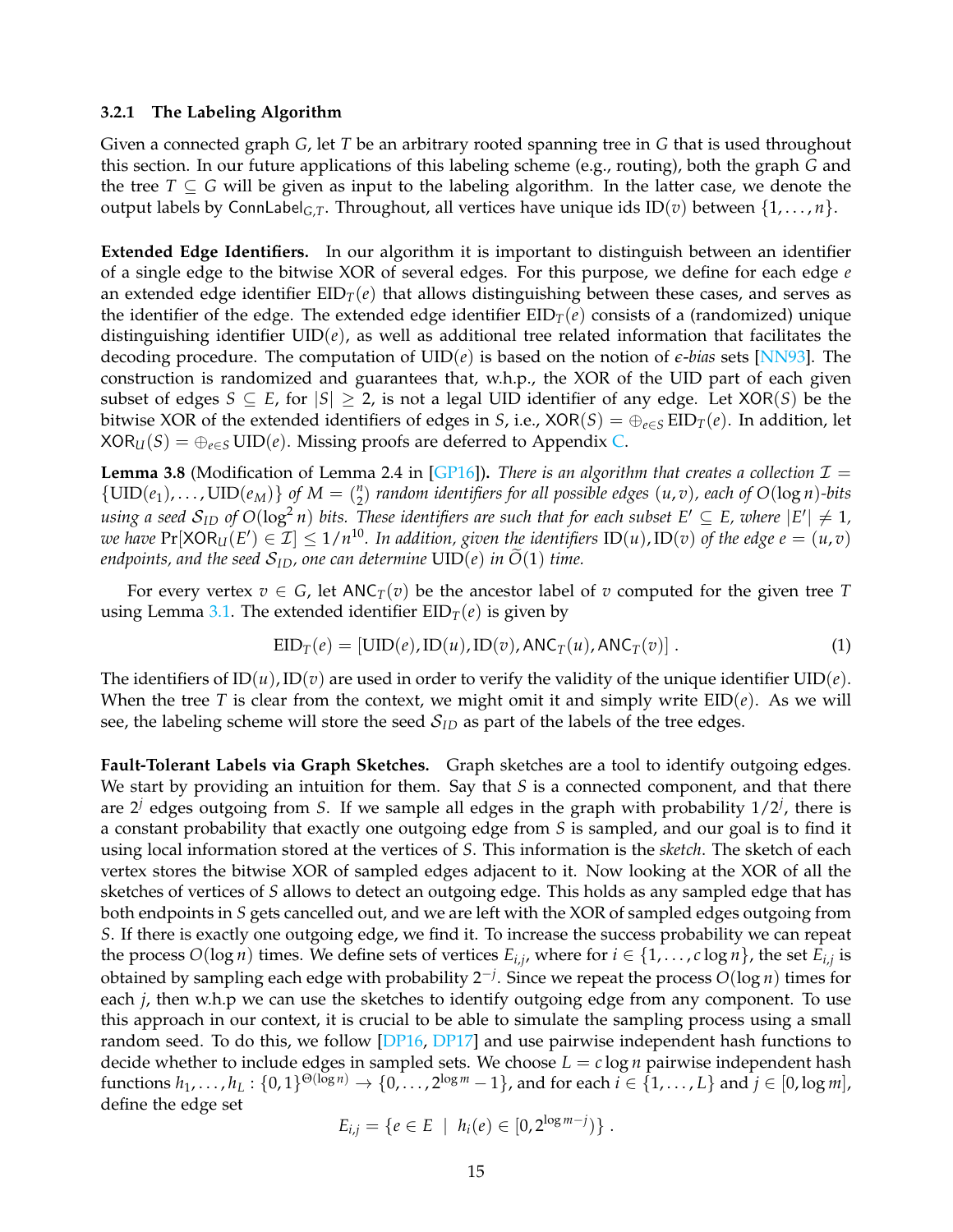### 3.2.1 The Labeling Algorithm

Given a connected graph $G$, let $T$ be an arbitrary rooted spanning tree in $G$ that is used throughout this section. In our future applications of this labeling scheme (e.g., routing), both the graph $G$ and the tree $T \subseteq G$ will be given as input to the labeling algorithm. In the latter case, we denote the output labels by $\mathsf{ConnLabel}_{G,T}$. Throughout, all vertices have unique ids $\mathrm{ID}(v)$ between $\{1, \ldots, n\}$.

**Extended Edge Identifiers.** In our algorithm it is important to distinguish between an identifier of a single edge to the bitwise XOR of several edges. For this purpose, we define for each edge $e$ an extended edge identifier $\mathrm{EID}_T(e)$ that allows distinguishing between these cases, and serves as the identifier of the edge. The extended edge identifier $\mathrm{EID}_T(e)$ consists of a (randomized) unique distinguishing identifier $\mathrm{UID}(e)$, as well as additional tree related information that facilitates the decoding procedure. The computation of $\mathrm{UID}(e)$ is based on the notion of *$\epsilon$-bias* sets [NN93]. The construction is randomized and guarantees that, w.h.p., the XOR of the UID part of each given subset of edges $S \subseteq E$, for $|S| \geq 2$, is not a legal UID identifier of any edge. Let $\mathsf{XOR}(S)$ be the bitwise XOR of the extended identifiers of edges in $S$, i.e., $\mathsf{XOR}(S) = \oplus_{e \in S} \mathrm{EID}_T(e)$. In addition, let $\mathsf{XOR}_U(S) = \oplus_{e \in S} \mathrm{UID}(e)$. Missing proofs are deferred to Appendix C.

**Lemma 3.8** (Modification of Lemma 2.4 in [GP16])**.** *There is an algorithm that creates a collection $\mathcal{I} = \{\mathrm{UID}(e_1), \ldots, \mathrm{UID}(e_M)\}$ of $M = \binom{n}{2}$ random identifiers for all possible edges $(u, v)$, each of $O(\log n)$-bits using a seed $\mathcal{S}_{ID}$ of $O(\log^2 n)$ bits. These identifiers are such that for each subset $E' \subseteq E$, where $|E'| \neq 1$, we have $\Pr[\mathsf{XOR}_U(E') \in \mathcal{I}] \leq 1/n^{10}$. In addition, given the identifiers $\mathrm{ID}(u), \mathrm{ID}(v)$ of the edge $e = (u, v)$ endpoints, and the seed $\mathcal{S}_{ID}$, one can determine $\mathrm{UID}(e)$ in $\widetilde{O}(1)$ time.*

For every vertex $v \in G$, let $\mathsf{ANC}_T(v)$ be the ancestor label of $v$ computed for the given tree $T$ using Lemma 3.1. The extended identifier $\mathrm{EID}_T(e)$ is given by

$$\mathrm{EID}_T(e) = [\mathrm{UID}(e), \mathrm{ID}(u), \mathrm{ID}(v), \mathsf{ANC}_T(u), \mathsf{ANC}_T(v)] \,. \tag{1}$$

The identifiers of $\mathrm{ID}(u), \mathrm{ID}(v)$ are used in order to verify the validity of the unique identifier $\mathrm{UID}(e)$. When the tree $T$ is clear from the context, we might omit it and simply write $\mathrm{EID}(e)$. As we will see, the labeling scheme will store the seed $\mathcal{S}_{ID}$ as part of the labels of the tree edges.

**Fault-Tolerant Labels via Graph Sketches.** Graph sketches are a tool to identify outgoing edges. We start by providing an intuition for them. Say that $S$ is a connected component, and that there are $2^j$ edges outgoing from $S$. If we sample all edges in the graph with probability $1/2^j$, there is a constant probability that exactly one outgoing edge from $S$ is sampled, and our goal is to find it using local information stored at the vertices of $S$. This information is the *sketch*. The sketch of each vertex stores the bitwise XOR of sampled edges adjacent to it. Now looking at the XOR of all the sketches of vertices of $S$ allows to detect an outgoing edge. This holds as any sampled edge that has both endpoints in $S$ gets cancelled out, and we are left with the XOR of sampled edges outgoing from $S$. If there is exactly one outgoing edge, we find it. To increase the success probability we can repeat the process $O(\log n)$ times. We define sets of vertices $E_{i,j}$, where for $i \in \{1, \ldots, c \log n\}$, the set $E_{i,j}$ is obtained by sampling each edge with probability $2^{-j}$. Since we repeat the process $O(\log n)$ times for each $j$, then w.h.p we can use the sketches to identify outgoing edge from any component. To use this approach in our context, it is crucial to be able to simulate the sampling process using a small random seed. To do this, we follow [DP16, DP17] and use pairwise independent hash functions to decide whether to include edges in sampled sets. We choose $L = c \log n$ pairwise independent hash functions $h_1, \ldots, h_L : \{0,1\}^{\Theta(\log n)} \to \{0, \ldots, 2^{\log m} - 1\}$, and for each $i \in \{1, \ldots, L\}$ and $j \in [0, \log m]$, define the edge set

$$E_{i,j} = \{e \in E \mid h_i(e) \in [0, 2^{\log m - j})\} \,.$$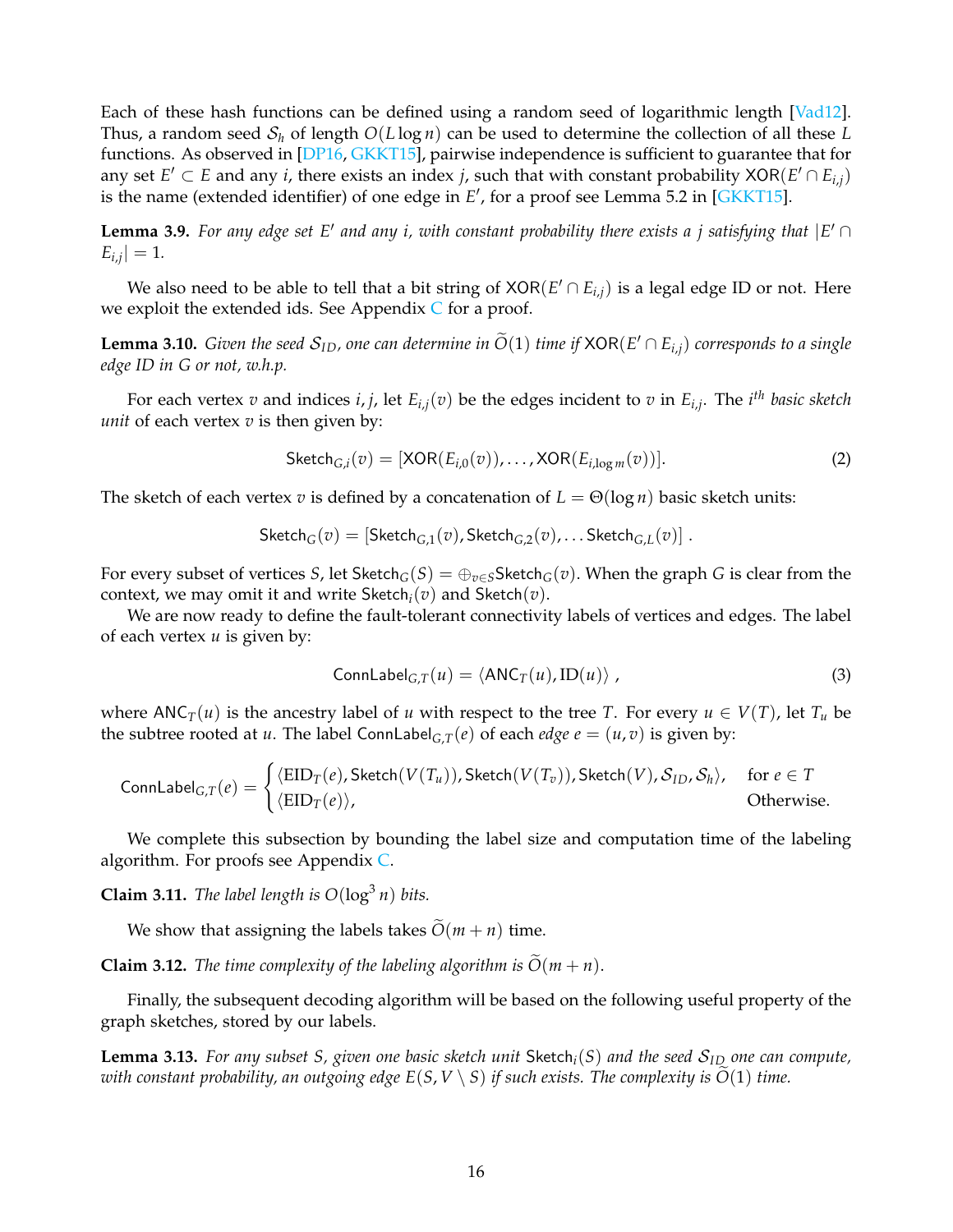Each of these hash functions can be defined using a random seed of logarithmic length [Vad12]. Thus, a random seed $\mathcal{S}_h$ of length $O(L \log n)$ can be used to determine the collection of all these $L$ functions. As observed in [DP16, GKKT15], pairwise independence is sufficient to guarantee that for any set $E' \subset E$ and any $i$, there exists an index $j$, such that with constant probability $\mathsf{XOR}(E' \cap E_{i,j})$ is the name (extended identifier) of one edge in $E'$, for a proof see Lemma 5.2 in [GKKT15].

**Lemma 3.9.** *For any edge set $E'$ and any $i$, with constant probability there exists a $j$ satisfying that $|E' \cap E_{i,j}| = 1$.*

We also need to be able to tell that a bit string of $\mathsf{XOR}(E' \cap E_{i,j})$ is a legal edge ID or not. Here we exploit the extended ids. See Appendix C for a proof.

**Lemma 3.10.** *Given the seed $\mathcal{S}_{ID}$, one can determine in $\widetilde{O}(1)$ time if $\mathsf{XOR}(E' \cap E_{i,j})$ corresponds to a single edge ID in $G$ or not, w.h.p.*

For each vertex $v$ and indices $i, j$, let $E_{i,j}(v)$ be the edges incident to $v$ in $E_{i,j}$. The $i^{th}$ *basic sketch unit* of each vertex $v$ is then given by:

$$\mathsf{Sketch}_{G,i}(v) = [\mathsf{XOR}(E_{i,0}(v)), \ldots, \mathsf{XOR}(E_{i,\log m}(v))]. \tag{2}$$

The sketch of each vertex $v$ is defined by a concatenation of $L = \Theta(\log n)$ basic sketch units:

$$\mathsf{Sketch}_G(v) = [\mathsf{Sketch}_{G,1}(v), \mathsf{Sketch}_{G,2}(v), \ldots \mathsf{Sketch}_{G,L}(v)] \ .$$

For every subset of vertices $S$, let $\mathsf{Sketch}_G(S) = \oplus_{v \in S} \mathsf{Sketch}_G(v)$. When the graph $G$ is clear from the context, we may omit it and write $\mathsf{Sketch}_i(v)$ and $\mathsf{Sketch}(v)$.

We are now ready to define the fault-tolerant connectivity labels of vertices and edges. The label of each vertex $u$ is given by:

$$\mathsf{ConnLabel}_{G,T}(u) = \langle \mathsf{ANC}_T(u), \mathrm{ID}(u) \rangle \ , \tag{3}$$

where $\mathsf{ANC}_T(u)$ is the ancestry label of $u$ with respect to the tree $T$. For every $u \in V(T)$, let $T_u$ be the subtree rooted at $u$. The label $\mathsf{ConnLabel}_{G,T}(e)$ of each *edge* $e = (u, v)$ is given by:

$$\mathsf{ConnLabel}_{G,T}(e) = \begin{cases} \langle \mathrm{EID}_T(e), \mathsf{Sketch}(V(T_u)), \mathsf{Sketch}(V(T_v)), \mathsf{Sketch}(V), \mathcal{S}_{ID}, \mathcal{S}_h \rangle, & \text{for } e \in T \\ \langle \mathrm{EID}_T(e) \rangle, & \text{Otherwise.} \end{cases}$$

We complete this subsection by bounding the label size and computation time of the labeling algorithm. For proofs see Appendix C.

**Claim 3.11.** *The label length is $O(\log^3 n)$ bits.*

We show that assigning the labels takes $\widetilde{O}(m + n)$ time.

**Claim 3.12.** *The time complexity of the labeling algorithm is $\widetilde{O}(m + n)$.*

Finally, the subsequent decoding algorithm will be based on the following useful property of the graph sketches, stored by our labels.

**Lemma 3.13.** *For any subset $S$, given one basic sketch unit $\mathsf{Sketch}_i(S)$ and the seed $\mathcal{S}_{ID}$ one can compute, with constant probability, an outgoing edge $E(S, V \setminus S)$ if such exists. The complexity is $\widetilde{O}(1)$ time.*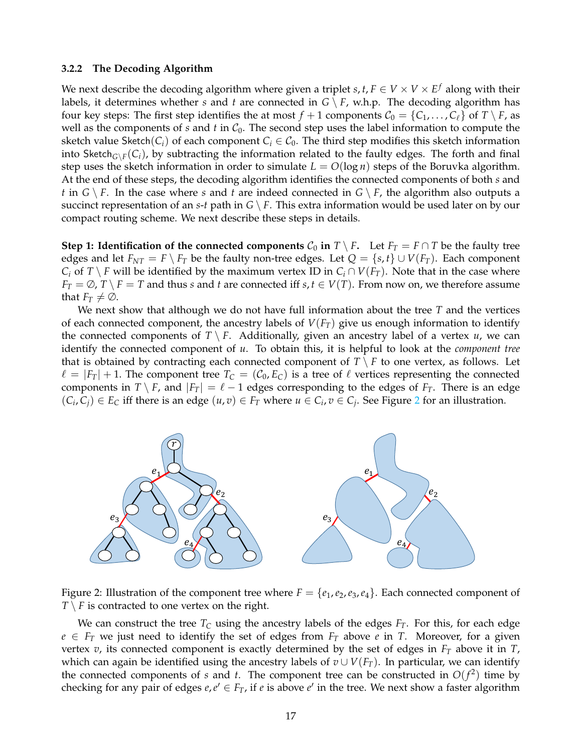### 3.2.2 The Decoding Algorithm

We next describe the decoding algorithm where given a triplet $s, t, F \in V \times V \times E^f$ along with their labels, it determines whether $s$ and $t$ are connected in $G \setminus F$, w.h.p. The decoding algorithm has four key steps: The first step identifies the at most $f+1$ components $\mathcal{C}_0 = \{C_1, \ldots, C_\ell\}$ of $T \setminus F$, as well as the components of $s$ and $t$ in $\mathcal{C}_0$. The second step uses the label information to compute the sketch value $\mathsf{Sketch}(C_i)$ of each component $C_i \in \mathcal{C}_0$. The third step modifies this sketch information into $\mathsf{Sketch}_{G \setminus F}(C_i)$, by subtracting the information related to the faulty edges. The forth and final step uses the sketch information in order to simulate $L = O(\log n)$ steps of the Boruvka algorithm. At the end of these steps, the decoding algorithm identifies the connected components of both $s$ and $t$ in $G \setminus F$. In the case where $s$ and $t$ are indeed connected in $G \setminus F$, the algorithm also outputs a succinct representation of an $s$-$t$ path in $G \setminus F$. This extra information would be used later on by our compact routing scheme. We next describe these steps in details.

**Step 1: Identification of the connected components $\mathcal{C}_0$ in $T \setminus F$.** Let $F_T = F \cap T$ be the faulty tree edges and let $F_{NT} = F \setminus F_T$ be the faulty non-tree edges. Let $Q = \{s, t\} \cup V(F_T)$. Each component $C_i$ of $T \setminus F$ will be identified by the maximum vertex ID in $C_i \cap V(F_T)$. Note that in the case where $F_T = \emptyset$, $T \setminus F = T$ and thus $s$ and $t$ are connected iff $s, t \in V(T)$. From now on, we therefore assume that $F_T \neq \emptyset$.

We next show that although we do not have full information about the tree $T$ and the vertices of each connected component, the ancestry labels of $V(F_T)$ give us enough information to identify the connected components of $T \setminus F$. Additionally, given an ancestry label of a vertex $u$, we can identify the connected component of $u$. To obtain this, it is helpful to look at the *component tree* that is obtained by contracting each connected component of $T \setminus F$ to one vertex, as follows. Let $\ell = |F_T| + 1$. The component tree $T_C = (\mathcal{C}_0, E_C)$ is a tree of $\ell$ vertices representing the connected components in $T \setminus F$, and $|F_T| = \ell - 1$ edges corresponding to the edges of $F_T$. There is an edge $(C_i, C_j) \in E_C$ iff there is an edge $(u, v) \in F_T$ where $u \in C_i, v \in C_j$. See Figure 2 for an illustration.

Figure 2: Illustration of the component tree where $F = \{e_1, e_2, e_3, e_4\}$. Each connected component of $T \setminus F$ is contracted to one vertex on the right.

We can construct the tree $T_C$ using the ancestry labels of the edges $F_T$. For this, for each edge $e \in F_T$ we just need to identify the set of edges from $F_T$ above $e$ in $T$. Moreover, for a given vertex $v$, its connected component is exactly determined by the set of edges in $F_T$ above it in $T$, which can again be identified using the ancestry labels of $v \cup V(F_T)$. In particular, we can identify the connected components of $s$ and $t$. The component tree can be constructed in $O(f^2)$ time by checking for any pair of edges $e, e' \in F_T$, if $e$ is above $e'$ in the tree. We next show a faster algorithm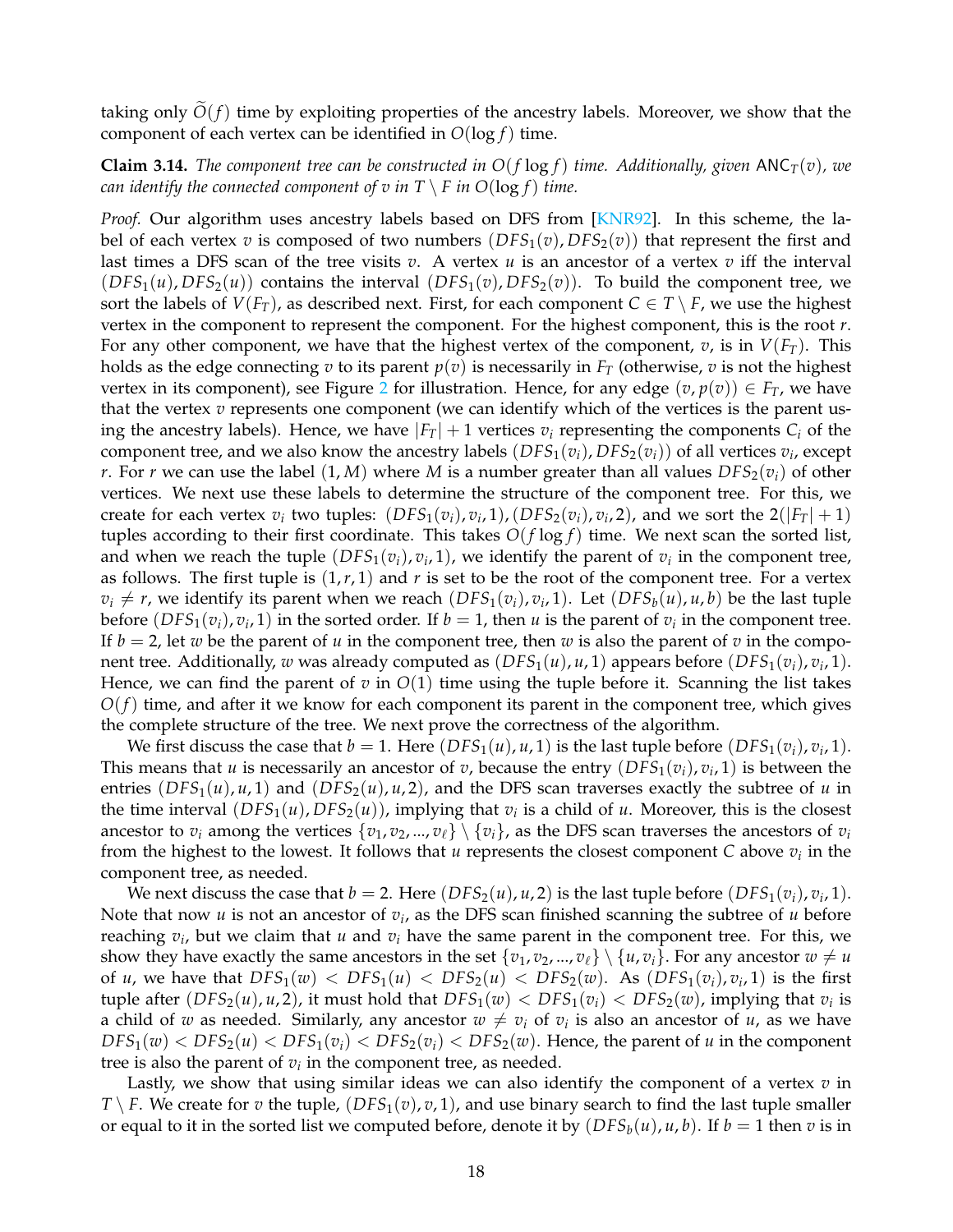taking only $\widetilde{O}(f)$ time by exploiting properties of the ancestry labels. Moreover, we show that the component of each vertex can be identified in $O(\log f)$ time.

**Claim 3.14.** *The component tree can be constructed in $O(f \log f)$ time. Additionally, given $\mathsf{ANC}_T(v)$, we can identify the connected component of $v$ in $T \setminus F$ in $O(\log f)$ time.*

*Proof.* Our algorithm uses ancestry labels based on DFS from [KNR92]. In this scheme, the label of each vertex $v$ is composed of two numbers $(DFS_1(v), DFS_2(v))$ that represent the first and last times a DFS scan of the tree visits $v$. A vertex $u$ is an ancestor of a vertex $v$ iff the interval $(DFS_1(u), DFS_2(u))$ contains the interval $(DFS_1(v), DFS_2(v))$. To build the component tree, we sort the labels of $V(F_T)$, as described next. First, for each component $C \in T \setminus F$, we use the highest vertex in the component to represent the component. For the highest component, this is the root $r$. For any other component, we have that the highest vertex of the component, $v$, is in $V(F_T)$. This holds as the edge connecting $v$ to its parent $p(v)$ is necessarily in $F_T$ (otherwise, $v$ is not the highest vertex in its component), see Figure 2 for illustration. Hence, for any edge $(v, p(v)) \in F_T$, we have that the vertex $v$ represents one component (we can identify which of the vertices is the parent using the ancestry labels). Hence, we have $|F_T| + 1$ vertices $v_i$ representing the components $C_i$ of the component tree, and we also know the ancestry labels $(DFS_1(v_i), DFS_2(v_i))$ of all vertices $v_i$, except $r$. For $r$ we can use the label $(1, M)$ where $M$ is a number greater than all values $DFS_2(v_i)$ of other vertices. We next use these labels to determine the structure of the component tree. For this, we create for each vertex $v_i$ two tuples: $(DFS_1(v_i), v_i, 1), (DFS_2(v_i), v_i, 2)$, and we sort the $2(|F_T| + 1)$ tuples according to their first coordinate. This takes $O(f \log f)$ time. We next scan the sorted list, and when we reach the tuple $(DFS_1(v_i), v_i, 1)$, we identify the parent of $v_i$ in the component tree, as follows. The first tuple is $(1, r, 1)$ and $r$ is set to be the root of the component tree. For a vertex $v_i \neq r$, we identify its parent when we reach $(DFS_1(v_i), v_i, 1)$. Let $(DFS_b(u), u, b)$ be the last tuple before $(DFS_1(v_i), v_i, 1)$ in the sorted order. If $b = 1$, then $u$ is the parent of $v_i$ in the component tree. If $b = 2$, let $w$ be the parent of $u$ in the component tree, then $w$ is also the parent of $v$ in the component tree. Additionally, $w$ was already computed as $(DFS_1(u), u, 1)$ appears before $(DFS_1(v_i), v_i, 1)$. Hence, we can find the parent of $v$ in $O(1)$ time using the tuple before it. Scanning the list takes $O(f)$ time, and after it we know for each component its parent in the component tree, which gives the complete structure of the tree. We next prove the correctness of the algorithm.

We first discuss the case that $b = 1$. Here $(DFS_1(u), u, 1)$ is the last tuple before $(DFS_1(v_i), v_i, 1)$. This means that $u$ is necessarily an ancestor of $v$, because the entry $(DFS_1(v_i), v_i, 1)$ is between the entries $(DFS_1(u), u, 1)$ and $(DFS_2(u), u, 2)$, and the DFS scan traverses exactly the subtree of $u$ in the time interval $(DFS_1(u), DFS_2(u))$, implying that $v_i$ is a child of $u$. Moreover, this is the closest ancestor to $v_i$ among the vertices $\{v_1, v_2, ..., v_\ell\} \setminus \{v_i\}$, as the DFS scan traverses the ancestors of $v_i$ from the highest to the lowest. It follows that $u$ represents the closest component $C$ above $v_i$ in the component tree, as needed.

We next discuss the case that $b = 2$. Here $(DFS_2(u), u, 2)$ is the last tuple before $(DFS_1(v_i), v_i, 1)$. Note that now $u$ is not an ancestor of $v_i$, as the DFS scan finished scanning the subtree of $u$ before reaching $v_i$, but we claim that $u$ and $v_i$ have the same parent in the component tree. For this, we show they have exactly the same ancestors in the set $\{v_1, v_2, ..., v_\ell\} \setminus \{u, v_i\}$. For any ancestor $w \neq u$ of $u$, we have that $DFS_1(w) < DFS_1(u) < DFS_2(u) < DFS_2(w)$. As $(DFS_1(v_i), v_i, 1)$ is the first tuple after $(DFS_2(u), u, 2)$, it must hold that $DFS_1(w) < DFS_1(v_i) < DFS_2(w)$, implying that $v_i$ is a child of $w$ as needed. Similarly, any ancestor $w \neq v_i$ of $v_i$ is also an ancestor of $u$, as we have $DFS_1(w) < DFS_2(u) < DFS_1(v_i) < DFS_2(v_i) < DFS_2(w)$. Hence, the parent of $u$ in the component tree is also the parent of $v_i$ in the component tree, as needed.

Lastly, we show that using similar ideas we can also identify the component of a vertex $v$ in $T \setminus F$. We create for $v$ the tuple, $(DFS_1(v), v, 1)$, and use binary search to find the last tuple smaller or equal to it in the sorted list we computed before, denote it by $(DFS_b(u), u, b)$. If $b = 1$ then $v$ is in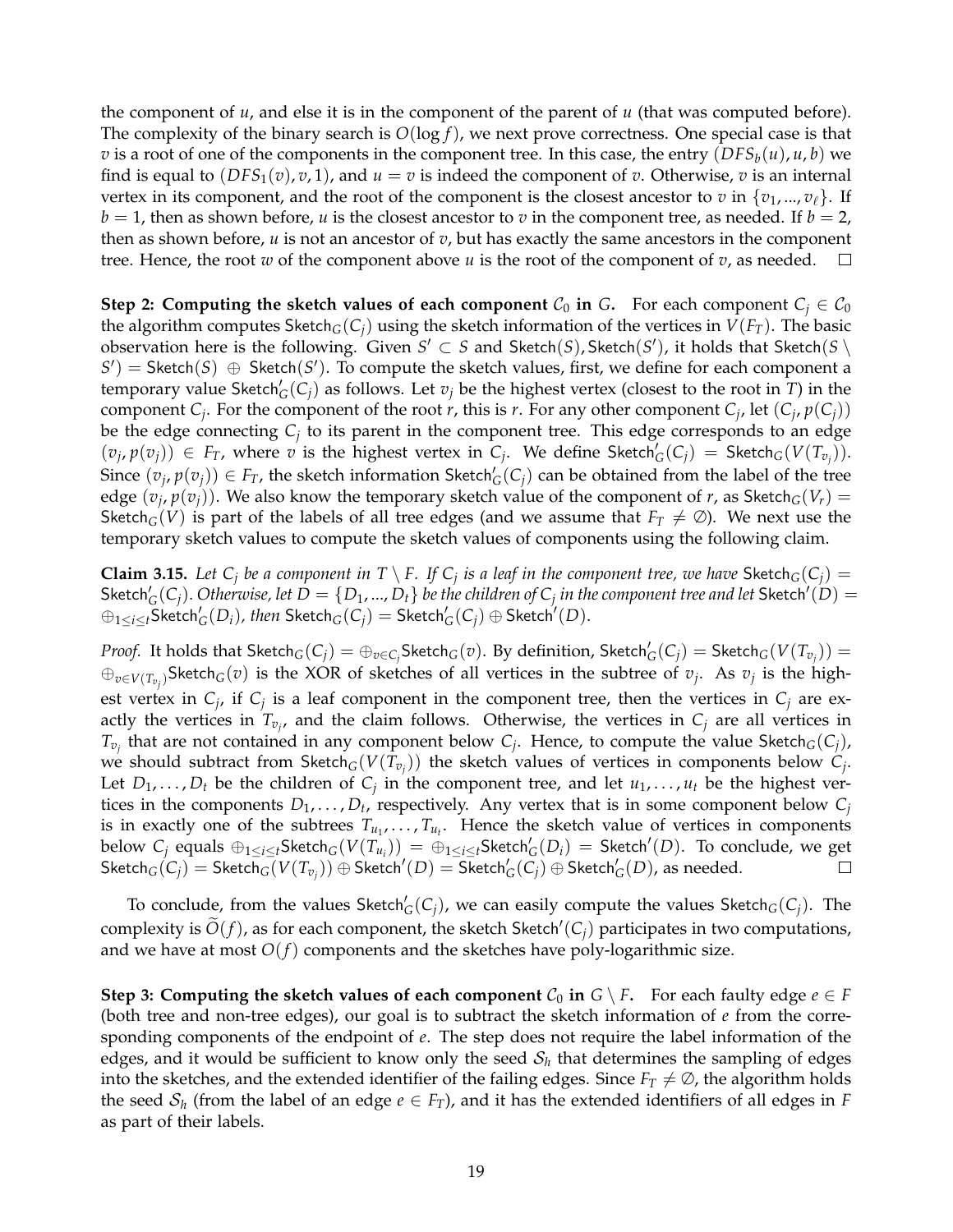the component of $u$, and else it is in the component of the parent of $u$ (that was computed before). The complexity of the binary search is $O(\log f)$, we next prove correctness. One special case is that $v$ is a root of one of the components in the component tree. In this case, the entry $(DFS_b(u), u, b)$ we find is equal to $(DFS_1(v), v, 1)$, and $u = v$ is indeed the component of $v$. Otherwise, $v$ is an internal vertex in its component, and the root of the component is the closest ancestor to $v$ in $\{v_1, ..., v_\ell\}$. If $b = 1$, then as shown before, $u$ is the closest ancestor to $v$ in the component tree, as needed. If $b = 2$, then as shown before, $u$ is not an ancestor of $v$, but has exactly the same ancestors in the component tree. Hence, the root $w$ of the component above $u$ is the root of the component of $v$, as needed. $\square$

**Step 2: Computing the sketch values of each component $\mathcal{C}_0$ in $G$.** For each component $C_j \in \mathcal{C}_0$ the algorithm computes $\mathsf{Sketch}_G(C_j)$ using the sketch information of the vertices in $V(F_T)$. The basic observation here is the following. Given $S' \subset S$ and $\mathsf{Sketch}(S), \mathsf{Sketch}(S')$, it holds that $\mathsf{Sketch}(S \setminus S') = \mathsf{Sketch}(S) \oplus \mathsf{Sketch}(S')$. To compute the sketch values, first, we define for each component a temporary value $\mathsf{Sketch}'_G(C_j)$ as follows. Let $v_j$ be the highest vertex (closest to the root in $T$) in the component $C_j$. For the component of the root $r$, this is $r$. For any other component $C_j$, let $(C_j, p(C_j))$ be the edge connecting $C_j$ to its parent in the component tree. This edge corresponds to an edge $(v_j, p(v_j)) \in F_T$, where $v$ is the highest vertex in $C_j$. We define $\mathsf{Sketch}'_G(C_j) = \mathsf{Sketch}_G(V(T_{v_j}))$. Since $(v_j, p(v_j)) \in F_T$, the sketch information $\mathsf{Sketch}'_G(C_j)$ can be obtained from the label of the tree edge $(v_j, p(v_j))$. We also know the temporary sketch value of the component of $r$, as $\mathsf{Sketch}_G(V_r) = \mathsf{Sketch}_G(V)$ is part of the labels of all tree edges (and we assume that $F_T \neq \emptyset$). We next use the temporary sketch values to compute the sketch values of components using the following claim.

**Claim 3.15.** *Let $C_j$ be a component in $T \setminus F$. If $C_j$ is a leaf in the component tree, we have $\mathsf{Sketch}_G(C_j) = \mathsf{Sketch}'_G(C_j)$. Otherwise, let $D = \{D_1, ..., D_t\}$ be the children of $C_j$ in the component tree and let $\mathsf{Sketch}'(D) = \oplus_{1 \leq i \leq t} \mathsf{Sketch}'_G(D_i)$, then $\mathsf{Sketch}_G(C_j) = \mathsf{Sketch}'_G(C_j) \oplus \mathsf{Sketch}'(D)$.*

*Proof.* It holds that $\mathsf{Sketch}_G(C_j) = \oplus_{v \in C_j} \mathsf{Sketch}_G(v)$. By definition, $\mathsf{Sketch}'_G(C_j) = \mathsf{Sketch}_G(V(T_{v_j})) = \oplus_{v \in V(T_{v_j})} \mathsf{Sketch}_G(v)$ is the XOR of sketches of all vertices in the subtree of $v_j$. As $v_j$ is the highest vertex in $C_j$, if $C_j$ is a leaf component in the component tree, then the vertices in $C_j$ are exactly the vertices in $T_{v_j}$, and the claim follows. Otherwise, the vertices in $C_j$ are all vertices in $T_{v_j}$ that are not contained in any component below $C_j$. Hence, to compute the value $\mathsf{Sketch}_G(C_j)$, we should subtract from $\mathsf{Sketch}_G(V(T_{v_j}))$ the sketch values of vertices in components below $C_j$. Let $D_1, \ldots, D_t$ be the children of $C_j$ in the component tree, and let $u_1, \ldots, u_t$ be the highest vertices in the components $D_1, \ldots, D_t$, respectively. Any vertex that is in some component below $C_j$ is in exactly one of the subtrees $T_{u_1}, \ldots, T_{u_t}$. Hence the sketch value of vertices in components below $C_j$ equals $\oplus_{1 \leq i \leq t} \mathsf{Sketch}_G(V(T_{u_i})) = \oplus_{1 \leq i \leq t} \mathsf{Sketch}'_G(D_i) = \mathsf{Sketch}'(D)$. To conclude, we get $\mathsf{Sketch}_G(C_j) = \mathsf{Sketch}_G(V(T_{v_j})) \oplus \mathsf{Sketch}'(D) = \mathsf{Sketch}'_G(C_j) \oplus \mathsf{Sketch}'_G(D)$, as needed. $\square$

To conclude, from the values $\mathsf{Sketch}'_G(C_j)$, we can easily compute the values $\mathsf{Sketch}_G(C_j)$. The complexity is $\widetilde{O}(f)$, as for each component, the sketch $\mathsf{Sketch}'(C_j)$ participates in two computations, and we have at most $O(f)$ components and the sketches have poly-logarithmic size.

**Step 3: Computing the sketch values of each component $\mathcal{C}_0$ in $G \setminus F$.** For each faulty edge $e \in F$ (both tree and non-tree edges), our goal is to subtract the sketch information of $e$ from the corresponding components of the endpoint of $e$. The step does not require the label information of the edges, and it would be sufficient to know only the seed $\mathcal{S}_h$ that determines the sampling of edges into the sketches, and the extended identifier of the failing edges. Since $F_T \neq \emptyset$, the algorithm holds the seed $\mathcal{S}_h$ (from the label of an edge $e \in F_T$), and it has the extended identifiers of all edges in $F$ as part of their labels.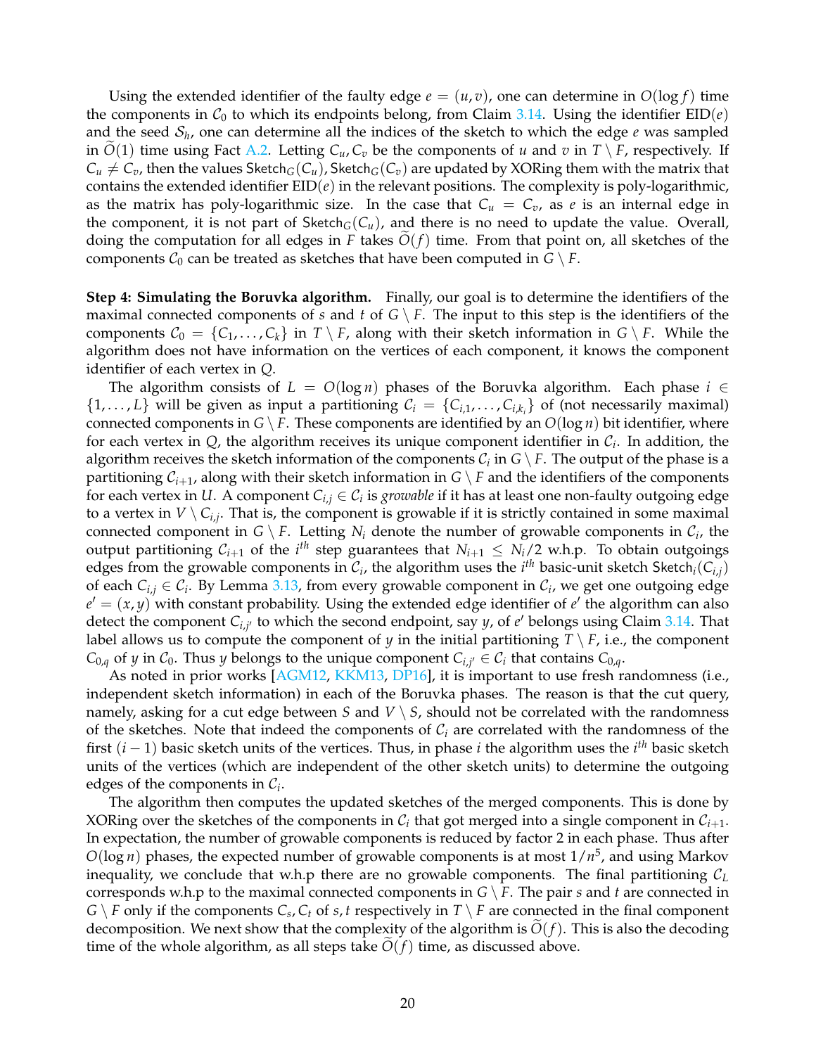Using the extended identifier of the faulty edge $e = (u, v)$, one can determine in $O(\log f)$ time the components in $\mathcal{C}_0$ to which its endpoints belong, from Claim 3.14. Using the identifier $\mathrm{EID}(e)$ and the seed $\mathcal{S}_h$, one can determine all the indices of the sketch to which the edge $e$ was sampled in $\widetilde{O}(1)$ time using Fact A.2. Letting $C_u, C_v$ be the components of $u$ and $v$ in $T \setminus F$, respectively. If $C_u \neq C_v$, then the values $\mathsf{Sketch}_G(C_u), \mathsf{Sketch}_G(C_v)$ are updated by XORing them with the matrix that contains the extended identifier $\mathrm{EID}(e)$ in the relevant positions. The complexity is poly-logarithmic, as the matrix has poly-logarithmic size. In the case that $C_u = C_v$, as $e$ is an internal edge in the component, it is not part of $\mathsf{Sketch}_G(C_u)$, and there is no need to update the value. Overall, doing the computation for all edges in $F$ takes $\widetilde{O}(f)$ time. From that point on, all sketches of the components $\mathcal{C}_0$ can be treated as sketches that have been computed in $G \setminus F$.

**Step 4: Simulating the Boruvka algorithm.** Finally, our goal is to determine the identifiers of the maximal connected components of $s$ and $t$ of $G \setminus F$. The input to this step is the identifiers of the components $\mathcal{C}_0 = \{C_1, \ldots, C_k\}$ in $T \setminus F$, along with their sketch information in $G \setminus F$. While the algorithm does not have information on the vertices of each component, it knows the component identifier of each vertex in $Q$.

The algorithm consists of $L = O(\log n)$ phases of the Boruvka algorithm. Each phase $i \in \{1, \ldots, L\}$ will be given as input a partitioning $\mathcal{C}_i = \{C_{i,1}, \ldots, C_{i,k_i}\}$ of (not necessarily maximal) connected components in $G \setminus F$. These components are identified by an $O(\log n)$ bit identifier, where for each vertex in $Q$, the algorithm receives its unique component identifier in $\mathcal{C}_i$. In addition, the algorithm receives the sketch information of the components $\mathcal{C}_i$ in $G \setminus F$. The output of the phase is a partitioning $\mathcal{C}_{i+1}$, along with their sketch information in $G \setminus F$ and the identifiers of the components for each vertex in $U$. A component $C_{i,j} \in \mathcal{C}_i$ is *growable* if it has at least one non-faulty outgoing edge to a vertex in $V \setminus C_{i,j}$. That is, the component is growable if it is strictly contained in some maximal connected component in $G \setminus F$. Letting $N_i$ denote the number of growable components in $\mathcal{C}_i$, the output partitioning $\mathcal{C}_{i+1}$ of the $i^{th}$ step guarantees that $N_{i+1} \leq N_i/2$ w.h.p. To obtain outgoings edges from the growable components in $\mathcal{C}_i$, the algorithm uses the $i^{th}$ basic-unit sketch $\mathsf{Sketch}_i(C_{i,j})$ of each $C_{i,j} \in \mathcal{C}_i$. By Lemma 3.13, from every growable component in $\mathcal{C}_i$, we get one outgoing edge $e' = (x, y)$ with constant probability. Using the extended edge identifier of $e'$ the algorithm can also detect the component $C_{i,j'}$ to which the second endpoint, say $y$, of $e'$ belongs using Claim 3.14. That label allows us to compute the component of $y$ in the initial partitioning $T \setminus F$, i.e., the component $C_{0,q}$ of $y$ in $\mathcal{C}_0$. Thus $y$ belongs to the unique component $C_{i,j'} \in \mathcal{C}_i$ that contains $C_{0,q}$.

As noted in prior works [AGM12, KKM13, DP16], it is important to use fresh randomness (i.e., independent sketch information) in each of the Boruvka phases. The reason is that the cut query, namely, asking for a cut edge between $S$ and $V \setminus S$, should not be correlated with the randomness of the sketches. Note that indeed the components of $\mathcal{C}_i$ are correlated with the randomness of the first $(i-1)$ basic sketch units of the vertices. Thus, in phase $i$ the algorithm uses the $i^{th}$ basic sketch units of the vertices (which are independent of the other sketch units) to determine the outgoing edges of the components in $\mathcal{C}_i$.

The algorithm then computes the updated sketches of the merged components. This is done by XORing over the sketches of the components in $\mathcal{C}_i$ that got merged into a single component in $\mathcal{C}_{i+1}$. In expectation, the number of growable components is reduced by factor 2 in each phase. Thus after $O(\log n)$ phases, the expected number of growable components is at most $1/n^5$, and using Markov inequality, we conclude that w.h.p there are no growable components. The final partitioning $\mathcal{C}_L$ corresponds w.h.p to the maximal connected components in $G \setminus F$. The pair $s$ and $t$ are connected in $G \setminus F$ only if the components $C_s, C_t$ of $s, t$ respectively in $T \setminus F$ are connected in the final component decomposition. We next show that the complexity of the algorithm is $\widetilde{O}(f)$. This is also the decoding time of the whole algorithm, as all steps take $\widetilde{O}(f)$ time, as discussed above.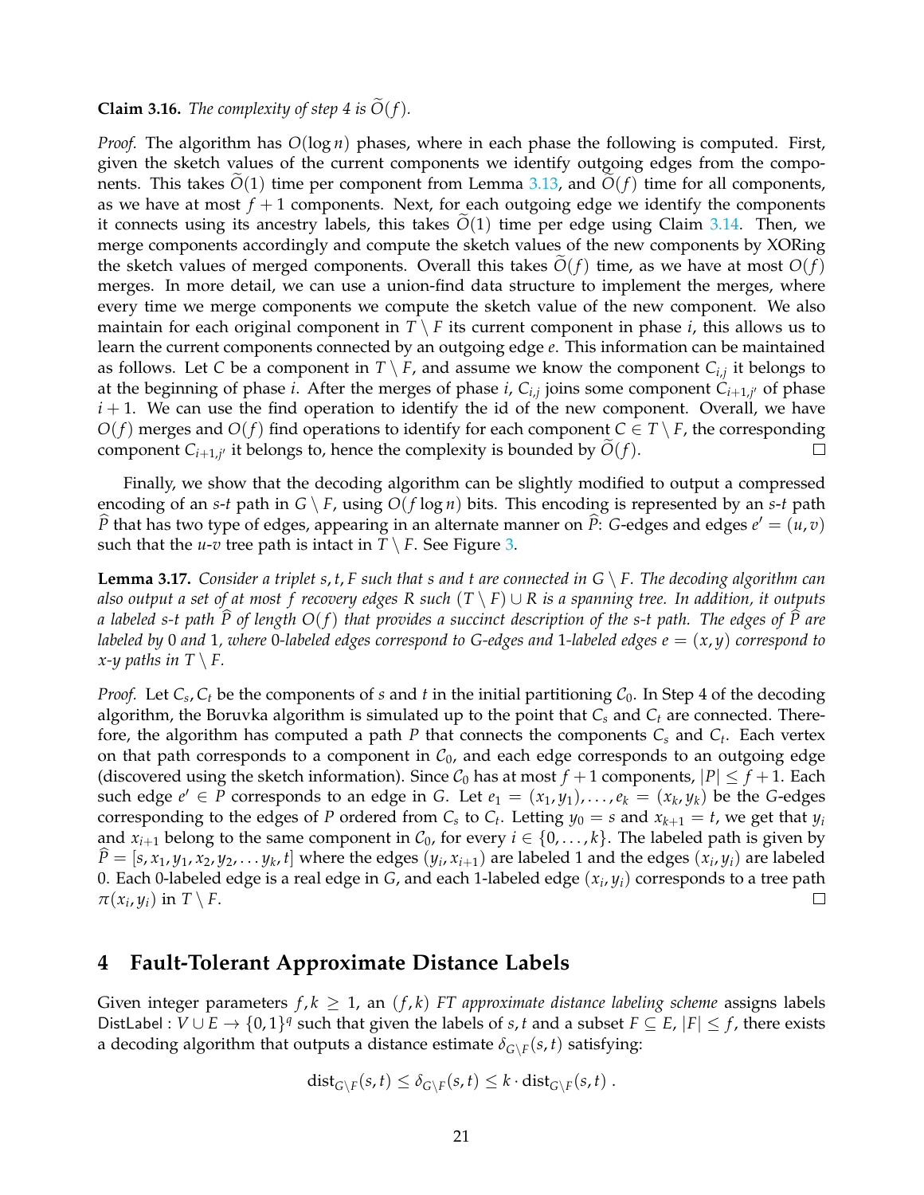**Claim 3.16.** *The complexity of step 4 is $\widetilde{O}(f)$.*

*Proof.* The algorithm has $O(\log n)$ phases, where in each phase the following is computed. First, given the sketch values of the current components we identify outgoing edges from the components. This takes $\widetilde{O}(1)$ time per component from Lemma 3.13, and $\widetilde{O}(f)$ time for all components, as we have at most $f+1$ components. Next, for each outgoing edge we identify the components it connects using its ancestry labels, this takes $\widetilde{O}(1)$ time per edge using Claim 3.14. Then, we merge components accordingly and compute the sketch values of the new components by XORing the sketch values of merged components. Overall this takes $\widetilde{O}(f)$ time, as we have at most $O(f)$ merges. In more detail, we can use a union-find data structure to implement the merges, where every time we merge components we compute the sketch value of the new component. We also maintain for each original component in $T \setminus F$ its current component in phase $i$, this allows us to learn the current components connected by an outgoing edge $e$. This information can be maintained as follows. Let $C$ be a component in $T \setminus F$, and assume we know the component $C_{i,j}$ it belongs to at the beginning of phase $i$. After the merges of phase $i$, $C_{i,j}$ joins some component $C_{i+1,j'}$ of phase $i+1$. We can use the find operation to identify the id of the new component. Overall, we have $O(f)$ merges and $O(f)$ find operations to identify for each component $C \in T \setminus F$, the corresponding component $C_{i+1,j'}$ it belongs to, hence the complexity is bounded by $\widetilde{O}(f)$. $\square$

Finally, we show that the decoding algorithm can be slightly modified to output a compressed encoding of an $s$-$t$ path in $G \setminus F$, using $O(f \log n)$ bits. This encoding is represented by an $s$-$t$ path $\widehat{P}$ that has two type of edges, appearing in an alternate manner on $\widehat{P}$: $G$-edges and edges $e' = (u, v)$ such that the $u$-$v$ tree path is intact in $T \setminus F$. See Figure 3.

**Lemma 3.17.** *Consider a triplet $s, t, F$ such that $s$ and $t$ are connected in $G \setminus F$. The decoding algorithm can also output a set of at most $f$ recovery edges $R$ such $(T \setminus F) \cup R$ is a spanning tree. In addition, it outputs a labeled $s$-$t$ path $\widehat{P}$ of length $O(f)$ that provides a succinct description of the $s$-$t$ path. The edges of $\widehat{P}$ are labeled by 0 and 1, where 0-labeled edges correspond to $G$-edges and 1-labeled edges $e = (x, y)$ correspond to $x$-$y$ paths in $T \setminus F$.*

*Proof.* Let $C_s, C_t$ be the components of $s$ and $t$ in the initial partitioning $\mathcal{C}_0$. In Step 4 of the decoding algorithm, the Boruvka algorithm is simulated up to the point that $C_s$ and $C_t$ are connected. Therefore, the algorithm has computed a path $P$ that connects the components $C_s$ and $C_t$. Each vertex on that path corresponds to a component in $\mathcal{C}_0$, and each edge corresponds to an outgoing edge (discovered using the sketch information). Since $\mathcal{C}_0$ has at most $f+1$ components, $|P| \leq f+1$. Each such edge $e' \in P$ corresponds to an edge in $G$. Let $e_1 = (x_1, y_1), \ldots, e_k = (x_k, y_k)$ be the $G$-edges corresponding to the edges of $P$ ordered from $C_s$ to $C_t$. Letting $y_0 = s$ and $x_{k+1} = t$, we get that $y_i$ and $x_{i+1}$ belong to the same component in $\mathcal{C}_0$, for every $i \in \{0, \ldots, k\}$. The labeled path is given by $\widehat{P} = [s, x_1, y_1, x_2, y_2, \ldots y_k, t]$ where the edges $(y_i, x_{i+1})$ are labeled 1 and the edges $(x_i, y_i)$ are labeled 0. Each 0-labeled edge is a real edge in $G$, and each 1-labeled edge $(x_i, y_i)$ corresponds to a tree path $\pi(x_i, y_i)$ in $T \setminus F$. $\square$

# 4 Fault-Tolerant Approximate Distance Labels

Given integer parameters $f, k \geq 1$, an $(f, k)$ *FT approximate distance labeling scheme* assigns labels $\mathsf{DistLabel} : V \cup E \to \{0,1\}^q$ such that given the labels of $s, t$ and a subset $F \subseteq E$, $|F| \leq f$, there exists a decoding algorithm that outputs a distance estimate $\delta_{G \setminus F}(s, t)$ satisfying:

$$\mathrm{dist}_{G \setminus F}(s, t) \leq \delta_{G \setminus F}(s, t) \leq k \cdot \mathrm{dist}_{G \setminus F}(s, t) .$$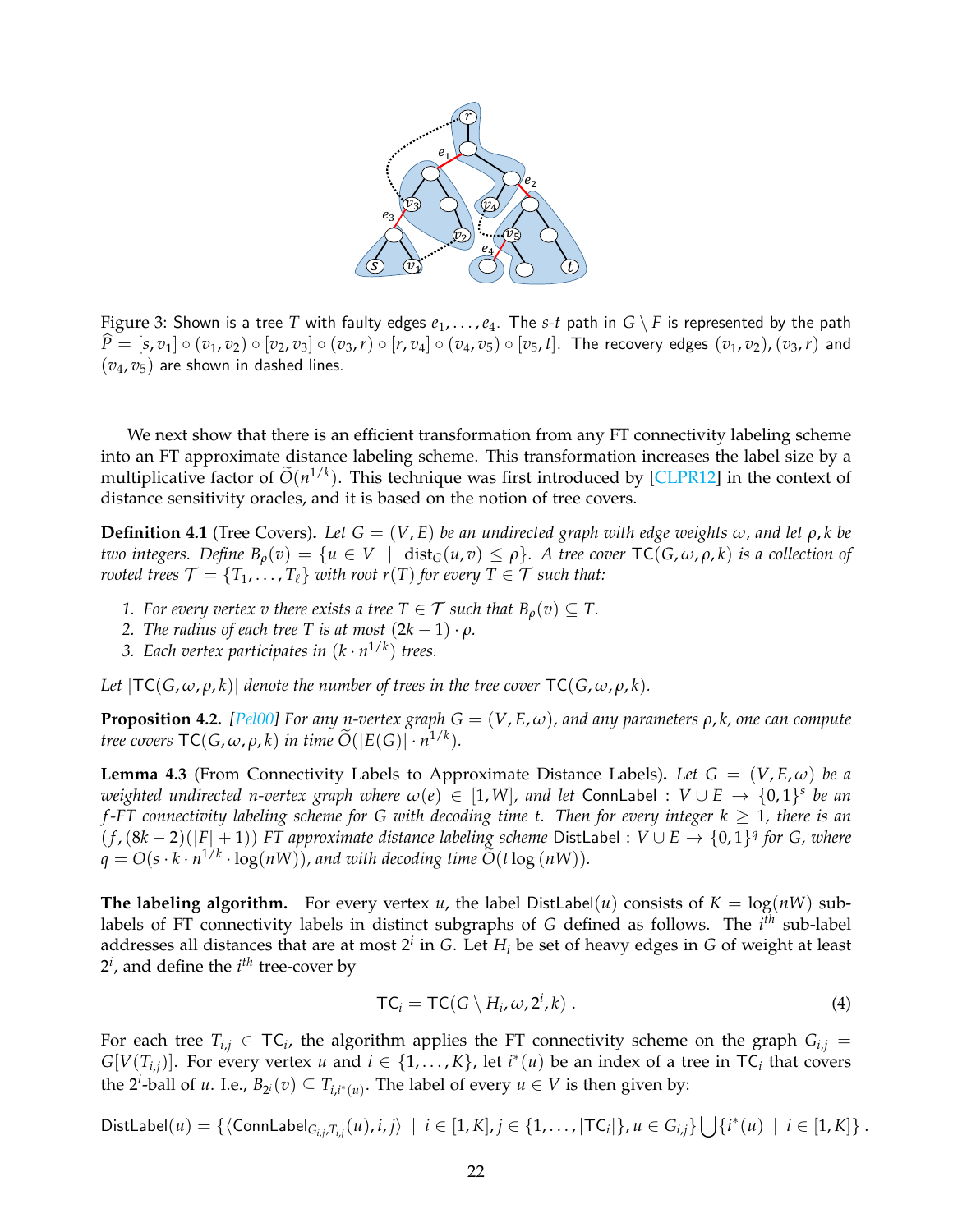Figure 3: Shown is a tree $T$ with faulty edges $e_1, \ldots, e_4$. The $s$-$t$ path in $G \setminus F$ is represented by the path $\widehat{P} = [s, v_1] \circ (v_1, v_2) \circ [v_2, v_3] \circ (v_3, r) \circ [r, v_4] \circ (v_4, v_5) \circ [v_5, t]$. The recovery edges $(v_1, v_2)$, $(v_3, r)$ and $(v_4, v_5)$ are shown in dashed lines.

We next show that there is an efficient transformation from any FT connectivity labeling scheme into an FT approximate distance labeling scheme. This transformation increases the label size by a multiplicative factor of $\widetilde{O}(n^{1/k})$. This technique was first introduced by [CLPR12] in the context of distance sensitivity oracles, and it is based on the notion of tree covers.

**Definition 4.1** (Tree Covers). *Let $G = (V, E)$ be an undirected graph with edge weights $\omega$, and let $\rho, k$ be two integers. Define $B_\rho(v) = \{u \in V \mid \text{dist}_G(u, v) \leq \rho\}$. A tree cover $\mathsf{TC}(G, \omega, \rho, k)$ is a collection of rooted trees $\mathcal{T} = \{T_1, \ldots, T_\ell\}$ with root $r(T)$ for every $T \in \mathcal{T}$ such that:*

1. *For every vertex $v$ there exists a tree $T \in \mathcal{T}$ such that $B_\rho(v) \subseteq T$.*
2. *The radius of each tree $T$ is at most $(2k - 1) \cdot \rho$.*
3. *Each vertex participates in $(k \cdot n^{1/k})$ trees.*

*Let $|\mathsf{TC}(G, \omega, \rho, k)|$ denote the number of trees in the tree cover $\mathsf{TC}(G, \omega, \rho, k)$.*

**Proposition 4.2.** *[Pel00] For any $n$-vertex graph $G = (V, E, \omega)$, and any parameters $\rho, k$, one can compute tree covers $\mathsf{TC}(G, \omega, \rho, k)$ in time $\widetilde{O}(|E(G)| \cdot n^{1/k})$.*

**Lemma 4.3** (From Connectivity Labels to Approximate Distance Labels). *Let $G = (V, E, \omega)$ be a weighted undirected $n$-vertex graph where $\omega(e) \in [1, W]$, and let $\mathsf{ConnLabel} : V \cup E \to \{0, 1\}^s$ be an $f$-FT connectivity labeling scheme for $G$ with decoding time $t$. Then for every integer $k \geq 1$, there is an $(f, (8k - 2)(|F| + 1))$ FT approximate distance labeling scheme $\mathsf{DistLabel} : V \cup E \to \{0, 1\}^q$ for $G$, where $q = O(s \cdot k \cdot n^{1/k} \cdot \log(nW))$, and with decoding time $\widetilde{O}(t \log(nW))$.*

**The labeling algorithm.** For every vertex $u$, the label $\mathsf{DistLabel}(u)$ consists of $K = \log(nW)$ sub-labels of FT connectivity labels in distinct subgraphs of $G$ defined as follows. The $i^{th}$ sub-label addresses all distances that are at most $2^i$ in $G$. Let $H_i$ be set of heavy edges in $G$ of weight at least $2^i$, and define the $i^{th}$ tree-cover by

$$\mathsf{TC}_i = \mathsf{TC}(G \setminus H_i, \omega, 2^i, k) \,. \tag{4}$$

For each tree $T_{i,j} \in \mathsf{TC}_i$, the algorithm applies the FT connectivity scheme on the graph $G_{i,j} = G[V(T_{i,j})]$. For every vertex $u$ and $i \in \{1, \ldots, K\}$, let $i^*(u)$ be an index of a tree in $\mathsf{TC}_i$ that covers the $2^i$-ball of $u$. I.e., $B_{2^i}(v) \subseteq T_{i,i^*(u)}$. The label of every $u \in V$ is then given by:

$$\mathsf{DistLabel}(u) = \{\langle \mathsf{ConnLabel}_{G_{i,j}, T_{i,j}}(u), i, j\rangle \mid i \in [1, K], j \in \{1, \ldots, |\mathsf{TC}_i|\}, u \in G_{i,j}\} \bigcup \{i^*(u) \mid i \in [1, K]\} \,.$$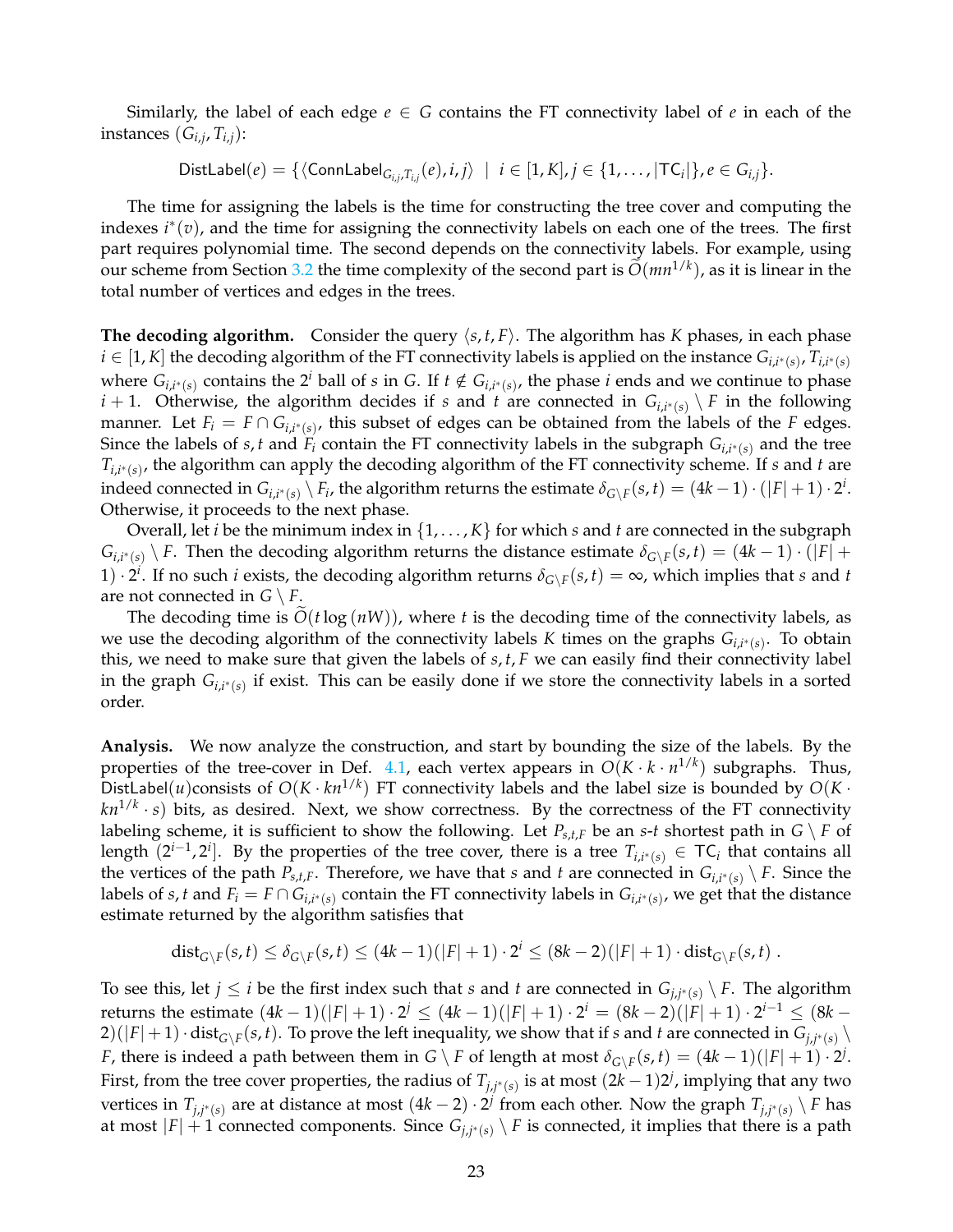Similarly, the label of each edge $e \in G$ contains the FT connectivity label of $e$ in each of the instances $(G_{i,j}, T_{i,j})$:

$$\mathsf{DistLabel}(e) = \{\langle \mathsf{ConnLabel}_{G_{i,j},T_{i,j}}(e), i, j\rangle \mid i \in [1, K], j \in \{1, \ldots, |\mathsf{TC}_i|\}, e \in G_{i,j}\}.$$

The time for assigning the labels is the time for constructing the tree cover and computing the indexes $i^*(v)$, and the time for assigning the connectivity labels on each one of the trees. The first part requires polynomial time. The second depends on the connectivity labels. For example, using our scheme from Section 3.2 the time complexity of the second part is $\widetilde{O}(mn^{1/k})$, as it is linear in the total number of vertices and edges in the trees.

**The decoding algorithm.** Consider the query $\langle s, t, F\rangle$. The algorithm has $K$ phases, in each phase $i \in [1, K]$ the decoding algorithm of the FT connectivity labels is applied on the instance $G_{i,i^*(s)}, T_{i,i^*(s)}$ where $G_{i,i^*(s)}$ contains the $2^i$ ball of $s$ in $G$. If $t \notin G_{i,i^*(s)}$, the phase $i$ ends and we continue to phase $i+1$. Otherwise, the algorithm decides if $s$ and $t$ are connected in $G_{i,i^*(s)} \setminus F$ in the following manner. Let $F_i = F \cap G_{i,i^*(s)}$, this subset of edges can be obtained from the labels of the $F$ edges. Since the labels of $s, t$ and $F_i$ contain the FT connectivity labels in the subgraph $G_{i,i^*(s)}$ and the tree $T_{i,i^*(s)}$, the algorithm can apply the decoding algorithm of the FT connectivity scheme. If $s$ and $t$ are indeed connected in $G_{i,i^*(s)} \setminus F_i$, the algorithm returns the estimate $\delta_{G\setminus F}(s,t) = (4k-1)\cdot(|F|+1)\cdot 2^i$. Otherwise, it proceeds to the next phase.

Overall, let $i$ be the minimum index in $\{1, \ldots, K\}$ for which $s$ and $t$ are connected in the subgraph $G_{i,i^*(s)} \setminus F$. Then the decoding algorithm returns the distance estimate $\delta_{G\setminus F}(s,t) = (4k-1)\cdot(|F|+1)\cdot 2^i$. If no such $i$ exists, the decoding algorithm returns $\delta_{G\setminus F}(s,t) = \infty$, which implies that $s$ and $t$ are not connected in $G \setminus F$.

The decoding time is $\widetilde{O}(t \log(nW))$, where $t$ is the decoding time of the connectivity labels, as we use the decoding algorithm of the connectivity labels $K$ times on the graphs $G_{i,i^*(s)}$. To obtain this, we need to make sure that given the labels of $s, t, F$ we can easily find their connectivity label in the graph $G_{i,i^*(s)}$ if exist. This can be easily done if we store the connectivity labels in a sorted order.

**Analysis.** We now analyze the construction, and start by bounding the size of the labels. By the properties of the tree-cover in Def. 4.1, each vertex appears in $O(K \cdot k \cdot n^{1/k})$ subgraphs. Thus, $\mathsf{DistLabel}(u)$consists of $O(K \cdot kn^{1/k})$ FT connectivity labels and the label size is bounded by $O(K \cdot kn^{1/k} \cdot s)$ bits, as desired. Next, we show correctness. By the correctness of the FT connectivity labeling scheme, it is sufficient to show the following. Let $P_{s,t,F}$ be an $s$-$t$ shortest path in $G \setminus F$ of length $(2^{i-1}, 2^i]$. By the properties of the tree cover, there is a tree $T_{i,i^*(s)} \in \mathsf{TC}_i$ that contains all the vertices of the path $P_{s,t,F}$. Therefore, we have that $s$ and $t$ are connected in $G_{i,i^*(s)} \setminus F$. Since the labels of $s, t$ and $F_i = F \cap G_{i,i^*(s)}$ contain the FT connectivity labels in $G_{i,i^*(s)}$, we get that the distance estimate returned by the algorithm satisfies that

$$\mathrm{dist}_{G\setminus F}(s,t) \leq \delta_{G\setminus F}(s,t) \leq (4k-1)(|F|+1)\cdot 2^i \leq (8k-2)(|F|+1)\cdot \mathrm{dist}_{G\setminus F}(s,t)\ .$$

To see this, let $j \leq i$ be the first index such that $s$ and $t$ are connected in $G_{j,j^*(s)} \setminus F$. The algorithm returns the estimate $(4k-1)(|F|+1)\cdot 2^j \leq (4k-1)(|F|+1)\cdot 2^i = (8k-2)(|F|+1)\cdot 2^{i-1} \leq (8k-2)(|F|+1)\cdot \mathrm{dist}_{G\setminus F}(s,t)$. To prove the left inequality, we show that if $s$ and $t$ are connected in $G_{j,j^*(s)} \setminus F$, there is indeed a path between them in $G \setminus F$ of length at most $\delta_{G\setminus F}(s,t) = (4k-1)(|F|+1)\cdot 2^j$. First, from the tree cover properties, the radius of $T_{j,j^*(s)}$ is at most $(2k-1)2^j$, implying that any two vertices in $T_{j,j^*(s)}$ are at distance at most $(4k-2)\cdot 2^j$ from each other. Now the graph $T_{j,j^*(s)} \setminus F$ has at most $|F|+1$ connected components. Since $G_{j,j^*(s)} \setminus F$ is connected, it implies that there is a path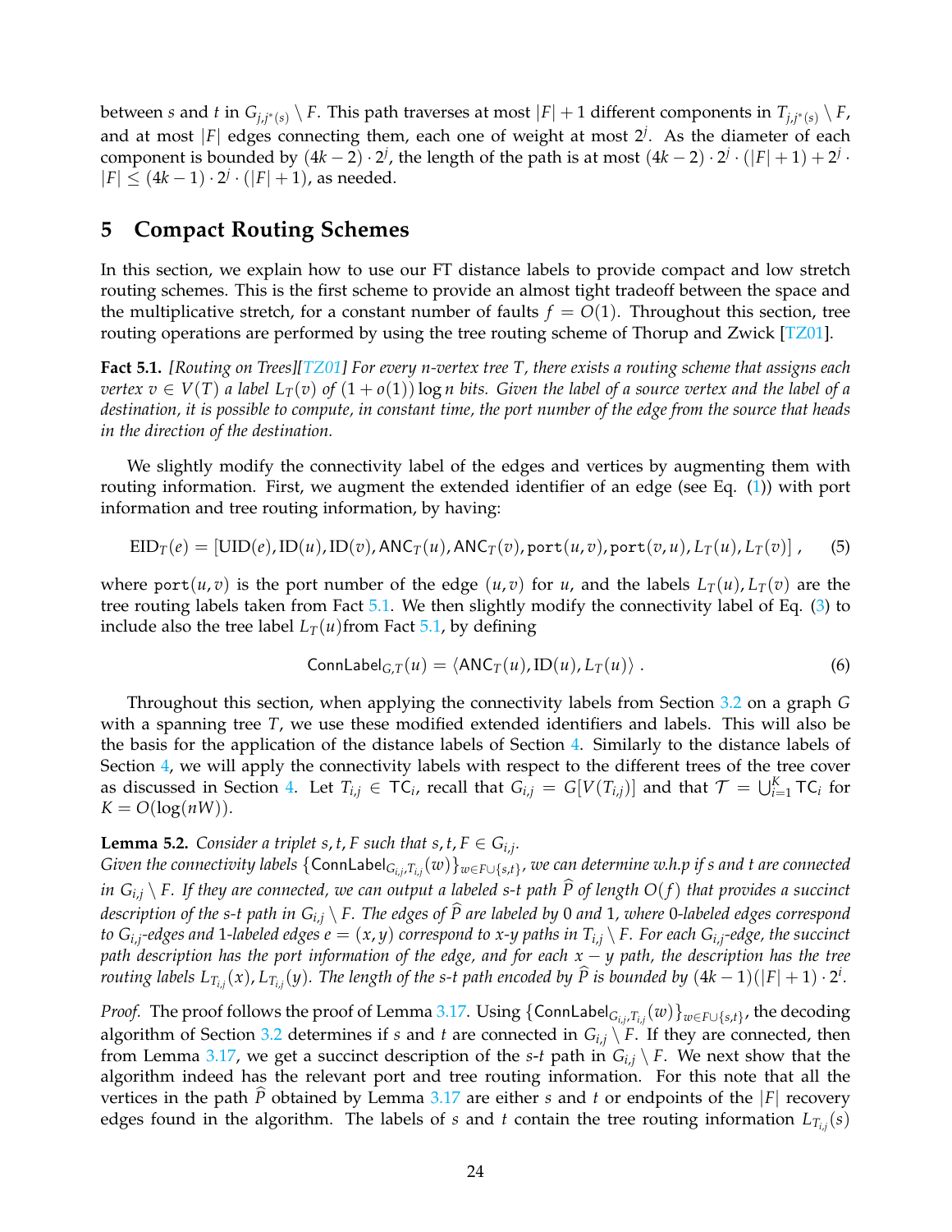between $s$ and $t$ in $G_{j,j^*(s)} \setminus F$. This path traverses at most $|F|+1$ different components in $T_{j,j^*(s)} \setminus F$, and at most $|F|$ edges connecting them, each one of weight at most $2^j$. As the diameter of each component is bounded by $(4k-2)\cdot 2^j$, the length of the path is at most $(4k-2)\cdot 2^j \cdot (|F|+1) + 2^j \cdot |F| \leq (4k-1)\cdot 2^j \cdot (|F|+1)$, as needed.

# 5 Compact Routing Schemes

In this section, we explain how to use our FT distance labels to provide compact and low stretch routing schemes. This is the first scheme to provide an almost tight tradeoff between the space and the multiplicative stretch, for a constant number of faults $f = O(1)$. Throughout this section, tree routing operations are performed by using the tree routing scheme of Thorup and Zwick [TZ01].

**Fact 5.1.** *[Routing on Trees][TZ01] For every $n$-vertex tree $T$, there exists a routing scheme that assigns each vertex $v \in V(T)$ a label $L_T(v)$ of $(1+o(1))\log n$ bits. Given the label of a source vertex and the label of a destination, it is possible to compute, in constant time, the port number of the edge from the source that heads in the direction of the destination.*

We slightly modify the connectivity label of the edges and vertices by augmenting them with routing information. First, we augment the extended identifier of an edge (see Eq. (1)) with port information and tree routing information, by having:

$$\mathrm{EID}_T(e) = [\mathrm{UID}(e), \mathrm{ID}(u), \mathrm{ID}(v), \mathsf{ANC}_T(u), \mathsf{ANC}_T(v), \mathtt{port}(u,v), \mathtt{port}(v,u), L_T(u), L_T(v)]\ , \tag{5}$$

where $\mathtt{port}(u,v)$ is the port number of the edge $(u,v)$ for $u$, and the labels $L_T(u), L_T(v)$ are the tree routing labels taken from Fact 5.1. We then slightly modify the connectivity label of Eq. (3) to include also the tree label $L_T(u)$from Fact 5.1, by defining

$$\mathsf{ConnLabel}_{G,T}(u) = \langle \mathsf{ANC}_T(u), \mathrm{ID}(u), L_T(u)\rangle\ . \tag{6}$$

Throughout this section, when applying the connectivity labels from Section 3.2 on a graph $G$ with a spanning tree $T$, we use these modified extended identifiers and labels. This will also be the basis for the application of the distance labels of Section 4. Similarly to the distance labels of Section 4, we will apply the connectivity labels with respect to the different trees of the tree cover as discussed in Section 4. Let $T_{i,j} \in \mathsf{TC}_i$, recall that $G_{i,j} = G[V(T_{i,j})]$ and that $\mathcal{T} = \bigcup_{i=1}^{K} \mathsf{TC}_i$ for $K = O(\log(nW))$.

**Lemma 5.2.** *Consider a triplet $s, t, F$ such that $s, t, F \in G_{i,j}$.*
*Given the connectivity labels $\{\mathsf{ConnLabel}_{G_{i,j},T_{i,j}}(w)\}_{w \in F \cup \{s,t\}}$, we can determine w.h.p if $s$ and $t$ are connected in $G_{i,j} \setminus F$. If they are connected, we can output a labeled $s$-$t$ path $\widehat{P}$ of length $O(f)$ that provides a succinct description of the $s$-$t$ path in $G_{i,j} \setminus F$. The edges of $\widehat{P}$ are labeled by 0 and 1, where 0-labeled edges correspond to $G_{i,j}$-edges and 1-labeled edges $e = (x,y)$ correspond to $x$-$y$ paths in $T_{i,j} \setminus F$. For each $G_{i,j}$-edge, the succinct path description has the port information of the edge, and for each $x-y$ path, the description has the tree routing labels $L_{T_{i,j}}(x), L_{T_{i,j}}(y)$. The length of the $s$-$t$ path encoded by $\widehat{P}$ is bounded by $(4k-1)(|F|+1)\cdot 2^i$.*

*Proof.* The proof follows the proof of Lemma 3.17. Using $\{\mathsf{ConnLabel}_{G_{i,j},T_{i,j}}(w)\}_{w \in F \cup \{s,t\}}$, the decoding algorithm of Section 3.2 determines if $s$ and $t$ are connected in $G_{i,j} \setminus F$. If they are connected, then from Lemma 3.17, we get a succinct description of the $s$-$t$ path in $G_{i,j} \setminus F$. We next show that the algorithm indeed has the relevant port and tree routing information. For this note that all the vertices in the path $\widehat{P}$ obtained by Lemma 3.17 are either $s$ and $t$ or endpoints of the $|F|$ recovery edges found in the algorithm. The labels of $s$ and $t$ contain the tree routing information $L_{T_{i,j}}(s)$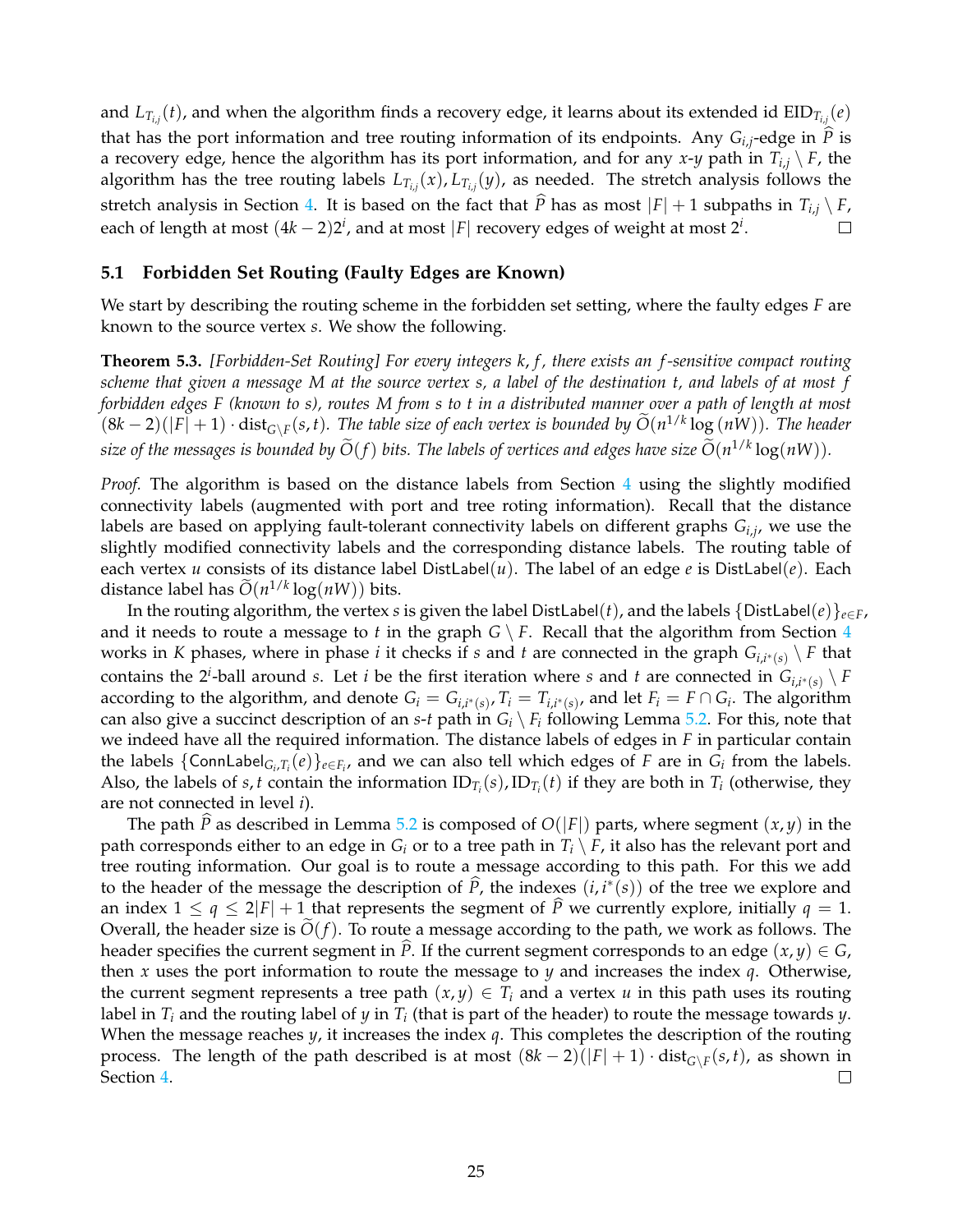and $L_{T_{i,j}}(t)$, and when the algorithm finds a recovery edge, it learns about its extended id $\mathrm{EID}_{T_{i,j}}(e)$ that has the port information and tree routing information of its endpoints. Any $G_{i,j}$-edge in $\widehat{P}$ is a recovery edge, hence the algorithm has its port information, and for any $x$-$y$ path in $T_{i,j} \setminus F$, the algorithm has the tree routing labels $L_{T_{i,j}}(x), L_{T_{i,j}}(y)$, as needed. The stretch analysis follows the stretch analysis in Section 4. It is based on the fact that $\widehat{P}$ has as most $|F|+1$ subpaths in $T_{i,j} \setminus F$, each of length at most $(4k-2)2^i$, and at most $|F|$ recovery edges of weight at most $2^i$. □

## 5.1 Forbidden Set Routing (Faulty Edges are Known)

We start by describing the routing scheme in the forbidden set setting, where the faulty edges $F$ are known to the source vertex $s$. We show the following.

**Theorem 5.3.** *[Forbidden-Set Routing] For every integers $k, f$, there exists an $f$-sensitive compact routing scheme that given a message $M$ at the source vertex $s$, a label of the destination $t$, and labels of at most $f$ forbidden edges $F$ (known to $s$), routes $M$ from $s$ to $t$ in a distributed manner over a path of length at most $(8k-2)(|F|+1) \cdot \mathrm{dist}_{G \setminus F}(s,t)$. The table size of each vertex is bounded by $\widetilde{O}(n^{1/k} \log(nW))$. The header size of the messages is bounded by $\widetilde{O}(f)$ bits. The labels of vertices and edges have size $\widetilde{O}(n^{1/k} \log(nW))$.*

*Proof.* The algorithm is based on the distance labels from Section 4 using the slightly modified connectivity labels (augmented with port and tree roting information). Recall that the distance labels are based on applying fault-tolerant connectivity labels on different graphs $G_{i,j}$, we use the slightly modified connectivity labels and the corresponding distance labels. The routing table of each vertex $u$ consists of its distance label $\mathsf{DistLabel}(u)$. The label of an edge $e$ is $\mathsf{DistLabel}(e)$. Each distance label has $\widetilde{O}(n^{1/k} \log(nW))$ bits.

In the routing algorithm, the vertex $s$ is given the label $\mathsf{DistLabel}(t)$, and the labels $\{\mathsf{DistLabel}(e)\}_{e \in F}$, and it needs to route a message to $t$ in the graph $G \setminus F$. Recall that the algorithm from Section 4 works in $K$ phases, where in phase $i$ it checks if $s$ and $t$ are connected in the graph $G_{i,i^*(s)} \setminus F$ that contains the $2^i$-ball around $s$. Let $i$ be the first iteration where $s$ and $t$ are connected in $G_{i,i^*(s)} \setminus F$ according to the algorithm, and denote $G_i = G_{i,i^*(s)}, T_i = T_{i,i^*(s)}$, and let $F_i = F \cap G_i$. The algorithm can also give a succinct description of an $s$-$t$ path in $G_i \setminus F_i$ following Lemma 5.2. For this, note that we indeed have all the required information. The distance labels of edges in $F$ in particular contain the labels $\{\mathsf{ConnLabel}_{G_i,T_i}(e)\}_{e \in F_i}$, and we can also tell which edges of $F$ are in $G_i$ from the labels. Also, the labels of $s, t$ contain the information $\mathrm{ID}_{T_i}(s), \mathrm{ID}_{T_i}(t)$ if they are both in $T_i$ (otherwise, they are not connected in level $i$).

The path $\widehat{P}$ as described in Lemma 5.2 is composed of $O(|F|)$ parts, where segment $(x,y)$ in the path corresponds either to an edge in $G_i$ or to a tree path in $T_i \setminus F$, it also has the relevant port and tree routing information. Our goal is to route a message according to this path. For this we add to the header of the message the description of $\widehat{P}$, the indexes $(i, i^*(s))$ of the tree we explore and an index $1 \leq q \leq 2|F|+1$ that represents the segment of $\widehat{P}$ we currently explore, initially $q=1$. Overall, the header size is $\widetilde{O}(f)$. To route a message according to the path, we work as follows. The header specifies the current segment in $\widehat{P}$. If the current segment corresponds to an edge $(x,y) \in G$, then $x$ uses the port information to route the message to $y$ and increases the index $q$. Otherwise, the current segment represents a tree path $(x,y) \in T_i$ and a vertex $u$ in this path uses its routing label in $T_i$ and the routing label of $y$ in $T_i$ (that is part of the header) to route the message towards $y$. When the message reaches $y$, it increases the index $q$. This completes the description of the routing process. The length of the path described is at most $(8k-2)(|F|+1) \cdot \mathrm{dist}_{G \setminus F}(s,t)$, as shown in Section 4. □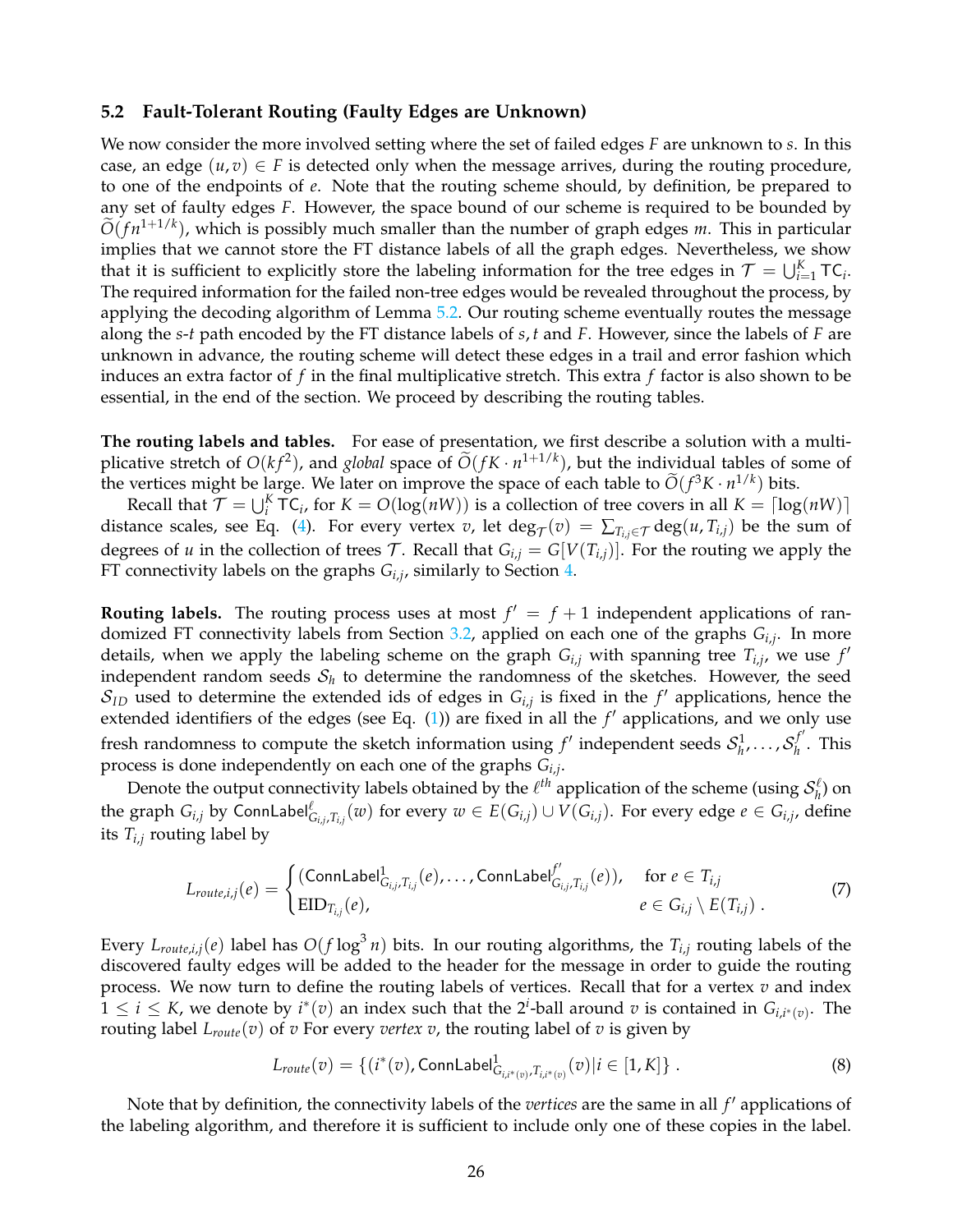### 5.2 Fault-Tolerant Routing (Faulty Edges are Unknown)

We now consider the more involved setting where the set of failed edges $F$ are unknown to $s$. In this case, an edge $(u, v) \in F$ is detected only when the message arrives, during the routing procedure, to one of the endpoints of $e$. Note that the routing scheme should, by definition, be prepared to any set of faulty edges $F$. However, the space bound of our scheme is required to be bounded by $\widetilde{O}(fn^{1+1/k})$, which is possibly much smaller than the number of graph edges $m$. This in particular implies that we cannot store the FT distance labels of all the graph edges. Nevertheless, we show that it is sufficient to explicitly store the labeling information for the tree edges in $\mathcal{T} = \bigcup_{i=1}^{K} \mathsf{TC}_i$. The required information for the failed non-tree edges would be revealed throughout the process, by applying the decoding algorithm of Lemma 5.2. Our routing scheme eventually routes the message along the $s$-$t$ path encoded by the FT distance labels of $s, t$ and $F$. However, since the labels of $F$ are unknown in advance, the routing scheme will detect these edges in a trail and error fashion which induces an extra factor of $f$ in the final multiplicative stretch. This extra $f$ factor is also shown to be essential, in the end of the section. We proceed by describing the routing tables.

**The routing labels and tables.** For ease of presentation, we first describe a solution with a multiplicative stretch of $O(kf^2)$, and *global* space of $\widetilde{O}(fK \cdot n^{1+1/k})$, but the individual tables of some of the vertices might be large. We later on improve the space of each table to $\widetilde{O}(f^3 K \cdot n^{1/k})$ bits.

Recall that $\mathcal{T} = \bigcup_{i}^{K} \mathsf{TC}_i$, for $K = O(\log(nW))$ is a collection of tree covers in all $K = \lceil \log(nW) \rceil$ distance scales, see Eq. (4). For every vertex $v$, let $\deg_{\mathcal{T}}(v) = \sum_{T_{i,j} \in \mathcal{T}} \deg(u, T_{i,j})$ be the sum of degrees of $u$ in the collection of trees $\mathcal{T}$. Recall that $G_{i,j} = G[V(T_{i,j})]$. For the routing we apply the FT connectivity labels on the graphs $G_{i,j}$, similarly to Section 4.

**Routing labels.** The routing process uses at most $f' = f + 1$ independent applications of randomized FT connectivity labels from Section 3.2, applied on each one of the graphs $G_{i,j}$. In more details, when we apply the labeling scheme on the graph $G_{i,j}$ with spanning tree $T_{i,j}$, we use $f'$ independent random seeds $\mathcal{S}_h$ to determine the randomness of the sketches. However, the seed $\mathcal{S}_{ID}$ used to determine the extended ids of edges in $G_{i,j}$ is fixed in the $f'$ applications, hence the extended identifiers of the edges (see Eq. (1)) are fixed in all the $f'$ applications, and we only use fresh randomness to compute the sketch information using $f'$ independent seeds $\mathcal{S}_h^1, \ldots, \mathcal{S}_h^{f'}$. This process is done independently on each one of the graphs $G_{i,j}$.

Denote the output connectivity labels obtained by the $\ell^{th}$ application of the scheme (using $\mathcal{S}_h^{\ell}$) on the graph $G_{i,j}$ by $\mathsf{ConnLabel}^{\ell}_{G_{i,j}, T_{i,j}}(w)$ for every $w \in E(G_{i,j}) \cup V(G_{i,j})$. For every edge $e \in G_{i,j}$, define its $T_{i,j}$ routing label by

$$L_{route,i,j}(e) = \begin{cases} (\mathsf{ConnLabel}^{1}_{G_{i,j}, T_{i,j}}(e), \ldots, \mathsf{ConnLabel}^{f'}_{G_{i,j}, T_{i,j}}(e)), & \text{for } e \in T_{i,j} \\ \mathrm{EID}_{T_{i,j}}(e), & e \in G_{i,j} \setminus E(T_{i,j}) \,. \end{cases} \tag{7}$$

Every $L_{route,i,j}(e)$ label has $O(f \log^3 n)$ bits. In our routing algorithms, the $T_{i,j}$ routing labels of the discovered faulty edges will be added to the header for the message in order to guide the routing process. We now turn to define the routing labels of vertices. Recall that for a vertex $v$ and index $1 \leq i \leq K$, we denote by $i^*(v)$ an index such that the $2^i$-ball around $v$ is contained in $G_{i,i^*(v)}$. The routing label $L_{route}(v)$ of $v$ For every *vertex* $v$, the routing label of $v$ is given by

$$L_{route}(v) = \{(i^*(v), \mathsf{ConnLabel}^{1}_{G_{i,i^*(v)}, T_{i,i^*(v)}}(v) | i \in [1, K]\} \,. \tag{8}$$

Note that by definition, the connectivity labels of the *vertices* are the same in all $f'$ applications of the labeling algorithm, and therefore it is sufficient to include only one of these copies in the label.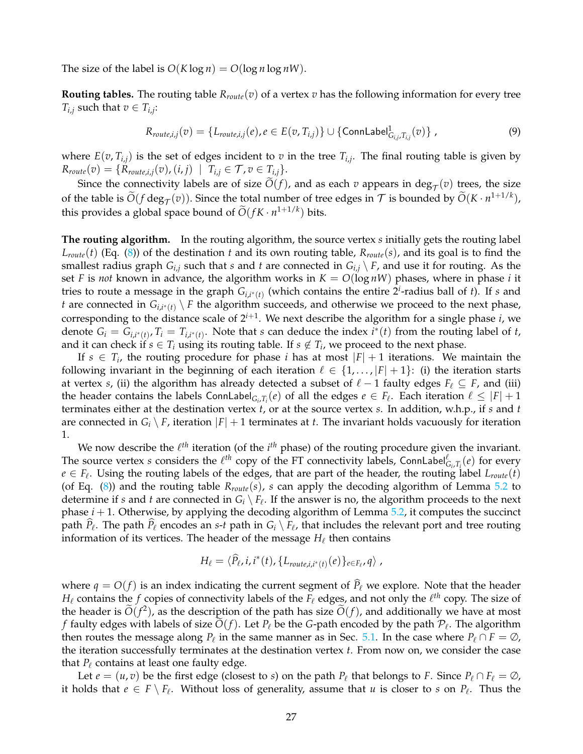The size of the label is $O(K \log n) = O(\log n \log nW)$.

**Routing tables.** The routing table $R_{route}(v)$ of a vertex $v$ has the following information for every tree $T_{i,j}$ such that $v \in T_{i,j}$:

$$R_{route,i,j}(v) = \{L_{route,i,j}(e), e \in E(v, T_{i,j})\} \cup \{\mathsf{ConnLabel}^1_{G_{i,j},T_{i,j}}(v)\}\ , \tag{9}$$

where $E(v, T_{i,j})$ is the set of edges incident to $v$ in the tree $T_{i,j}$. The final routing table is given by $R_{route}(v) = \{R_{route,i,j}(v), (i,j) \mid T_{i,j} \in \mathcal{T}, v \in T_{i,j}\}$.

Since the connectivity labels are of size $\widetilde{O}(f)$, and as each $v$ appears in $\deg_{\mathcal{T}}(v)$ trees, the size of the table is $\widetilde{O}(f \deg_{\mathcal{T}}(v))$. Since the total number of tree edges in $\mathcal{T}$ is bounded by $\widetilde{O}(K \cdot n^{1+1/k})$, this provides a global space bound of $\widetilde{O}(fK \cdot n^{1+1/k})$ bits.

**The routing algorithm.** In the routing algorithm, the source vertex $s$ initially gets the routing label $L_{route}(t)$ (Eq. (8)) of the destination $t$ and its own routing table, $R_{route}(s)$, and its goal is to find the smallest radius graph $G_{i,j}$ such that $s$ and $t$ are connected in $G_{i,j} \setminus F$, and use it for routing. As the set $F$ is *not* known in advance, the algorithm works in $K = O(\log nW)$ phases, where in phase $i$ it tries to route a message in the graph $G_{i,i^*(t)}$ (which contains the entire $2^i$-radius ball of $t$). If $s$ and $t$ are connected in $G_{i,i^*(t)} \setminus F$ the algorithm succeeds, and otherwise we proceed to the next phase, corresponding to the distance scale of $2^{i+1}$. We next describe the algorithm for a single phase $i$, we denote $G_i = G_{i,i^*(t)}, T_i = T_{i,i^*(t)}$. Note that $s$ can deduce the index $i^*(t)$ from the routing label of $t$, and it can check if $s \in T_i$ using its routing table. If $s \notin T_i$, we proceed to the next phase.

If $s \in T_i$, the routing procedure for phase $i$ has at most $|F| + 1$ iterations. We maintain the following invariant in the beginning of each iteration $\ell \in \{1, \ldots, |F| + 1\}$: (i) the iteration starts at vertex $s$, (ii) the algorithm has already detected a subset of $\ell - 1$ faulty edges $F_\ell \subseteq F$, and (iii) the header contains the labels $\mathsf{ConnLabel}_{G_i,T_i}(e)$ of all the edges $e \in F_\ell$. Each iteration $\ell \leq |F| + 1$ terminates either at the destination vertex $t$, or at the source vertex $s$. In addition, w.h.p., if $s$ and $t$ are connected in $G_i \setminus F$, iteration $|F| + 1$ terminates at $t$. The invariant holds vacuously for iteration 1.

We now describe the $\ell^{th}$ iteration (of the $i^{th}$ phase) of the routing procedure given the invariant. The source vertex $s$ considers the $\ell^{th}$ copy of the FT connectivity labels, $\mathsf{ConnLabel}^\ell_{G_i,T_i}(e)$ for every $e \in F_\ell$. Using the routing labels of the edges, that are part of the header, the routing label $L_{route}(t)$ (of Eq. (8)) and the routing table $R_{route}(s)$, $s$ can apply the decoding algorithm of Lemma 5.2 to determine if $s$ and $t$ are connected in $G_i \setminus F_\ell$. If the answer is no, the algorithm proceeds to the next phase $i + 1$. Otherwise, by applying the decoding algorithm of Lemma 5.2, it computes the succinct path $\widehat{P}_\ell$. The path $\widehat{P}_\ell$ encodes an $s$-$t$ path in $G_i \setminus F_\ell$, that includes the relevant port and tree routing information of its vertices. The header of the message $H_\ell$ then contains

$$H_\ell = \langle \widehat{P}_\ell, i, i^*(t), \{L_{route,i,i^*(t)}(e)\}_{e \in F_\ell}, q \rangle\ ,$$

where $q = O(f)$ is an index indicating the current segment of $\widehat{P}_\ell$ we explore. Note that the header $H_\ell$ contains the $f$ copies of connectivity labels of the $F_\ell$ edges, and not only the $\ell^{th}$ copy. The size of the header is $\widetilde{O}(f^2)$, as the description of the path has size $\widetilde{O}(f)$, and additionally we have at most $f$ faulty edges with labels of size $\widetilde{O}(f)$. Let $P_\ell$ be the $G$-path encoded by the path $\mathcal{P}_\ell$. The algorithm then routes the message along $P_\ell$ in the same manner as in Sec. 5.1. In the case where $P_\ell \cap F = \emptyset$, the iteration successfully terminates at the destination vertex $t$. From now on, we consider the case that $P_\ell$ contains at least one faulty edge.

Let $e = (u, v)$ be the first edge (closest to $s$) on the path $P_\ell$ that belongs to $F$. Since $P_\ell \cap F_\ell = \emptyset$, it holds that $e \in F \setminus F_\ell$. Without loss of generality, assume that $u$ is closer to $s$ on $P_\ell$. Thus the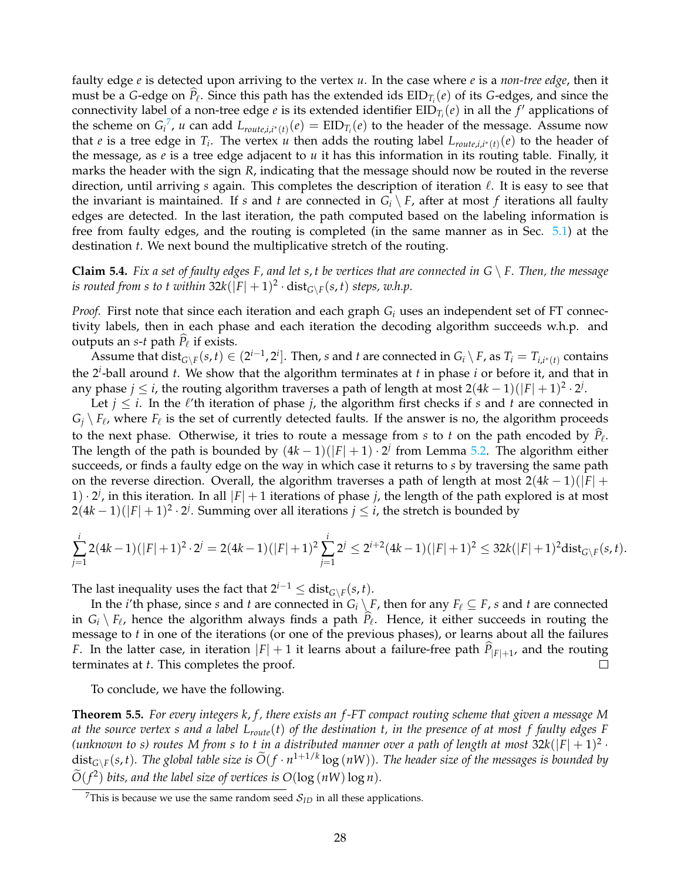faulty edge $e$ is detected upon arriving to the vertex $u$. In the case where $e$ is a *non-tree edge*, then it must be a $G$-edge on $\widehat{P}_\ell$. Since this path has the extended ids $\mathrm{EID}_{T_i}(e)$ of its $G$-edges, and since the connectivity label of a non-tree edge $e$ is its extended identifier $\mathrm{EID}_{T_i}(e)$ in all the $f'$ applications of the scheme on $G_i$[7], $u$ can add $L_{route,i,i^*(t)}(e) = \mathrm{EID}_{T_i}(e)$ to the header of the message. Assume now that $e$ is a tree edge in $T_i$. The vertex $u$ then adds the routing label $L_{route,i,i^*(t)}(e)$ to the header of the message, as $e$ is a tree edge adjacent to $u$ it has this information in its routing table. Finally, it marks the header with the sign $R$, indicating that the message should now be routed in the reverse direction, until arriving $s$ again. This completes the description of iteration $\ell$. It is easy to see that the invariant is maintained. If $s$ and $t$ are connected in $G_i \setminus F$, after at most $f$ iterations all faulty edges are detected. In the last iteration, the path computed based on the labeling information is free from faulty edges, and the routing is completed (in the same manner as in Sec. 5.1) at the destination $t$. We next bound the multiplicative stretch of the routing.

**Claim 5.4.** *Fix a set of faulty edges $F$, and let $s, t$ be vertices that are connected in $G \setminus F$. Then, the message is routed from $s$ to $t$ within $32k(|F|+1)^2 \cdot \mathrm{dist}_{G\setminus F}(s,t)$ steps, w.h.p.*

*Proof.* First note that since each iteration and each graph $G_i$ uses an independent set of FT connectivity labels, then in each phase and each iteration the decoding algorithm succeeds w.h.p. and outputs an $s$-$t$ path $\widehat{P}_\ell$ if exists.

Assume that $\mathrm{dist}_{G\setminus F}(s,t) \in (2^{i-1}, 2^i]$. Then, $s$ and $t$ are connected in $G_i \setminus F$, as $T_i = T_{i,i^*(t)}$ contains the $2^i$-ball around $t$. We show that the algorithm terminates at $t$ in phase $i$ or before it, and that in any phase $j \le i$, the routing algorithm traverses a path of length at most $2(4k-1)(|F|+1)^2 \cdot 2^j$.

Let $j \le i$. In the $\ell$'th iteration of phase $j$, the algorithm first checks if $s$ and $t$ are connected in $G_j \setminus F_\ell$, where $F_\ell$ is the set of currently detected faults. If the answer is no, the algorithm proceeds to the next phase. Otherwise, it tries to route a message from $s$ to $t$ on the path encoded by $\widehat{P}_\ell$. The length of the path is bounded by $(4k-1)(|F|+1) \cdot 2^j$ from Lemma 5.2. The algorithm either succeeds, or finds a faulty edge on the way in which case it returns to $s$ by traversing the same path on the reverse direction. Overall, the algorithm traverses a path of length at most $2(4k-1)(|F|+1) \cdot 2^j$, in this iteration. In all $|F|+1$ iterations of phase $j$, the length of the path explored is at most $2(4k-1)(|F|+1)^2 \cdot 2^j$. Summing over all iterations $j \le i$, the stretch is bounded by

$$\sum_{j=1}^{i} 2(4k-1)(|F|+1)^2 \cdot 2^j = 2(4k-1)(|F|+1)^2 \sum_{j=1}^{i} 2^j \le 2^{i+2}(4k-1)(|F|+1)^2 \le 32k(|F|+1)^2 \mathrm{dist}_{G\setminus F}(s,t).$$

The last inequality uses the fact that $2^{i-1} \le \mathrm{dist}_{G\setminus F}(s,t)$.

In the $i$'th phase, since $s$ and $t$ are connected in $G_i \setminus F$, then for any $F_\ell \subseteq F$, $s$ and $t$ are connected in $G_i \setminus F_\ell$, hence the algorithm always finds a path $\widehat{P}_\ell$. Hence, it either succeeds in routing the message to $t$ in one of the iterations (or one of the previous phases), or learns about all the failures $F$. In the latter case, in iteration $|F|+1$ it learns about a failure-free path $\widehat{P}_{|F|+1}$, and the routing terminates at $t$. This completes the proof. ☐

To conclude, we have the following.

**Theorem 5.5.** *For every integers $k, f$, there exists an $f$-FT compact routing scheme that given a message $M$ at the source vertex $s$ and a label $L_{route}(t)$ of the destination $t$, in the presence of at most $f$ faulty edges $F$ (unknown to $s$) routes $M$ from $s$ to $t$ in a distributed manner over a path of length at most $32k(|F|+1)^2 \cdot \mathrm{dist}_{G\setminus F}(s,t)$. The global table size is $\widetilde{O}(f \cdot n^{1+1/k} \log(nW))$. The header size of the messages is bounded by $\widetilde{O}(f^2)$ bits, and the label size of vertices is $O(\log(nW) \log n)$.*

[7]This is because we use the same random seed $\mathcal{S}_{ID}$ in all these applications.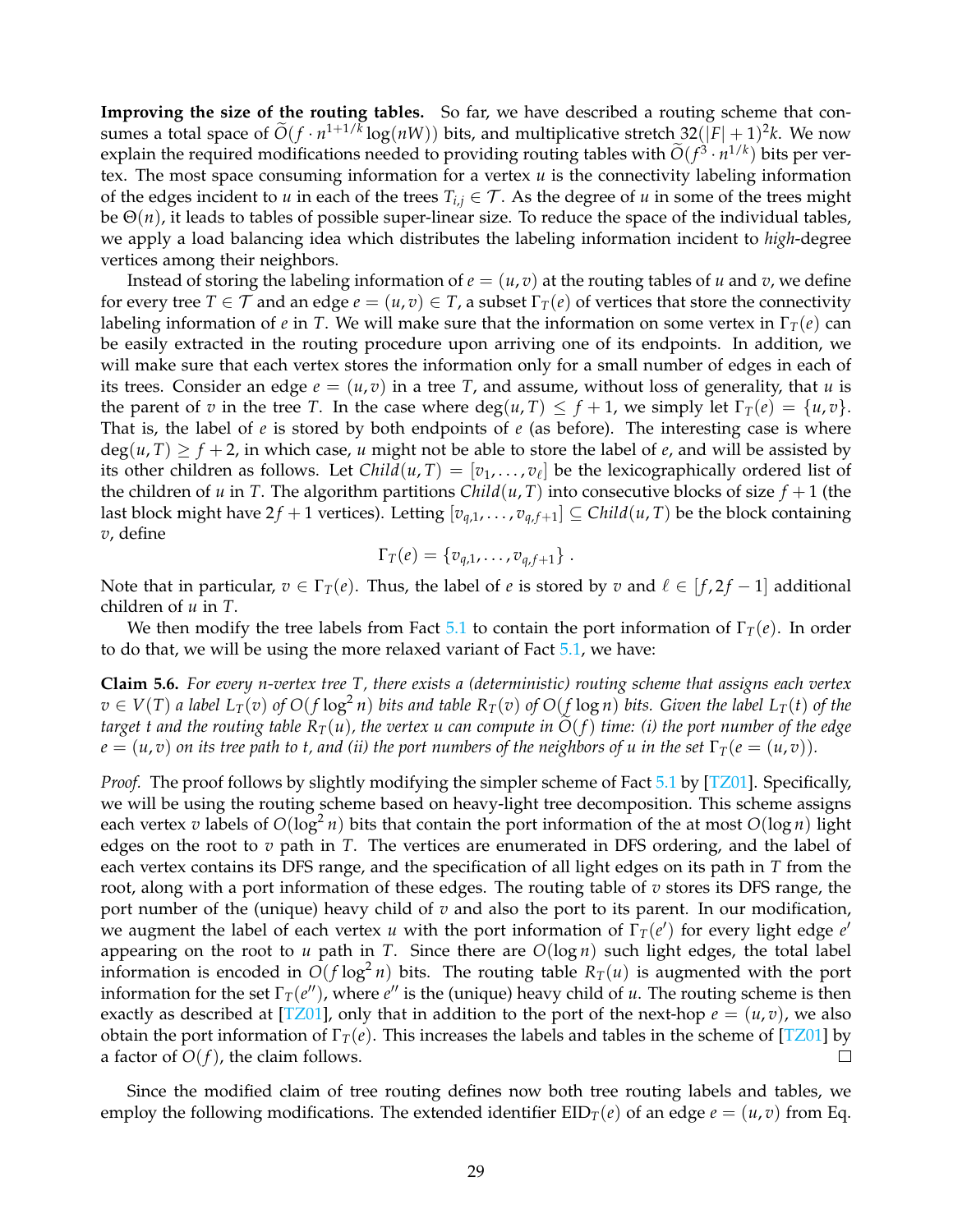**Improving the size of the routing tables.** So far, we have described a routing scheme that consumes a total space of $\widetilde{O}(f \cdot n^{1+1/k} \log(nW))$ bits, and multiplicative stretch $32(|F|+1)^2 k$. We now explain the required modifications needed to providing routing tables with $\widetilde{O}(f^3 \cdot n^{1/k})$ bits per vertex. The most space consuming information for a vertex $u$ is the connectivity labeling information of the edges incident to $u$ in each of the trees $T_{i,j} \in \mathcal{T}$. As the degree of $u$ in some of the trees might be $\Theta(n)$, it leads to tables of possible super-linear size. To reduce the space of the individual tables, we apply a load balancing idea which distributes the labeling information incident to *high*-degree vertices among their neighbors.

Instead of storing the labeling information of $e = (u, v)$ at the routing tables of $u$ and $v$, we define for every tree $T \in \mathcal{T}$ and an edge $e = (u, v) \in T$, a subset $\Gamma_T(e)$ of vertices that store the connectivity labeling information of $e$ in $T$. We will make sure that the information on some vertex in $\Gamma_T(e)$ can be easily extracted in the routing procedure upon arriving one of its endpoints. In addition, we will make sure that each vertex stores the information only for a small number of edges in each of its trees. Consider an edge $e = (u, v)$ in a tree $T$, and assume, without loss of generality, that $u$ is the parent of $v$ in the tree $T$. In the case where $\deg(u, T) \leq f + 1$, we simply let $\Gamma_T(e) = \{u, v\}$. That is, the label of $e$ is stored by both endpoints of $e$ (as before). The interesting case is where $\deg(u, T) \geq f + 2$, in which case, $u$ might not be able to store the label of $e$, and will be assisted by its other children as follows. Let $Child(u, T) = [v_1, \ldots, v_\ell]$ be the lexicographically ordered list of the children of $u$ in $T$. The algorithm partitions $Child(u, T)$ into consecutive blocks of size $f + 1$ (the last block might have $2f + 1$ vertices). Letting $[v_{q,1}, \ldots, v_{q,f+1}] \subseteq Child(u, T)$ be the block containing $v$, define

$$\Gamma_T(e) = \{v_{q,1}, \ldots, v_{q,f+1}\} .$$

Note that in particular, $v \in \Gamma_T(e)$. Thus, the label of $e$ is stored by $v$ and $\ell \in [f, 2f - 1]$ additional children of $u$ in $T$.

We then modify the tree labels from Fact 5.1 to contain the port information of $\Gamma_T(e)$. In order to do that, we will be using the more relaxed variant of Fact 5.1, we have:

**Claim 5.6.** *For every $n$-vertex tree $T$, there exists a (deterministic) routing scheme that assigns each vertex $v \in V(T)$ a label $L_T(v)$ of $O(f \log^2 n)$ bits and table $R_T(v)$ of $O(f \log n)$ bits. Given the label $L_T(t)$ of the target $t$ and the routing table $R_T(u)$, the vertex $u$ can compute in $\widetilde{O}(f)$ time: (i) the port number of the edge $e = (u, v)$ on its tree path to $t$, and (ii) the port numbers of the neighbors of $u$ in the set $\Gamma_T(e = (u, v))$.*

*Proof.* The proof follows by slightly modifying the simpler scheme of Fact 5.1 by [TZ01]. Specifically, we will be using the routing scheme based on heavy-light tree decomposition. This scheme assigns each vertex $v$ labels of $O(\log^2 n)$ bits that contain the port information of the at most $O(\log n)$ light edges on the root to $v$ path in $T$. The vertices are enumerated in DFS ordering, and the label of each vertex contains its DFS range, and the specification of all light edges on its path in $T$ from the root, along with a port information of these edges. The routing table of $v$ stores its DFS range, the port number of the (unique) heavy child of $v$ and also the port to its parent. In our modification, we augment the label of each vertex $u$ with the port information of $\Gamma_T(e')$ for every light edge $e'$ appearing on the root to $u$ path in $T$. Since there are $O(\log n)$ such light edges, the total label information is encoded in $O(f \log^2 n)$ bits. The routing table $R_T(u)$ is augmented with the port information for the set $\Gamma_T(e'')$, where $e''$ is the (unique) heavy child of $u$. The routing scheme is then exactly as described at [TZ01], only that in addition to the port of the next-hop $e = (u, v)$, we also obtain the port information of $\Gamma_T(e)$. This increases the labels and tables in the scheme of [TZ01] by a factor of $O(f)$, the claim follows. □

Since the modified claim of tree routing defines now both tree routing labels and tables, we employ the following modifications. The extended identifier $\text{EID}_T(e)$ of an edge $e = (u, v)$ from Eq.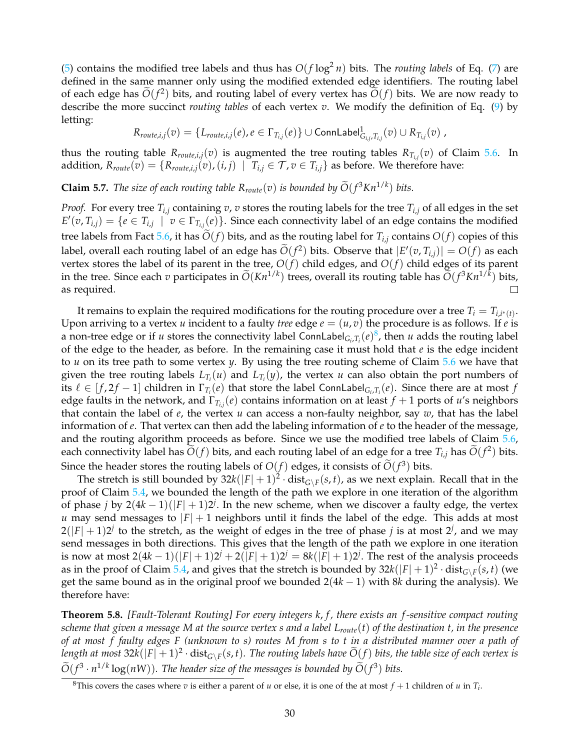(5) contains the modified tree labels and thus has $O(f\log^2 n)$ bits. The *routing labels* of Eq. (7) are defined in the same manner only using the modified extended edge identifiers. The routing label of each edge has $\widetilde{O}(f^2)$ bits, and routing label of every vertex has $\widetilde{O}(f)$ bits. We are now ready to describe the more succinct *routing tables* of each vertex $v$. We modify the definition of Eq. (9) by letting:

$$R_{route,i,j}(v) = \{L_{route,i,j}(e), e \in \Gamma_{T_{i,j}}(e)\} \cup \mathsf{ConnLabel}^1_{G_{i,j},T_{i,j}}(v) \cup R_{T_{i,j}}(v)\ ,$$

thus the routing table $R_{route,i,j}(v)$ is augmented the tree routing tables $R_{T_{i,j}}(v)$ of Claim 5.6. In addition, $R_{route}(v) = \{R_{route,i,j}(v), (i,j) \mid T_{i,j} \in \mathcal{T}, v \in T_{i,j}\}$ as before. We therefore have:

**Claim 5.7.** *The size of each routing table $R_{route}(v)$ is bounded by $\widetilde{O}(f^3 K n^{1/k})$ bits.*

*Proof.* For every tree $T_{i,j}$ containing $v$, $v$ stores the routing labels for the tree $T_{i,j}$ of all edges in the set $E'(v, T_{i,j}) = \{e \in T_{i,j} \mid v \in \Gamma_{T_{i,j}}(e)\}$. Since each connectivity label of an edge contains the modified tree labels from Fact 5.6, it has $\widetilde{O}(f)$ bits, and as the routing label for $T_{i,j}$ contains $O(f)$ copies of this label, overall each routing label of an edge has $\widetilde{O}(f^2)$ bits. Observe that $|E'(v, T_{i,j})| = O(f)$ as each vertex stores the label of its parent in the tree, $O(f)$ child edges, and $O(f)$ child edges of its parent in the tree. Since each $v$ participates in $\widetilde{O}(K n^{1/k})$ trees, overall its routing table has $\widetilde{O}(f^3 K n^{1/k})$ bits, as required. □

It remains to explain the required modifications for the routing procedure over a tree $T_i = T_{i,i^*(t)}$. Upon arriving to a vertex $u$ incident to a faulty *tree* edge $e = (u, v)$ the procedure is as follows. If $e$ is a non-tree edge or if $u$ stores the connectivity label $\mathsf{ConnLabel}_{G_i,T_i}(e)$[8], then $u$ adds the routing label of the edge to the header, as before. In the remaining case it must hold that $e$ is the edge incident to $u$ on its tree path to some vertex $y$. By using the tree routing scheme of Claim 5.6 we have that given the tree routing labels $L_{T_i}(u)$ and $L_{T_i}(y)$, the vertex $u$ can also obtain the port numbers of its $\ell \in [f, 2f-1]$ children in $\Gamma_{T_i}(e)$ that store the label $\mathsf{ConnLabel}_{G_i,T_i}(e)$. Since there are at most $f$ edge faults in the network, and $\Gamma_{T_{i,j}}(e)$ contains information on at least $f+1$ ports of $u$'s neighbors that contain the label of $e$, the vertex $u$ can access a non-faulty neighbor, say $w$, that has the label information of $e$. That vertex can then add the labeling information of $e$ to the header of the message, and the routing algorithm proceeds as before. Since we use the modified tree labels of Claim 5.6, each connectivity label has $\widetilde{O}(f)$ bits, and each routing label of an edge for a tree $T_{i,j}$ has $\widetilde{O}(f^2)$ bits. Since the header stores the routing labels of $O(f)$ edges, it consists of $\widetilde{O}(f^3)$ bits.

The stretch is still bounded by $32k(|F|+1)^2 \cdot \mathrm{dist}_{G\setminus F}(s,t)$, as we next explain. Recall that in the proof of Claim 5.4, we bounded the length of the path we explore in one iteration of the algorithm of phase $j$ by $2(4k-1)(|F|+1)2^j$. In the new scheme, when we discover a faulty edge, the vertex $u$ may send messages to $|F|+1$ neighbors until it finds the label of the edge. This adds at most $2(|F|+1)2^j$ to the stretch, as the weight of edges in the tree of phase $j$ is at most $2^j$, and we may send messages in both directions. This gives that the length of the path we explore in one iteration is now at most $2(4k-1)(|F|+1)2^j + 2(|F|+1)2^j = 8k(|F|+1)2^j$. The rest of the analysis proceeds as in the proof of Claim 5.4, and gives that the stretch is bounded by $32k(|F|+1)^2 \cdot \mathrm{dist}_{G\setminus F}(s,t)$ (we get the same bound as in the original proof we bounded $2(4k-1)$ with $8k$ during the analysis). We therefore have:

**Theorem 5.8.** *[Fault-Tolerant Routing] For every integers $k, f$, there exists an $f$-sensitive compact routing scheme that given a message $M$ at the source vertex $s$ and a label $L_{route}(t)$ of the destination $t$, in the presence of at most $f$ faulty edges $F$ (unknown to $s$) routes $M$ from $s$ to $t$ in a distributed manner over a path of length at most $32k(|F|+1)^2 \cdot \mathrm{dist}_{G\setminus F}(s,t)$. The routing labels have $\widetilde{O}(f)$ bits, the table size of each vertex is $\widetilde{O}(f^3 \cdot n^{1/k}\log(nW))$. The header size of the messages is bounded by $\widetilde{O}(f^3)$ bits.*

[8] This covers the cases where $v$ is either a parent of $u$ or else, it is one of the at most $f+1$ children of $u$ in $T_i$.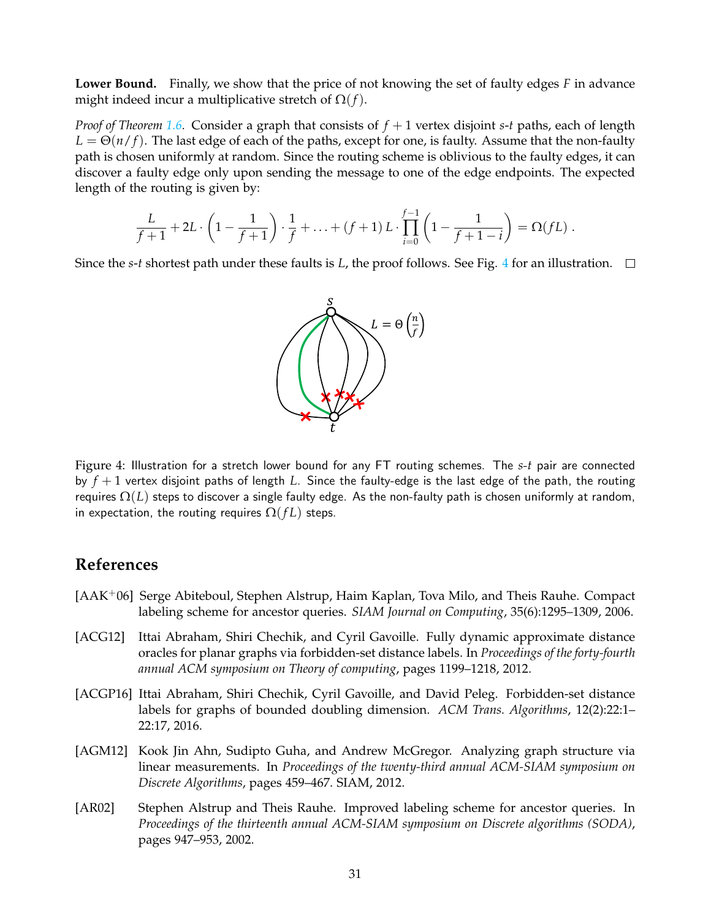**Lower Bound.** Finally, we show that the price of not knowing the set of faulty edges $F$ in advance might indeed incur a multiplicative stretch of $\Omega(f)$.

*Proof of Theorem 1.6.* Consider a graph that consists of $f+1$ vertex disjoint $s$-$t$ paths, each of length $L = \Theta(n/f)$. The last edge of each of the paths, except for one, is faulty. Assume that the non-faulty path is chosen uniformly at random. Since the routing scheme is oblivious to the faulty edges, it can discover a faulty edge only upon sending the message to one of the edge endpoints. The expected length of the routing is given by:

$$\frac{L}{f+1} + 2L \cdot \left(1 - \frac{1}{f+1}\right) \cdot \frac{1}{f} + \ldots + (f+1)\,L \cdot \prod_{i=0}^{f-1}\left(1 - \frac{1}{f+1-i}\right) = \Omega(fL)\,.$$

Since the $s$-$t$ shortest path under these faults is $L$, the proof follows. See Fig. 4 for an illustration. $\square$

Figure 4: Illustration for a stretch lower bound for any FT routing schemes. The $s$-$t$ pair are connected by $f+1$ vertex disjoint paths of length $L$. Since the faulty-edge is the last edge of the path, the routing requires $\Omega(L)$ steps to discover a single faulty edge. As the non-faulty path is chosen uniformly at random, in expectation, the routing requires $\Omega(fL)$ steps.

## References

[AAK+06] Serge Abiteboul, Stephen Alstrup, Haim Kaplan, Tova Milo, and Theis Rauhe. Compact labeling scheme for ancestor queries. *SIAM Journal on Computing*, 35(6):1295–1309, 2006.

[ACG12] Ittai Abraham, Shiri Chechik, and Cyril Gavoille. Fully dynamic approximate distance oracles for planar graphs via forbidden-set distance labels. In *Proceedings of the forty-fourth annual ACM symposium on Theory of computing*, pages 1199–1218, 2012.

[ACGP16] Ittai Abraham, Shiri Chechik, Cyril Gavoille, and David Peleg. Forbidden-set distance labels for graphs of bounded doubling dimension. *ACM Trans. Algorithms*, 12(2):22:1–22:17, 2016.

[AGM12] Kook Jin Ahn, Sudipto Guha, and Andrew McGregor. Analyzing graph structure via linear measurements. In *Proceedings of the twenty-third annual ACM-SIAM symposium on Discrete Algorithms*, pages 459–467. SIAM, 2012.

[AR02] Stephen Alstrup and Theis Rauhe. Improved labeling scheme for ancestor queries. In *Proceedings of the thirteenth annual ACM-SIAM symposium on Discrete algorithms (SODA)*, pages 947–953, 2002.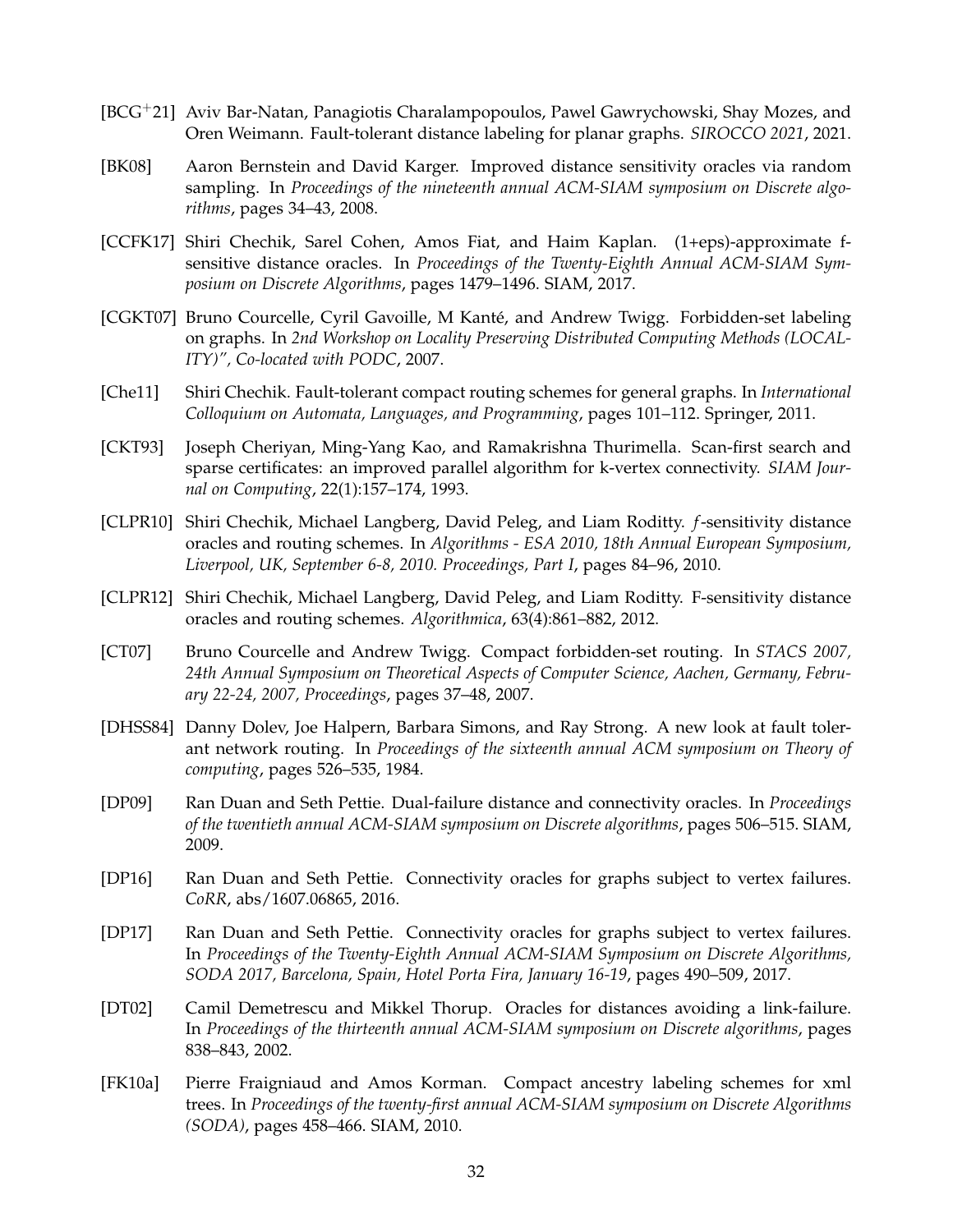[BCG+21] Aviv Bar-Natan, Panagiotis Charalampopoulos, Pawel Gawrychowski, Shay Mozes, and Oren Weimann. Fault-tolerant distance labeling for planar graphs. *SIROCCO 2021*, 2021.

[BK08] Aaron Bernstein and David Karger. Improved distance sensitivity oracles via random sampling. In *Proceedings of the nineteenth annual ACM-SIAM symposium on Discrete algorithms*, pages 34–43, 2008.

[CCFK17] Shiri Chechik, Sarel Cohen, Amos Fiat, and Haim Kaplan. (1+eps)-approximate f-sensitive distance oracles. In *Proceedings of the Twenty-Eighth Annual ACM-SIAM Symposium on Discrete Algorithms*, pages 1479–1496. SIAM, 2017.

[CGKT07] Bruno Courcelle, Cyril Gavoille, M Kanté, and Andrew Twigg. Forbidden-set labeling on graphs. In *2nd Workshop on Locality Preserving Distributed Computing Methods (LOCALITY)", Co-located with PODC*, 2007.

[Che11] Shiri Chechik. Fault-tolerant compact routing schemes for general graphs. In *International Colloquium on Automata, Languages, and Programming*, pages 101–112. Springer, 2011.

[CKT93] Joseph Cheriyan, Ming-Yang Kao, and Ramakrishna Thurimella. Scan-first search and sparse certificates: an improved parallel algorithm for k-vertex connectivity. *SIAM Journal on Computing*, 22(1):157–174, 1993.

[CLPR10] Shiri Chechik, Michael Langberg, David Peleg, and Liam Roditty. $f$-sensitivity distance oracles and routing schemes. In *Algorithms - ESA 2010, 18th Annual European Symposium, Liverpool, UK, September 6-8, 2010. Proceedings, Part I*, pages 84–96, 2010.

[CLPR12] Shiri Chechik, Michael Langberg, David Peleg, and Liam Roditty. F-sensitivity distance oracles and routing schemes. *Algorithmica*, 63(4):861–882, 2012.

[CT07] Bruno Courcelle and Andrew Twigg. Compact forbidden-set routing. In *STACS 2007, 24th Annual Symposium on Theoretical Aspects of Computer Science, Aachen, Germany, February 22-24, 2007, Proceedings*, pages 37–48, 2007.

[DHSS84] Danny Dolev, Joe Halpern, Barbara Simons, and Ray Strong. A new look at fault tolerant network routing. In *Proceedings of the sixteenth annual ACM symposium on Theory of computing*, pages 526–535, 1984.

[DP09] Ran Duan and Seth Pettie. Dual-failure distance and connectivity oracles. In *Proceedings of the twentieth annual ACM-SIAM symposium on Discrete algorithms*, pages 506–515. SIAM, 2009.

[DP16] Ran Duan and Seth Pettie. Connectivity oracles for graphs subject to vertex failures. *CoRR*, abs/1607.06865, 2016.

[DP17] Ran Duan and Seth Pettie. Connectivity oracles for graphs subject to vertex failures. In *Proceedings of the Twenty-Eighth Annual ACM-SIAM Symposium on Discrete Algorithms, SODA 2017, Barcelona, Spain, Hotel Porta Fira, January 16-19*, pages 490–509, 2017.

[DT02] Camil Demetrescu and Mikkel Thorup. Oracles for distances avoiding a link-failure. In *Proceedings of the thirteenth annual ACM-SIAM symposium on Discrete algorithms*, pages 838–843, 2002.

[FK10a] Pierre Fraigniaud and Amos Korman. Compact ancestry labeling schemes for xml trees. In *Proceedings of the twenty-first annual ACM-SIAM symposium on Discrete Algorithms (SODA)*, pages 458–466. SIAM, 2010.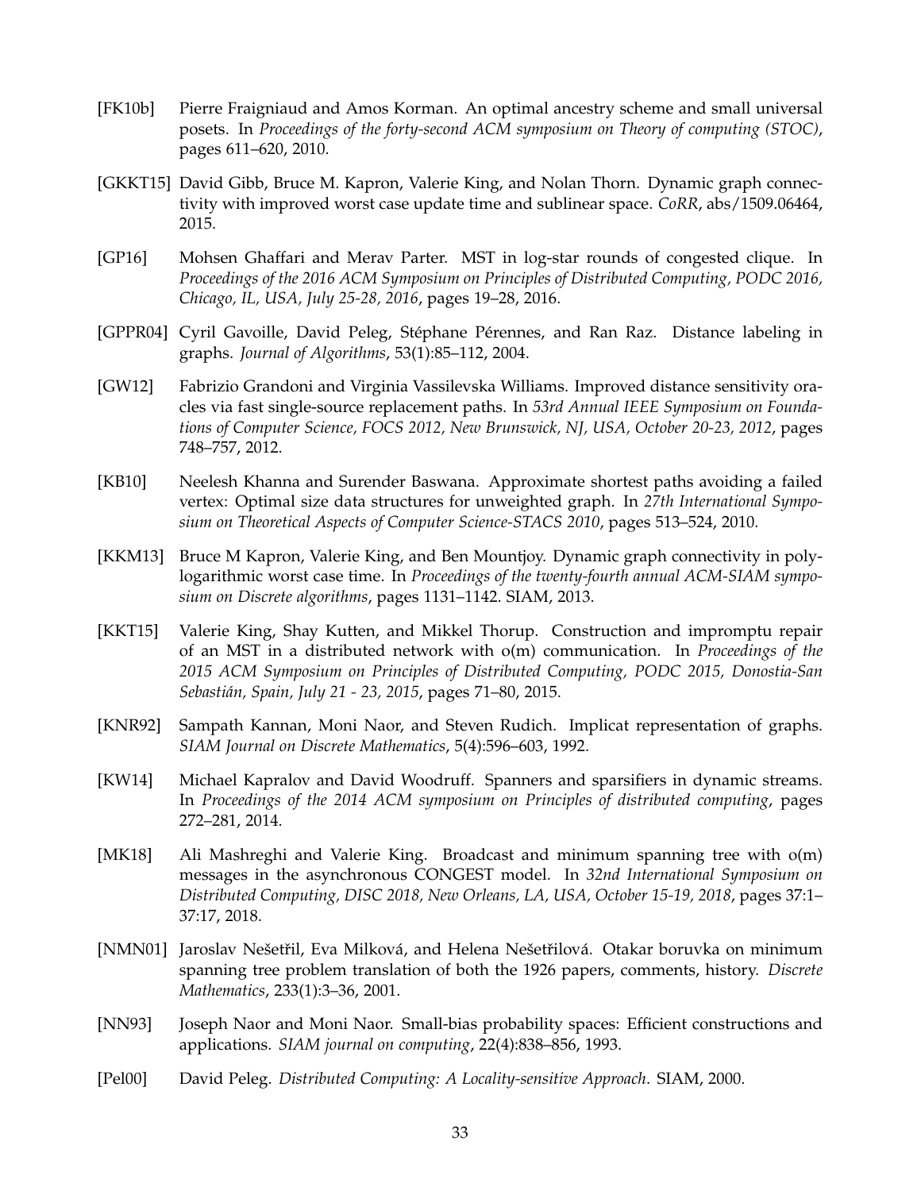[FK10b] Pierre Fraigniaud and Amos Korman. An optimal ancestry scheme and small universal posets. In *Proceedings of the forty-second ACM symposium on Theory of computing (STOC)*, pages 611–620, 2010.

[GKKT15] David Gibb, Bruce M. Kapron, Valerie King, and Nolan Thorn. Dynamic graph connectivity with improved worst case update time and sublinear space. *CoRR*, abs/1509.06464, 2015.

[GP16] Mohsen Ghaffari and Merav Parter. MST in log-star rounds of congested clique. In *Proceedings of the 2016 ACM Symposium on Principles of Distributed Computing, PODC 2016, Chicago, IL, USA, July 25-28, 2016*, pages 19–28, 2016.

[GPPR04] Cyril Gavoille, David Peleg, Stéphane Pérennes, and Ran Raz. Distance labeling in graphs. *Journal of Algorithms*, 53(1):85–112, 2004.

[GW12] Fabrizio Grandoni and Virginia Vassilevska Williams. Improved distance sensitivity oracles via fast single-source replacement paths. In *53rd Annual IEEE Symposium on Foundations of Computer Science, FOCS 2012, New Brunswick, NJ, USA, October 20-23, 2012*, pages 748–757, 2012.

[KB10] Neelesh Khanna and Surender Baswana. Approximate shortest paths avoiding a failed vertex: Optimal size data structures for unweighted graph. In *27th International Symposium on Theoretical Aspects of Computer Science-STACS 2010*, pages 513–524, 2010.

[KKM13] Bruce M Kapron, Valerie King, and Ben Mountjoy. Dynamic graph connectivity in polylogarithmic worst case time. In *Proceedings of the twenty-fourth annual ACM-SIAM symposium on Discrete algorithms*, pages 1131–1142. SIAM, 2013.

[KKT15] Valerie King, Shay Kutten, and Mikkel Thorup. Construction and impromptu repair of an MST in a distributed network with o(m) communication. In *Proceedings of the 2015 ACM Symposium on Principles of Distributed Computing, PODC 2015, Donostia-San Sebastián, Spain, July 21 - 23, 2015*, pages 71–80, 2015.

[KNR92] Sampath Kannan, Moni Naor, and Steven Rudich. Implicat representation of graphs. *SIAM Journal on Discrete Mathematics*, 5(4):596–603, 1992.

[KW14] Michael Kapralov and David Woodruff. Spanners and sparsifiers in dynamic streams. In *Proceedings of the 2014 ACM symposium on Principles of distributed computing*, pages 272–281, 2014.

[MK18] Ali Mashreghi and Valerie King. Broadcast and minimum spanning tree with o(m) messages in the asynchronous CONGEST model. In *32nd International Symposium on Distributed Computing, DISC 2018, New Orleans, LA, USA, October 15-19, 2018*, pages 37:1–37:17, 2018.

[NMN01] Jaroslav Nešetřil, Eva Milková, and Helena Nešetřilová. Otakar boruvka on minimum spanning tree problem translation of both the 1926 papers, comments, history. *Discrete Mathematics*, 233(1):3–36, 2001.

[NN93] Joseph Naor and Moni Naor. Small-bias probability spaces: Efficient constructions and applications. *SIAM journal on computing*, 22(4):838–856, 1993.

[Pel00] David Peleg. *Distributed Computing: A Locality-sensitive Approach*. SIAM, 2000.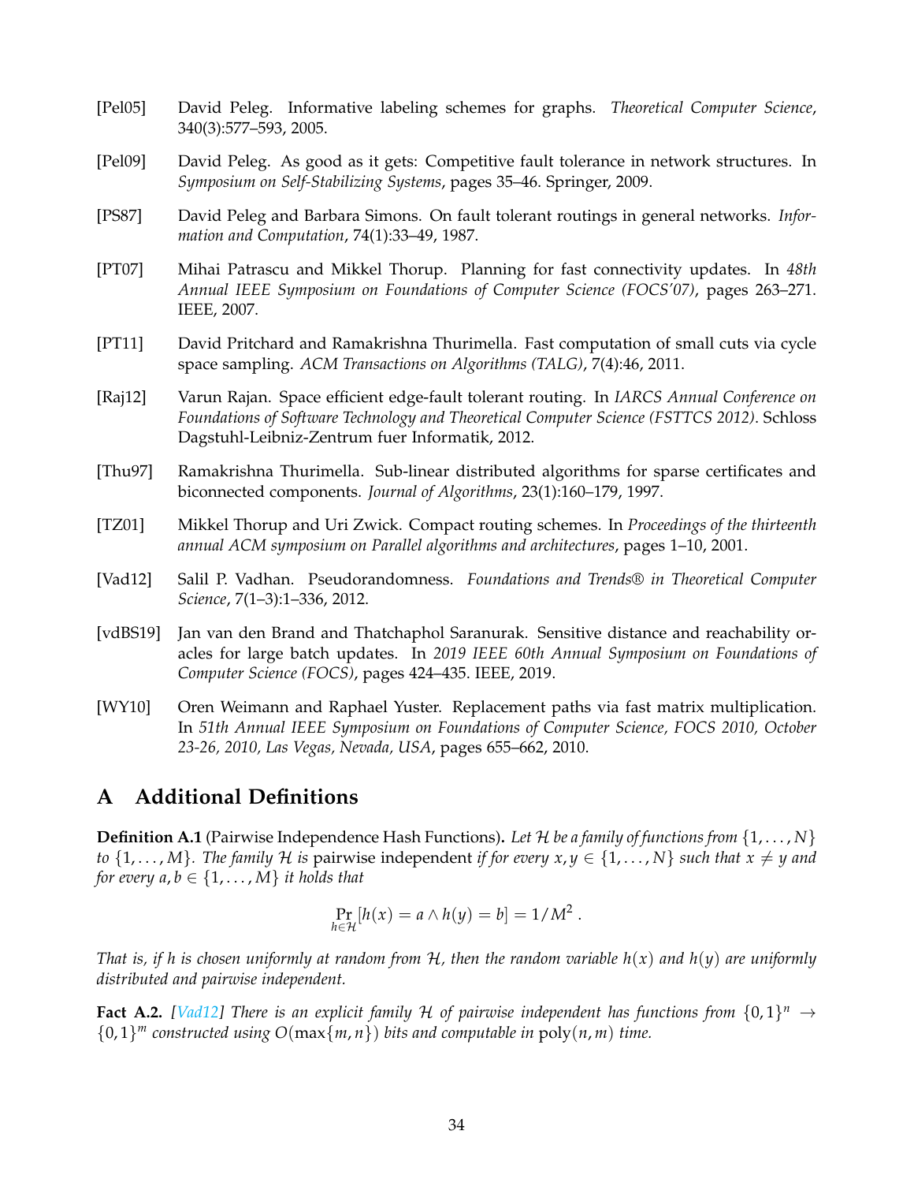[Pel05] David Peleg. Informative labeling schemes for graphs. *Theoretical Computer Science*, 340(3):577–593, 2005.

[Pel09] David Peleg. As good as it gets: Competitive fault tolerance in network structures. In *Symposium on Self-Stabilizing Systems*, pages 35–46. Springer, 2009.

[PS87] David Peleg and Barbara Simons. On fault tolerant routings in general networks. *Information and Computation*, 74(1):33–49, 1987.

[PT07] Mihai Patrascu and Mikkel Thorup. Planning for fast connectivity updates. In *48th Annual IEEE Symposium on Foundations of Computer Science (FOCS'07)*, pages 263–271. IEEE, 2007.

[PT11] David Pritchard and Ramakrishna Thurimella. Fast computation of small cuts via cycle space sampling. *ACM Transactions on Algorithms (TALG)*, 7(4):46, 2011.

[Raj12] Varun Rajan. Space efficient edge-fault tolerant routing. In *IARCS Annual Conference on Foundations of Software Technology and Theoretical Computer Science (FSTTCS 2012)*. Schloss Dagstuhl-Leibniz-Zentrum fuer Informatik, 2012.

[Thu97] Ramakrishna Thurimella. Sub-linear distributed algorithms for sparse certificates and biconnected components. *Journal of Algorithms*, 23(1):160–179, 1997.

[TZ01] Mikkel Thorup and Uri Zwick. Compact routing schemes. In *Proceedings of the thirteenth annual ACM symposium on Parallel algorithms and architectures*, pages 1–10, 2001.

[Vad12] Salil P. Vadhan. Pseudorandomness. *Foundations and Trends® in Theoretical Computer Science*, 7(1–3):1–336, 2012.

[vdBS19] Jan van den Brand and Thatchaphol Saranurak. Sensitive distance and reachability oracles for large batch updates. In *2019 IEEE 60th Annual Symposium on Foundations of Computer Science (FOCS)*, pages 424–435. IEEE, 2019.

[WY10] Oren Weimann and Raphael Yuster. Replacement paths via fast matrix multiplication. In *51th Annual IEEE Symposium on Foundations of Computer Science, FOCS 2010, October 23-26, 2010, Las Vegas, Nevada, USA*, pages 655–662, 2010.

# A Additional Definitions

**Definition A.1** (Pairwise Independence Hash Functions)**.** *Let $\mathcal{H}$ be a family of functions from $\{1, \ldots, N\}$ to $\{1, \ldots, M\}$. The family $\mathcal{H}$ is* pairwise independent *if for every $x, y \in \{1, \ldots, N\}$ such that $x \neq y$ and for every $a, b \in \{1, \ldots, M\}$ it holds that*

$$\Pr_{h \in \mathcal{H}}[h(x) = a \wedge h(y) = b] = 1/M^2 \ .$$

*That is, if $h$ is chosen uniformly at random from $\mathcal{H}$, then the random variable $h(x)$ and $h(y)$ are uniformly distributed and pairwise independent.*

**Fact A.2.** *[Vad12] There is an explicit family $\mathcal{H}$ of pairwise independent has functions from $\{0,1\}^n \to \{0,1\}^m$ constructed using $O(\max\{m, n\})$ bits and computable in $\text{poly}(n, m)$ time.*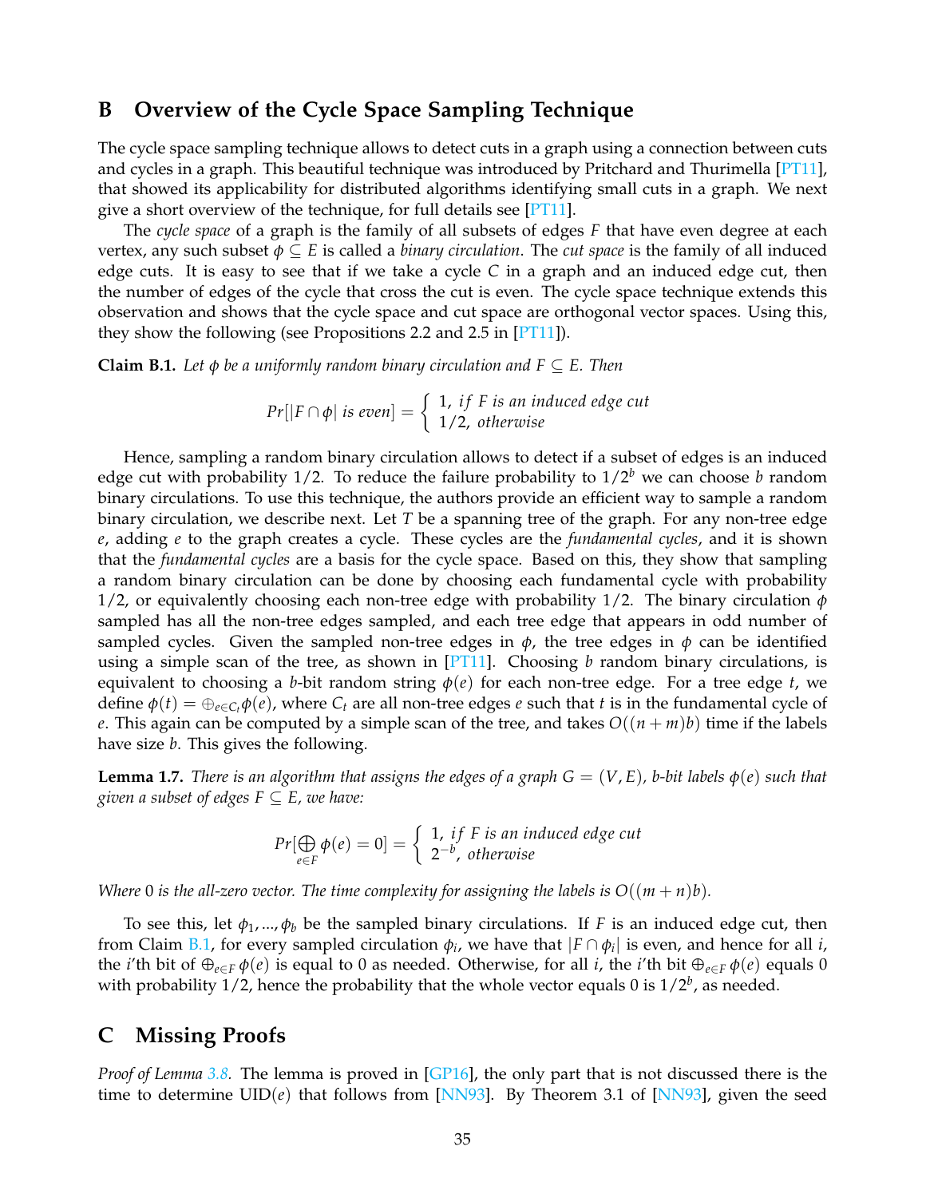## B Overview of the Cycle Space Sampling Technique

The cycle space sampling technique allows to detect cuts in a graph using a connection between cuts and cycles in a graph. This beautiful technique was introduced by Pritchard and Thurimella [PT11], that showed its applicability for distributed algorithms identifying small cuts in a graph. We next give a short overview of the technique, for full details see [PT11].

The *cycle space* of a graph is the family of all subsets of edges $F$ that have even degree at each vertex, any such subset $\phi \subseteq E$ is called a *binary circulation*. The *cut space* is the family of all induced edge cuts. It is easy to see that if we take a cycle $C$ in a graph and an induced edge cut, then the number of edges of the cycle that cross the cut is even. The cycle space technique extends this observation and shows that the cycle space and cut space are orthogonal vector spaces. Using this, they show the following (see Propositions 2.2 and 2.5 in [PT11]).

**Claim B.1.** *Let $\phi$ be a uniformly random binary circulation and $F \subseteq E$. Then*

$$Pr[|F \cap \phi| \text{ is even}] = \begin{cases} 1, & if\ F \text{ is an induced edge cut} \\ 1/2, & \text{otherwise} \end{cases}$$

Hence, sampling a random binary circulation allows to detect if a subset of edges is an induced edge cut with probability $1/2$. To reduce the failure probability to $1/2^b$ we can choose $b$ random binary circulations. To use this technique, the authors provide an efficient way to sample a random binary circulation, we describe next. Let $T$ be a spanning tree of the graph. For any non-tree edge $e$, adding $e$ to the graph creates a cycle. These cycles are the *fundamental cycles*, and it is shown that the *fundamental cycles* are a basis for the cycle space. Based on this, they show that sampling a random binary circulation can be done by choosing each fundamental cycle with probability $1/2$, or equivalently choosing each non-tree edge with probability $1/2$. The binary circulation $\phi$ sampled has all the non-tree edges sampled, and each tree edge that appears in odd number of sampled cycles. Given the sampled non-tree edges in $\phi$, the tree edges in $\phi$ can be identified using a simple scan of the tree, as shown in [PT11]. Choosing $b$ random binary circulations, is equivalent to choosing a $b$-bit random string $\phi(e)$ for each non-tree edge. For a tree edge $t$, we define $\phi(t) = \oplus_{e \in C_t} \phi(e)$, where $C_t$ are all non-tree edges $e$ such that $t$ is in the fundamental cycle of $e$. This again can be computed by a simple scan of the tree, and takes $O((n+m)b)$ time if the labels have size $b$. This gives the following.

**Lemma 1.7.** *There is an algorithm that assigns the edges of a graph $G = (V, E)$, $b$-bit labels $\phi(e)$ such that given a subset of edges $F \subseteq E$, we have:*

$$Pr[\bigoplus_{e \in F} \phi(e) = 0] = \begin{cases} 1, & if\ F \text{ is an induced edge cut} \\ 2^{-b}, & \text{otherwise} \end{cases}$$

*Where 0 is the all-zero vector. The time complexity for assigning the labels is $O((m+n)b)$.*

To see this, let $\phi_1, ..., \phi_b$ be the sampled binary circulations. If $F$ is an induced edge cut, then from Claim B.1, for every sampled circulation $\phi_i$, we have that $|F \cap \phi_i|$ is even, and hence for all $i$, the $i$'th bit of $\oplus_{e \in F} \phi(e)$ is equal to 0 as needed. Otherwise, for all $i$, the $i$'th bit $\oplus_{e \in F} \phi(e)$ equals 0 with probability $1/2$, hence the probability that the whole vector equals 0 is $1/2^b$, as needed.

## C Missing Proofs

*Proof of Lemma 3.8.* The lemma is proved in [GP16], the only part that is not discussed there is the time to determine $\text{UID}(e)$ that follows from [NN93]. By Theorem 3.1 of [NN93], given the seed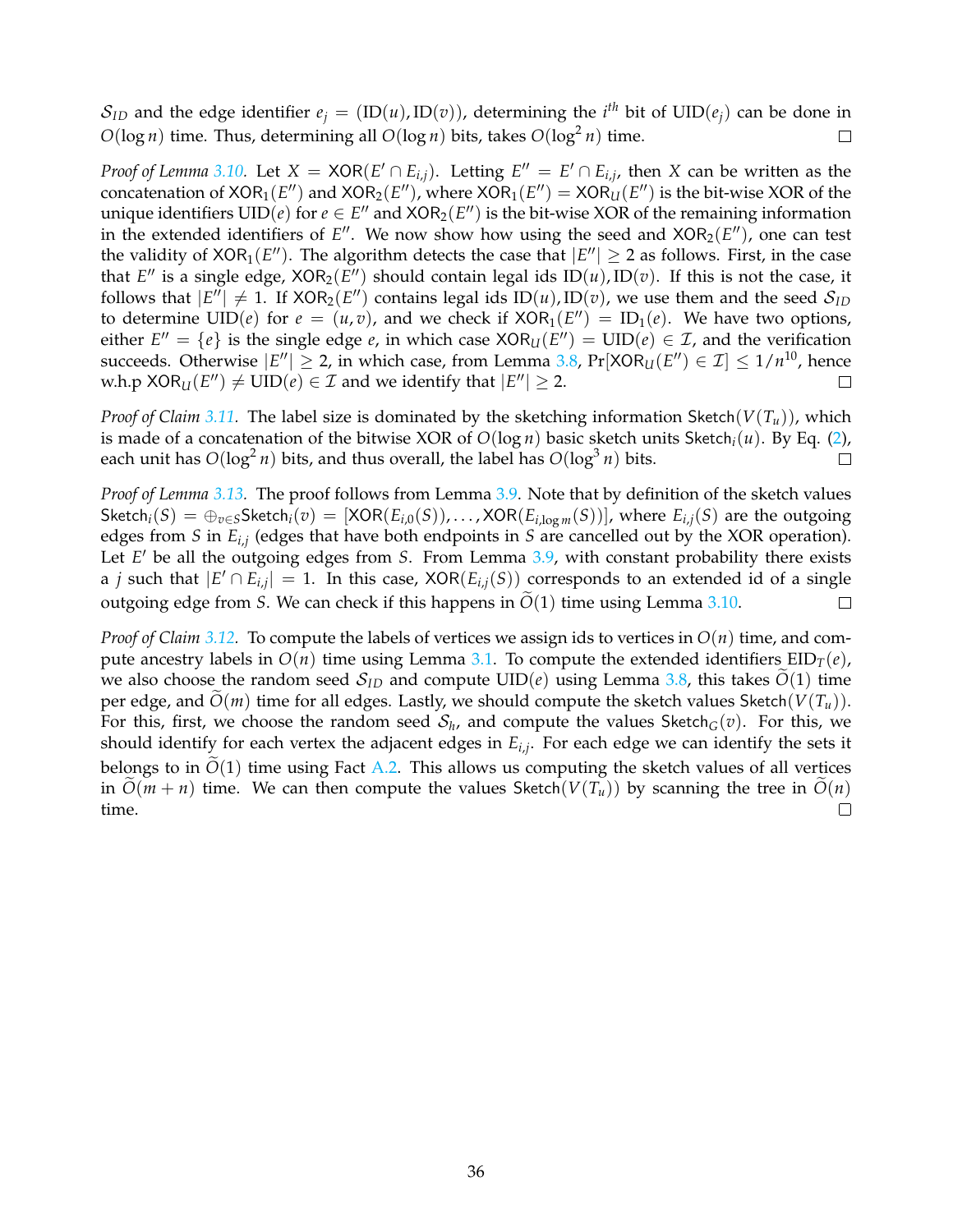$\mathcal{S}_{ID}$ and the edge identifier $e_j = (\mathrm{ID}(u), \mathrm{ID}(v))$, determining the $i^{th}$ bit of $\mathrm{UID}(e_j)$ can be done in $O(\log n)$ time. Thus, determining all $O(\log n)$ bits, takes $O(\log^2 n)$ time. □

*Proof of Lemma 3.10.* Let $X = \mathsf{XOR}(E' \cap E_{i,j})$. Letting $E'' = E' \cap E_{i,j}$, then $X$ can be written as the concatenation of $\mathsf{XOR}_1(E'')$ and $\mathsf{XOR}_2(E'')$, where $\mathsf{XOR}_1(E'') = \mathsf{XOR}_U(E'')$ is the bit-wise XOR of the unique identifiers $\mathrm{UID}(e)$ for $e \in E''$ and $\mathsf{XOR}_2(E'')$ is the bit-wise XOR of the remaining information in the extended identifiers of $E''$. We now show how using the seed and $\mathsf{XOR}_2(E'')$, one can test the validity of $\mathsf{XOR}_1(E'')$. The algorithm detects the case that $|E''| \geq 2$ as follows. First, in the case that $E''$ is a single edge, $\mathsf{XOR}_2(E'')$ should contain legal ids $\mathrm{ID}(u), \mathrm{ID}(v)$. If this is not the case, it follows that $|E''| \neq 1$. If $\mathsf{XOR}_2(E'')$ contains legal ids $\mathrm{ID}(u), \mathrm{ID}(v)$, we use them and the seed $\mathcal{S}_{ID}$ to determine $\mathrm{UID}(e)$ for $e = (u, v)$, and we check if $\mathsf{XOR}_1(E'') = \mathrm{ID}_1(e)$. We have two options, either $E'' = \{e\}$ is the single edge $e$, in which case $\mathsf{XOR}_U(E'') = \mathrm{UID}(e) \in \mathcal{I}$, and the verification succeeds. Otherwise $|E''| \geq 2$, in which case, from Lemma 3.8, $\Pr[\mathsf{XOR}_U(E'') \in \mathcal{I}] \leq 1/n^{10}$, hence w.h.p $\mathsf{XOR}_U(E'') \neq \mathrm{UID}(e) \in \mathcal{I}$ and we identify that $|E''| \geq 2$. □

*Proof of Claim 3.11.* The label size is dominated by the sketching information $\mathsf{Sketch}(V(T_u))$, which is made of a concatenation of the bitwise XOR of $O(\log n)$ basic sketch units $\mathsf{Sketch}_i(u)$. By Eq. (2), each unit has $O(\log^2 n)$ bits, and thus overall, the label has $O(\log^3 n)$ bits. □

*Proof of Lemma 3.13.* The proof follows from Lemma 3.9. Note that by definition of the sketch values $\mathsf{Sketch}_i(S) = \oplus_{v \in S} \mathsf{Sketch}_i(v) = [\mathsf{XOR}(E_{i,0}(S)), \ldots, \mathsf{XOR}(E_{i,\log m}(S))]$, where $E_{i,j}(S)$ are the outgoing edges from $S$ in $E_{i,j}$ (edges that have both endpoints in $S$ are cancelled out by the XOR operation). Let $E'$ be all the outgoing edges from $S$. From Lemma 3.9, with constant probability there exists a $j$ such that $|E' \cap E_{i,j}| = 1$. In this case, $\mathsf{XOR}(E_{i,j}(S))$ corresponds to an extended id of a single outgoing edge from $S$. We can check if this happens in $\widetilde{O}(1)$ time using Lemma 3.10. □

*Proof of Claim 3.12.* To compute the labels of vertices we assign ids to vertices in $O(n)$ time, and compute ancestry labels in $O(n)$ time using Lemma 3.1. To compute the extended identifiers $\mathrm{EID}_T(e)$, we also choose the random seed $\mathcal{S}_{ID}$ and compute $\mathrm{UID}(e)$ using Lemma 3.8, this takes $\widetilde{O}(1)$ time per edge, and $\widetilde{O}(m)$ time for all edges. Lastly, we should compute the sketch values $\mathsf{Sketch}(V(T_u))$. For this, first, we choose the random seed $\mathcal{S}_h$, and compute the values $\mathsf{Sketch}_G(v)$. For this, we should identify for each vertex the adjacent edges in $E_{i,j}$. For each edge we can identify the sets it belongs to in $\widetilde{O}(1)$ time using Fact A.2. This allows us computing the sketch values of all vertices in $\widetilde{O}(m+n)$ time. We can then compute the values $\mathsf{Sketch}(V(T_u))$ by scanning the tree in $\widetilde{O}(n)$ time. □